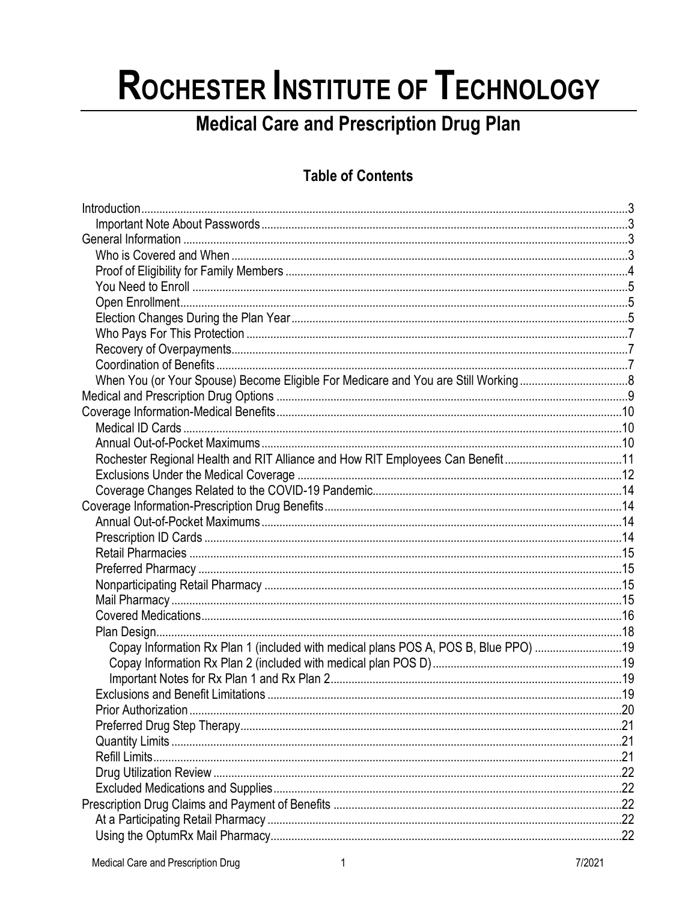# Rochester Institute of Technology

## Medical Care and Prescription Drug Plan

### Table of Contents

- Introduction .......... 3
  - Important Note About Passwords .......... 3
- General Information .......... 3
  - Who is Covered and When .......... 3
  - Proof of Eligibility for Family Members .......... 4
  - You Need to Enroll .......... 5
  - Open Enrollment .......... 5
  - Election Changes During the Plan Year .......... 5
  - Who Pays For This Protection .......... 7
  - Recovery of Overpayments .......... 7
  - Coordination of Benefits .......... 7
  - When You (or Your Spouse) Become Eligible For Medicare and You are Still Working .......... 8
- Medical and Prescription Drug Options .......... 9
- Coverage Information-Medical Benefits .......... 10
  - Medical ID Cards .......... 10
  - Annual Out-of-Pocket Maximums .......... 10
  - Rochester Regional Health and RIT Alliance and How RIT Employees Can Benefit .......... 11
  - Exclusions Under the Medical Coverage .......... 12
  - Coverage Changes Related to the COVID-19 Pandemic .......... 14
- Coverage Information-Prescription Drug Benefits .......... 14
  - Annual Out-of-Pocket Maximums .......... 14
  - Prescription ID Cards .......... 14
  - Retail Pharmacies .......... 15
  - Preferred Pharmacy .......... 15
  - Nonparticipating Retail Pharmacy .......... 15
  - Mail Pharmacy .......... 15
  - Covered Medications .......... 16
  - Plan Design .......... 18
    - Copay Information Rx Plan 1 (included with medical plans POS A, POS B, Blue PPO) .......... 19
    - Copay Information Rx Plan 2 (included with medical plan POS D) .......... 19
    - Important Notes for Rx Plan 1 and Rx Plan 2 .......... 19
  - Exclusions and Benefit Limitations .......... 19
  - Prior Authorization .......... 20
  - Preferred Drug Step Therapy .......... 21
  - Quantity Limits .......... 21
  - Refill Limits .......... 21
  - Drug Utilization Review .......... 22
  - Excluded Medications and Supplies .......... 22
- Prescription Drug Claims and Payment of Benefits .......... 22
  - At a Participating Retail Pharmacy .......... 22
  - Using the OptumRx Mail Pharmacy .......... 22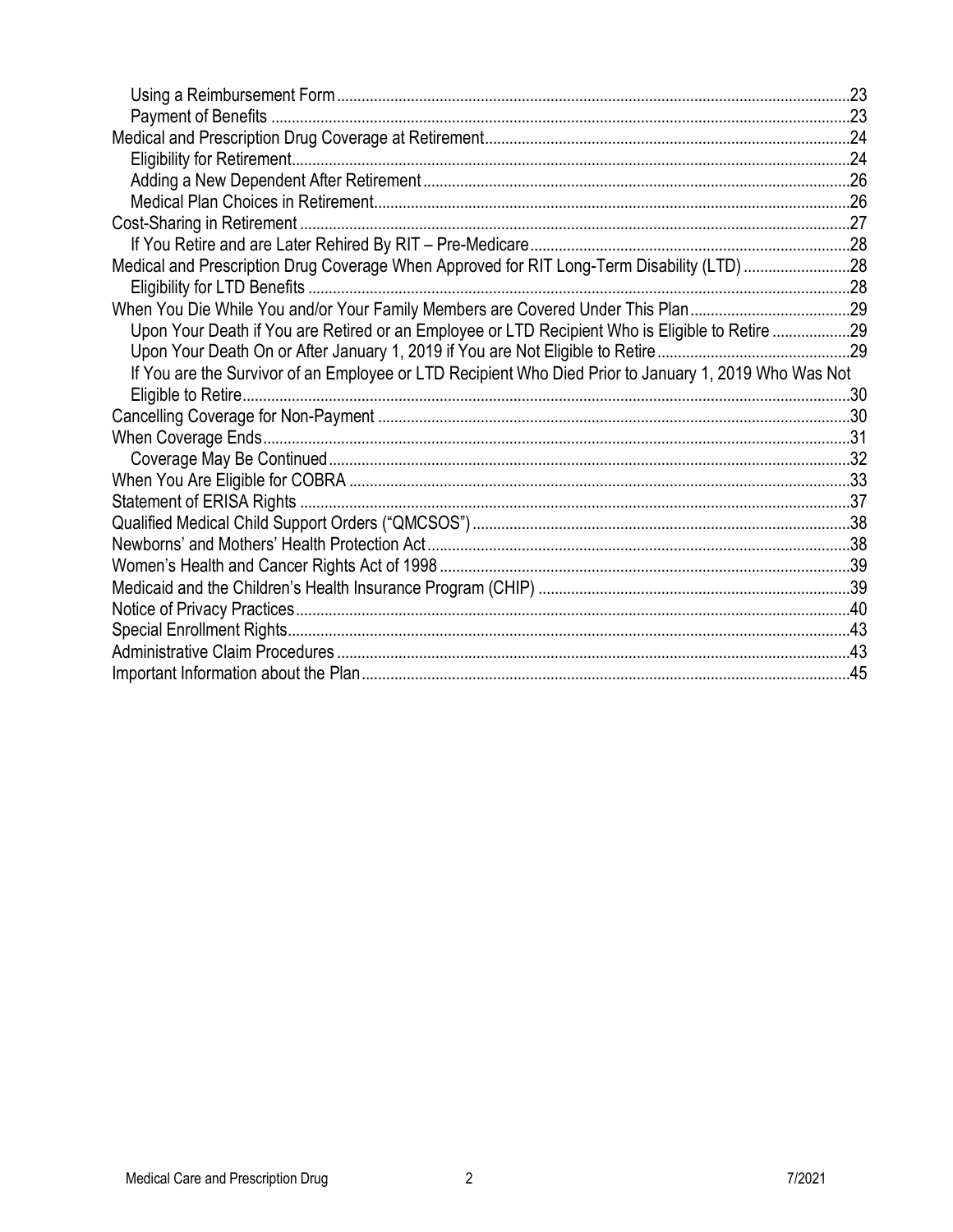- Using a Reimbursement Form .......... 23
- Payment of Benefits .......... 23

Medical and Prescription Drug Coverage at Retirement .......... 24
- Eligibility for Retirement .......... 24
- Adding a New Dependent After Retirement .......... 26
- Medical Plan Choices in Retirement .......... 26

Cost-Sharing in Retirement .......... 27
- If You Retire and are Later Rehired By RIT – Pre-Medicare .......... 28

Medical and Prescription Drug Coverage When Approved for RIT Long-Term Disability (LTD) .......... 28
- Eligibility for LTD Benefits .......... 28

When You Die While You and/or Your Family Members are Covered Under This Plan .......... 29
- Upon Your Death if You are Retired or an Employee or LTD Recipient Who is Eligible to Retire .......... 29
- Upon Your Death On or After January 1, 2019 if You are Not Eligible to Retire .......... 29
- If You are the Survivor of an Employee or LTD Recipient Who Died Prior to January 1, 2019 Who Was Not Eligible to Retire .......... 30

Cancelling Coverage for Non-Payment .......... 30

When Coverage Ends .......... 31
- Coverage May Be Continued .......... 32

When You Are Eligible for COBRA .......... 33

Statement of ERISA Rights .......... 37

Qualified Medical Child Support Orders ("QMCSOS") .......... 38

Newborns' and Mothers' Health Protection Act .......... 38

Women's Health and Cancer Rights Act of 1998 .......... 39

Medicaid and the Children's Health Insurance Program (CHIP) .......... 39

Notice of Privacy Practices .......... 40

Special Enrollment Rights .......... 43

Administrative Claim Procedures .......... 43

Important Information about the Plan .......... 45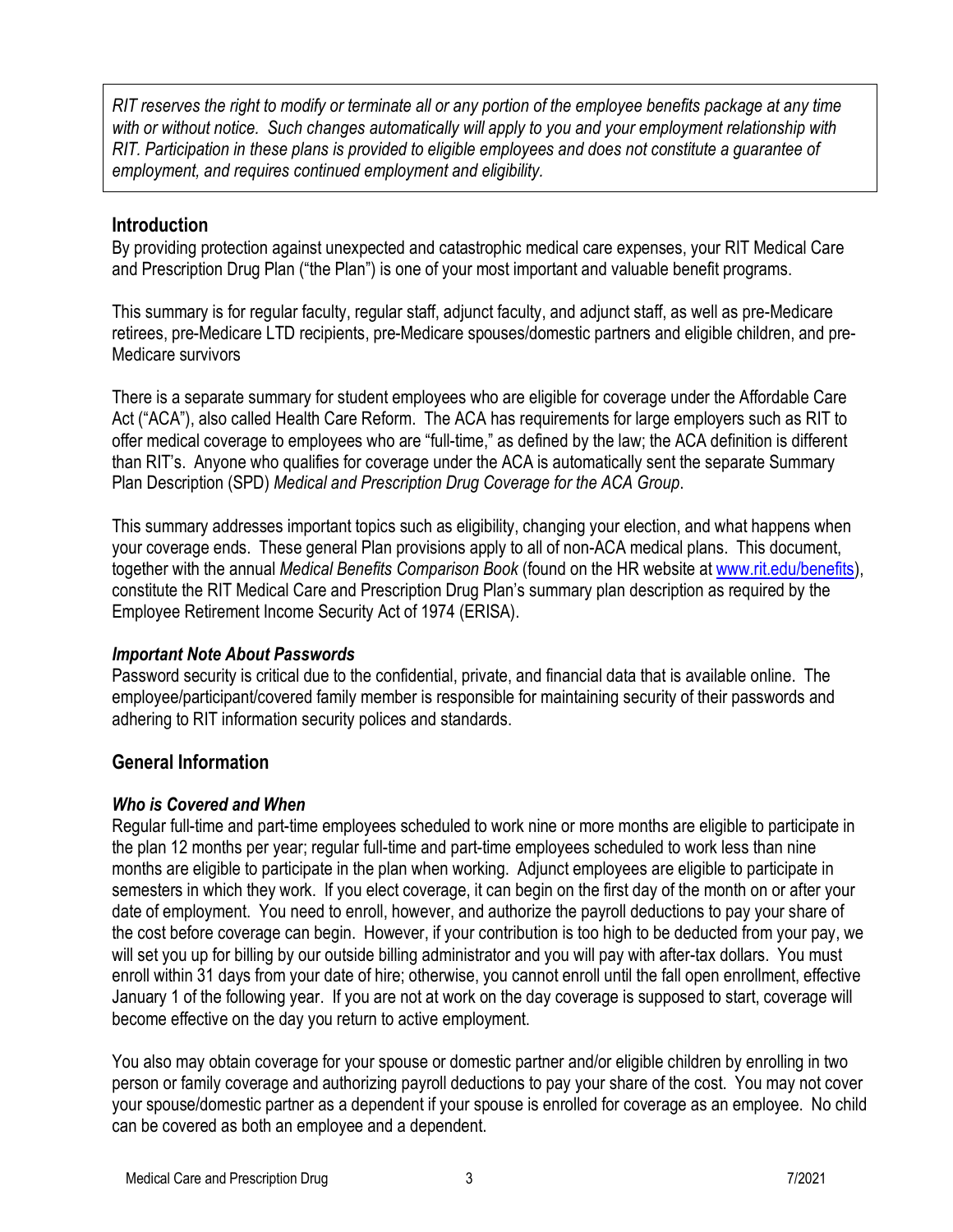*RIT reserves the right to modify or terminate all or any portion of the employee benefits package at any time with or without notice. Such changes automatically will apply to you and your employment relationship with RIT. Participation in these plans is provided to eligible employees and does not constitute a guarantee of employment, and requires continued employment and eligibility.*

## Introduction

By providing protection against unexpected and catastrophic medical care expenses, your RIT Medical Care and Prescription Drug Plan ("the Plan") is one of your most important and valuable benefit programs.

This summary is for regular faculty, regular staff, adjunct faculty, and adjunct staff, as well as pre-Medicare retirees, pre-Medicare LTD recipients, pre-Medicare spouses/domestic partners and eligible children, and pre-Medicare survivors

There is a separate summary for student employees who are eligible for coverage under the Affordable Care Act ("ACA"), also called Health Care Reform. The ACA has requirements for large employers such as RIT to offer medical coverage to employees who are "full-time," as defined by the law; the ACA definition is different than RIT's. Anyone who qualifies for coverage under the ACA is automatically sent the separate Summary Plan Description (SPD) *Medical and Prescription Drug Coverage for the ACA Group*.

This summary addresses important topics such as eligibility, changing your election, and what happens when your coverage ends. These general Plan provisions apply to all of non-ACA medical plans. This document, together with the annual *Medical Benefits Comparison Book* (found on the HR website at www.rit.edu/benefits), constitute the RIT Medical Care and Prescription Drug Plan's summary plan description as required by the Employee Retirement Income Security Act of 1974 (ERISA).

### *Important Note About Passwords*

Password security is critical due to the confidential, private, and financial data that is available online. The employee/participant/covered family member is responsible for maintaining security of their passwords and adhering to RIT information security polices and standards.

## General Information

### *Who is Covered and When*

Regular full-time and part-time employees scheduled to work nine or more months are eligible to participate in the plan 12 months per year; regular full-time and part-time employees scheduled to work less than nine months are eligible to participate in the plan when working. Adjunct employees are eligible to participate in semesters in which they work. If you elect coverage, it can begin on the first day of the month on or after your date of employment. You need to enroll, however, and authorize the payroll deductions to pay your share of the cost before coverage can begin. However, if your contribution is too high to be deducted from your pay, we will set you up for billing by our outside billing administrator and you will pay with after-tax dollars. You must enroll within 31 days from your date of hire; otherwise, you cannot enroll until the fall open enrollment, effective January 1 of the following year. If you are not at work on the day coverage is supposed to start, coverage will become effective on the day you return to active employment.

You also may obtain coverage for your spouse or domestic partner and/or eligible children by enrolling in two person or family coverage and authorizing payroll deductions to pay your share of the cost. You may not cover your spouse/domestic partner as a dependent if your spouse is enrolled for coverage as an employee. No child can be covered as both an employee and a dependent.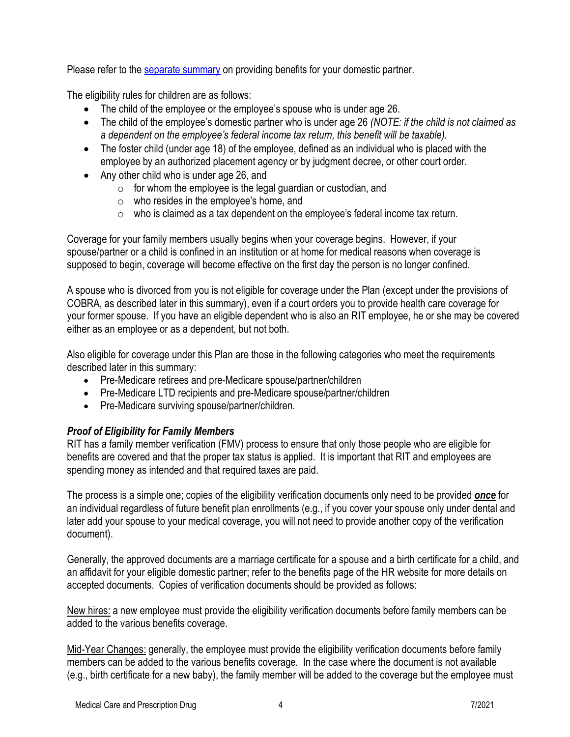Please refer to the [separate summary]() on providing benefits for your domestic partner.

The eligibility rules for children are as follows:

- The child of the employee or the employee's spouse who is under age 26.
- The child of the employee's domestic partner who is under age 26 *(NOTE: if the child is not claimed as a dependent on the employee's federal income tax return, this benefit will be taxable).*
- The foster child (under age 18) of the employee, defined as an individual who is placed with the employee by an authorized placement agency or by judgment decree, or other court order.
- Any other child who is under age 26, and
  - for whom the employee is the legal guardian or custodian, and
  - who resides in the employee's home, and
  - who is claimed as a tax dependent on the employee's federal income tax return.

Coverage for your family members usually begins when your coverage begins. However, if your spouse/partner or a child is confined in an institution or at home for medical reasons when coverage is supposed to begin, coverage will become effective on the first day the person is no longer confined.

A spouse who is divorced from you is not eligible for coverage under the Plan (except under the provisions of COBRA, as described later in this summary), even if a court orders you to provide health care coverage for your former spouse. If you have an eligible dependent who is also an RIT employee, he or she may be covered either as an employee or as a dependent, but not both.

Also eligible for coverage under this Plan are those in the following categories who meet the requirements described later in this summary:

- Pre-Medicare retirees and pre-Medicare spouse/partner/children
- Pre-Medicare LTD recipients and pre-Medicare spouse/partner/children
- Pre-Medicare surviving spouse/partner/children.

***Proof of Eligibility for Family Members***

RIT has a family member verification (FMV) process to ensure that only those people who are eligible for benefits are covered and that the proper tax status is applied. It is important that RIT and employees are spending money as intended and that required taxes are paid.

The process is a simple one; copies of the eligibility verification documents only need to be provided ***once*** for an individual regardless of future benefit plan enrollments (e.g., if you cover your spouse only under dental and later add your spouse to your medical coverage, you will not need to provide another copy of the verification document).

Generally, the approved documents are a marriage certificate for a spouse and a birth certificate for a child, and an affidavit for your eligible domestic partner; refer to the benefits page of the HR website for more details on accepted documents. Copies of verification documents should be provided as follows:

New hires: a new employee must provide the eligibility verification documents before family members can be added to the various benefits coverage.

Mid-Year Changes: generally, the employee must provide the eligibility verification documents before family members can be added to the various benefits coverage. In the case where the document is not available (e.g., birth certificate for a new baby), the family member will be added to the coverage but the employee must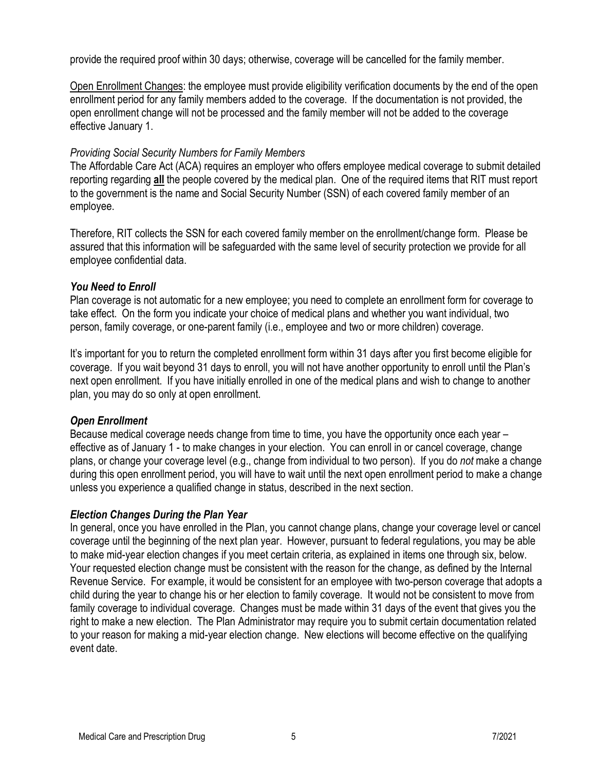provide the required proof within 30 days; otherwise, coverage will be cancelled for the family member.

Open Enrollment Changes: the employee must provide eligibility verification documents by the end of the open enrollment period for any family members added to the coverage. If the documentation is not provided, the open enrollment change will not be processed and the family member will not be added to the coverage effective January 1.

*Providing Social Security Numbers for Family Members*

The Affordable Care Act (ACA) requires an employer who offers employee medical coverage to submit detailed reporting regarding **all** the people covered by the medical plan. One of the required items that RIT must report to the government is the name and Social Security Number (SSN) of each covered family member of an employee.

Therefore, RIT collects the SSN for each covered family member on the enrollment/change form. Please be assured that this information will be safeguarded with the same level of security protection we provide for all employee confidential data.

***You Need to Enroll***

Plan coverage is not automatic for a new employee; you need to complete an enrollment form for coverage to take effect. On the form you indicate your choice of medical plans and whether you want individual, two person, family coverage, or one-parent family (i.e., employee and two or more children) coverage.

It's important for you to return the completed enrollment form within 31 days after you first become eligible for coverage. If you wait beyond 31 days to enroll, you will not have another opportunity to enroll until the Plan's next open enrollment. If you have initially enrolled in one of the medical plans and wish to change to another plan, you may do so only at open enrollment.

***Open Enrollment***

Because medical coverage needs change from time to time, you have the opportunity once each year – effective as of January 1 - to make changes in your election. You can enroll in or cancel coverage, change plans, or change your coverage level (e.g., change from individual to two person). If you do *not* make a change during this open enrollment period, you will have to wait until the next open enrollment period to make a change unless you experience a qualified change in status, described in the next section.

***Election Changes During the Plan Year***

In general, once you have enrolled in the Plan, you cannot change plans, change your coverage level or cancel coverage until the beginning of the next plan year. However, pursuant to federal regulations, you may be able to make mid-year election changes if you meet certain criteria, as explained in items one through six, below. Your requested election change must be consistent with the reason for the change, as defined by the Internal Revenue Service. For example, it would be consistent for an employee with two-person coverage that adopts a child during the year to change his or her election to family coverage. It would not be consistent to move from family coverage to individual coverage. Changes must be made within 31 days of the event that gives you the right to make a new election. The Plan Administrator may require you to submit certain documentation related to your reason for making a mid-year election change. New elections will become effective on the qualifying event date.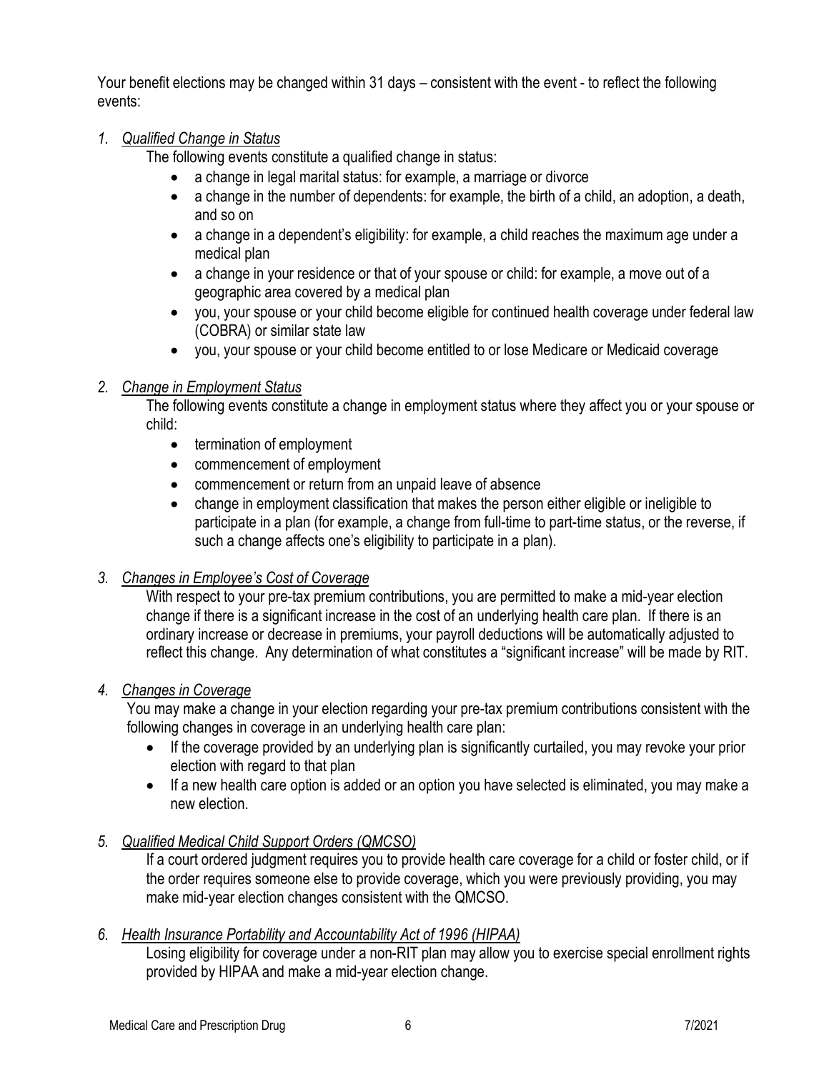Your benefit elections may be changed within 31 days – consistent with the event - to reflect the following events:

1. *Qualified Change in Status*

   The following events constitute a qualified change in status:

   - a change in legal marital status: for example, a marriage or divorce
   - a change in the number of dependents: for example, the birth of a child, an adoption, a death, and so on
   - a change in a dependent's eligibility: for example, a child reaches the maximum age under a medical plan
   - a change in your residence or that of your spouse or child: for example, a move out of a geographic area covered by a medical plan
   - you, your spouse or your child become eligible for continued health coverage under federal law (COBRA) or similar state law
   - you, your spouse or your child become entitled to or lose Medicare or Medicaid coverage

2. *Change in Employment Status*

   The following events constitute a change in employment status where they affect you or your spouse or child:

   - termination of employment
   - commencement of employment
   - commencement or return from an unpaid leave of absence
   - change in employment classification that makes the person either eligible or ineligible to participate in a plan (for example, a change from full-time to part-time status, or the reverse, if such a change affects one's eligibility to participate in a plan).

3. *Changes in Employee's Cost of Coverage*

   With respect to your pre-tax premium contributions, you are permitted to make a mid-year election change if there is a significant increase in the cost of an underlying health care plan. If there is an ordinary increase or decrease in premiums, your payroll deductions will be automatically adjusted to reflect this change. Any determination of what constitutes a "significant increase" will be made by RIT.

4. *Changes in Coverage*

   You may make a change in your election regarding your pre-tax premium contributions consistent with the following changes in coverage in an underlying health care plan:

   - If the coverage provided by an underlying plan is significantly curtailed, you may revoke your prior election with regard to that plan
   - If a new health care option is added or an option you have selected is eliminated, you may make a new election.

5. *Qualified Medical Child Support Orders (QMCSO)*

   If a court ordered judgment requires you to provide health care coverage for a child or foster child, or if the order requires someone else to provide coverage, which you were previously providing, you may make mid-year election changes consistent with the QMCSO.

6. *Health Insurance Portability and Accountability Act of 1996 (HIPAA)*

   Losing eligibility for coverage under a non-RIT plan may allow you to exercise special enrollment rights provided by HIPAA and make a mid-year election change.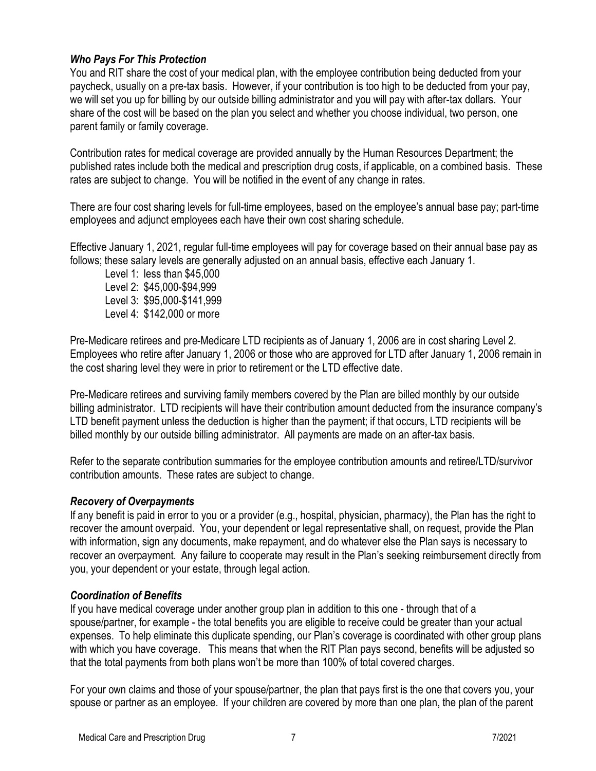### *Who Pays For This Protection*

You and RIT share the cost of your medical plan, with the employee contribution being deducted from your paycheck, usually on a pre-tax basis. However, if your contribution is too high to be deducted from your pay, we will set you up for billing by our outside billing administrator and you will pay with after-tax dollars. Your share of the cost will be based on the plan you select and whether you choose individual, two person, one parent family or family coverage.

Contribution rates for medical coverage are provided annually by the Human Resources Department; the published rates include both the medical and prescription drug costs, if applicable, on a combined basis. These rates are subject to change. You will be notified in the event of any change in rates.

There are four cost sharing levels for full-time employees, based on the employee's annual base pay; part-time employees and adjunct employees each have their own cost sharing schedule.

Effective January 1, 2021, regular full-time employees will pay for coverage based on their annual base pay as follows; these salary levels are generally adjusted on an annual basis, effective each January 1.

- Level 1: less than $45,000
- Level 2: $45,000-$94,999
- Level 3: $95,000-$141,999
- Level 4: $142,000 or more

Pre-Medicare retirees and pre-Medicare LTD recipients as of January 1, 2006 are in cost sharing Level 2. Employees who retire after January 1, 2006 or those who are approved for LTD after January 1, 2006 remain in the cost sharing level they were in prior to retirement or the LTD effective date.

Pre-Medicare retirees and surviving family members covered by the Plan are billed monthly by our outside billing administrator. LTD recipients will have their contribution amount deducted from the insurance company's LTD benefit payment unless the deduction is higher than the payment; if that occurs, LTD recipients will be billed monthly by our outside billing administrator. All payments are made on an after-tax basis.

Refer to the separate contribution summaries for the employee contribution amounts and retiree/LTD/survivor contribution amounts. These rates are subject to change.

### *Recovery of Overpayments*

If any benefit is paid in error to you or a provider (e.g., hospital, physician, pharmacy), the Plan has the right to recover the amount overpaid. You, your dependent or legal representative shall, on request, provide the Plan with information, sign any documents, make repayment, and do whatever else the Plan says is necessary to recover an overpayment. Any failure to cooperate may result in the Plan's seeking reimbursement directly from you, your dependent or your estate, through legal action.

### *Coordination of Benefits*

If you have medical coverage under another group plan in addition to this one - through that of a spouse/partner, for example - the total benefits you are eligible to receive could be greater than your actual expenses. To help eliminate this duplicate spending, our Plan's coverage is coordinated with other group plans with which you have coverage. This means that when the RIT Plan pays second, benefits will be adjusted so that the total payments from both plans won't be more than 100% of total covered charges.

For your own claims and those of your spouse/partner, the plan that pays first is the one that covers you, your spouse or partner as an employee. If your children are covered by more than one plan, the plan of the parent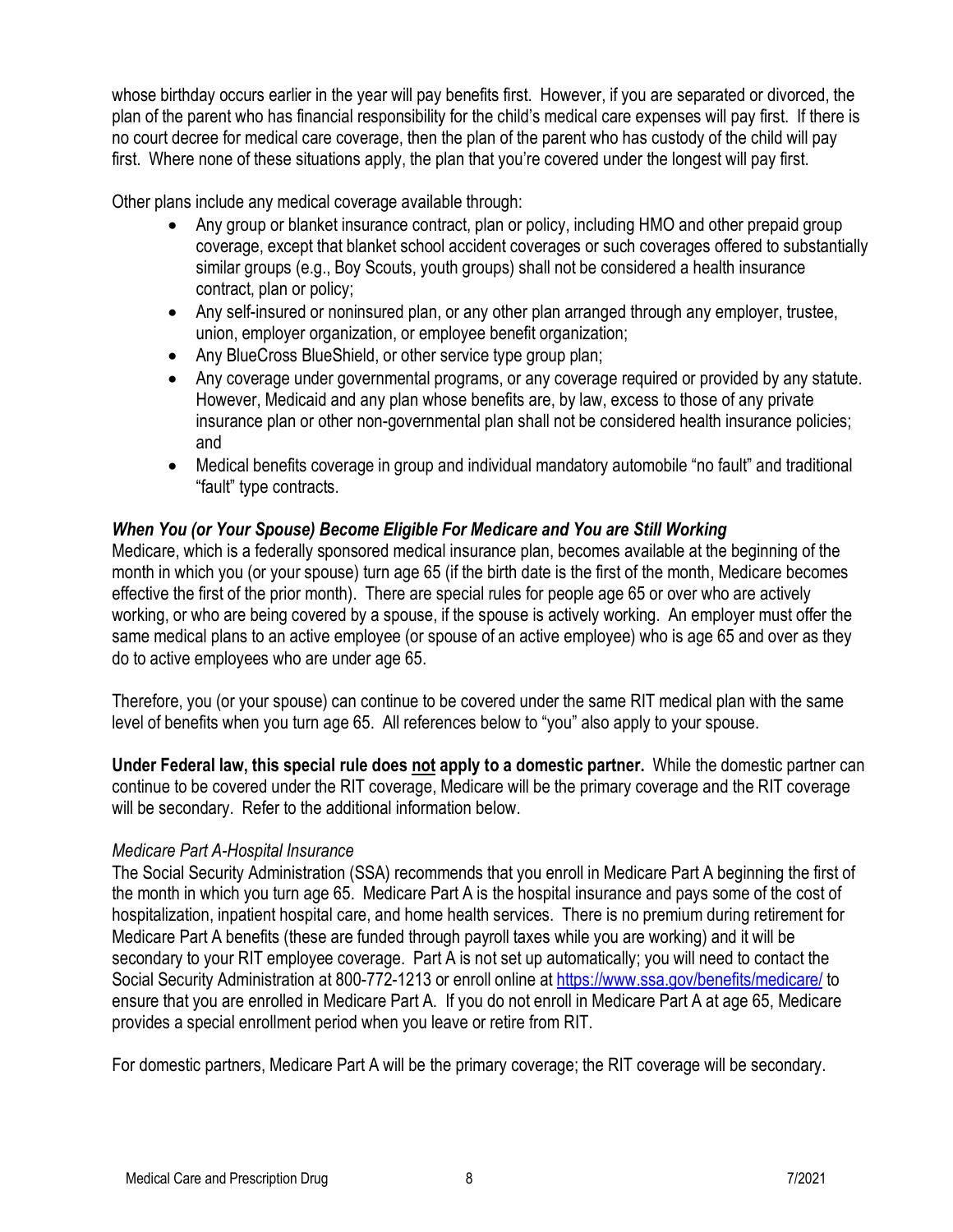whose birthday occurs earlier in the year will pay benefits first. However, if you are separated or divorced, the plan of the parent who has financial responsibility for the child's medical care expenses will pay first. If there is no court decree for medical care coverage, then the plan of the parent who has custody of the child will pay first. Where none of these situations apply, the plan that you're covered under the longest will pay first.

Other plans include any medical coverage available through:

- Any group or blanket insurance contract, plan or policy, including HMO and other prepaid group coverage, except that blanket school accident coverages or such coverages offered to substantially similar groups (e.g., Boy Scouts, youth groups) shall not be considered a health insurance contract, plan or policy;
- Any self-insured or noninsured plan, or any other plan arranged through any employer, trustee, union, employer organization, or employee benefit organization;
- Any BlueCross BlueShield, or other service type group plan;
- Any coverage under governmental programs, or any coverage required or provided by any statute. However, Medicaid and any plan whose benefits are, by law, excess to those of any private insurance plan or other non-governmental plan shall not be considered health insurance policies; and
- Medical benefits coverage in group and individual mandatory automobile "no fault" and traditional "fault" type contracts.

***When You (or Your Spouse) Become Eligible For Medicare and You are Still Working***

Medicare, which is a federally sponsored medical insurance plan, becomes available at the beginning of the month in which you (or your spouse) turn age 65 (if the birth date is the first of the month, Medicare becomes effective the first of the prior month). There are special rules for people age 65 or over who are actively working, or who are being covered by a spouse, if the spouse is actively working. An employer must offer the same medical plans to an active employee (or spouse of an active employee) who is age 65 and over as they do to active employees who are under age 65.

Therefore, you (or your spouse) can continue to be covered under the same RIT medical plan with the same level of benefits when you turn age 65. All references below to "you" also apply to your spouse.

**Under Federal law, this special rule does <u>not</u> apply to a domestic partner.** While the domestic partner can continue to be covered under the RIT coverage, Medicare will be the primary coverage and the RIT coverage will be secondary. Refer to the additional information below.

*Medicare Part A-Hospital Insurance*

The Social Security Administration (SSA) recommends that you enroll in Medicare Part A beginning the first of the month in which you turn age 65. Medicare Part A is the hospital insurance and pays some of the cost of hospitalization, inpatient hospital care, and home health services. There is no premium during retirement for Medicare Part A benefits (these are funded through payroll taxes while you are working) and it will be secondary to your RIT employee coverage. Part A is not set up automatically; you will need to contact the Social Security Administration at 800-772-1213 or enroll online at https://www.ssa.gov/benefits/medicare/ to ensure that you are enrolled in Medicare Part A. If you do not enroll in Medicare Part A at age 65, Medicare provides a special enrollment period when you leave or retire from RIT.

For domestic partners, Medicare Part A will be the primary coverage; the RIT coverage will be secondary.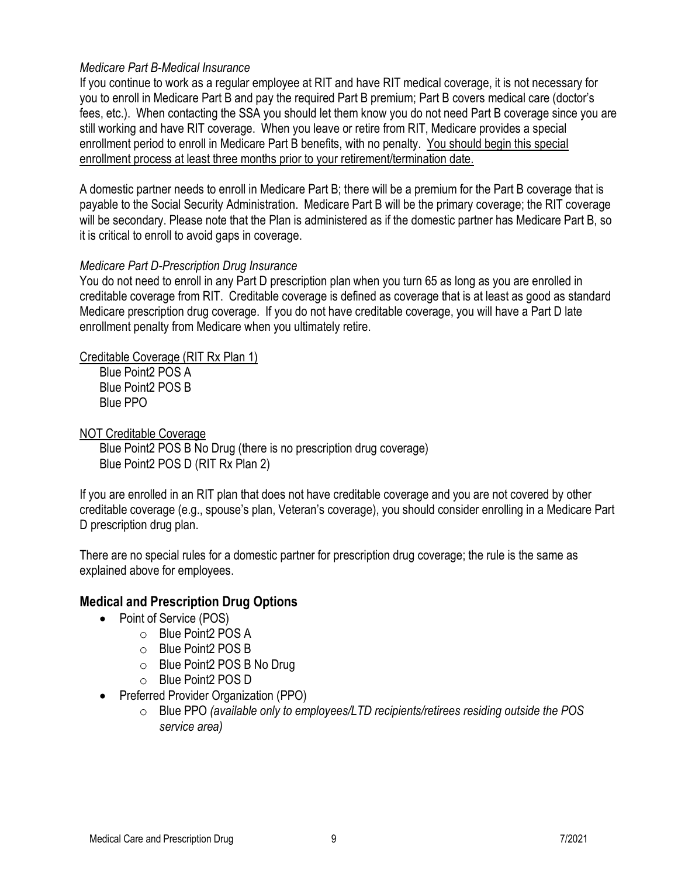*Medicare Part B-Medical Insurance*

If you continue to work as a regular employee at RIT and have RIT medical coverage, it is not necessary for you to enroll in Medicare Part B and pay the required Part B premium; Part B covers medical care (doctor's fees, etc.). When contacting the SSA you should let them know you do not need Part B coverage since you are still working and have RIT coverage. When you leave or retire from RIT, Medicare provides a special enrollment period to enroll in Medicare Part B benefits, with no penalty. <u>You should begin this special enrollment process at least three months prior to your retirement/termination date.</u>

A domestic partner needs to enroll in Medicare Part B; there will be a premium for the Part B coverage that is payable to the Social Security Administration. Medicare Part B will be the primary coverage; the RIT coverage will be secondary. Please note that the Plan is administered as if the domestic partner has Medicare Part B, so it is critical to enroll to avoid gaps in coverage.

*Medicare Part D-Prescription Drug Insurance*

You do not need to enroll in any Part D prescription plan when you turn 65 as long as you are enrolled in creditable coverage from RIT. Creditable coverage is defined as coverage that is at least as good as standard Medicare prescription drug coverage. If you do not have creditable coverage, you will have a Part D late enrollment penalty from Medicare when you ultimately retire.

<u>Creditable Coverage (RIT Rx Plan 1)</u>

Blue Point2 POS A
Blue Point2 POS B
Blue PPO

<u>NOT Creditable Coverage</u>

Blue Point2 POS B No Drug (there is no prescription drug coverage)
Blue Point2 POS D (RIT Rx Plan 2)

If you are enrolled in an RIT plan that does not have creditable coverage and you are not covered by other creditable coverage (e.g., spouse's plan, Veteran's coverage), you should consider enrolling in a Medicare Part D prescription drug plan.

There are no special rules for a domestic partner for prescription drug coverage; the rule is the same as explained above for employees.

## Medical and Prescription Drug Options

- Point of Service (POS)
  - Blue Point2 POS A
  - Blue Point2 POS B
  - Blue Point2 POS B No Drug
  - Blue Point2 POS D
- Preferred Provider Organization (PPO)
  - Blue PPO *(available only to employees/LTD recipients/retirees residing outside the POS service area)*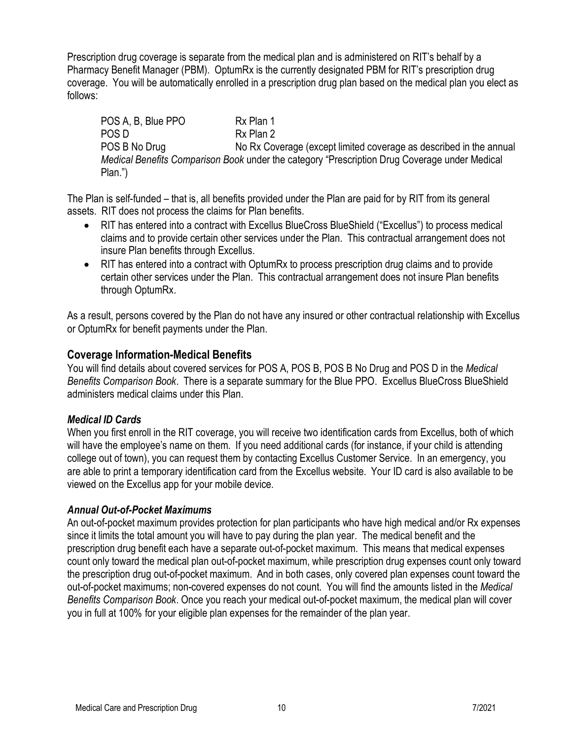Prescription drug coverage is separate from the medical plan and is administered on RIT's behalf by a Pharmacy Benefit Manager (PBM). OptumRx is the currently designated PBM for RIT's prescription drug coverage. You will be automatically enrolled in a prescription drug plan based on the medical plan you elect as follows:

| | |
|---|---|
| POS A, B, Blue PPO | Rx Plan 1 |
| POS D | Rx Plan 2 |
| POS B No Drug | No Rx Coverage (except limited coverage as described in the annual *Medical Benefits Comparison Book* under the category "Prescription Drug Coverage under Medical Plan.") |

The Plan is self-funded – that is, all benefits provided under the Plan are paid for by RIT from its general assets. RIT does not process the claims for Plan benefits.

- RIT has entered into a contract with Excellus BlueCross BlueShield ("Excellus") to process medical claims and to provide certain other services under the Plan. This contractual arrangement does not insure Plan benefits through Excellus.
- RIT has entered into a contract with OptumRx to process prescription drug claims and to provide certain other services under the Plan. This contractual arrangement does not insure Plan benefits through OptumRx.

As a result, persons covered by the Plan do not have any insured or other contractual relationship with Excellus or OptumRx for benefit payments under the Plan.

## Coverage Information-Medical Benefits

You will find details about covered services for POS A, POS B, POS B No Drug and POS D in the *Medical Benefits Comparison Book*. There is a separate summary for the Blue PPO. Excellus BlueCross BlueShield administers medical claims under this Plan.

### *Medical ID Cards*

When you first enroll in the RIT coverage, you will receive two identification cards from Excellus, both of which will have the employee's name on them. If you need additional cards (for instance, if your child is attending college out of town), you can request them by contacting Excellus Customer Service. In an emergency, you are able to print a temporary identification card from the Excellus website. Your ID card is also available to be viewed on the Excellus app for your mobile device.

### *Annual Out-of-Pocket Maximums*

An out-of-pocket maximum provides protection for plan participants who have high medical and/or Rx expenses since it limits the total amount you will have to pay during the plan year. The medical benefit and the prescription drug benefit each have a separate out-of-pocket maximum. This means that medical expenses count only toward the medical plan out-of-pocket maximum, while prescription drug expenses count only toward the prescription drug out-of-pocket maximum. And in both cases, only covered plan expenses count toward the out-of-pocket maximums; non-covered expenses do not count. You will find the amounts listed in the *Medical Benefits Comparison Book*. Once you reach your medical out-of-pocket maximum, the medical plan will cover you in full at 100% for your eligible plan expenses for the remainder of the plan year.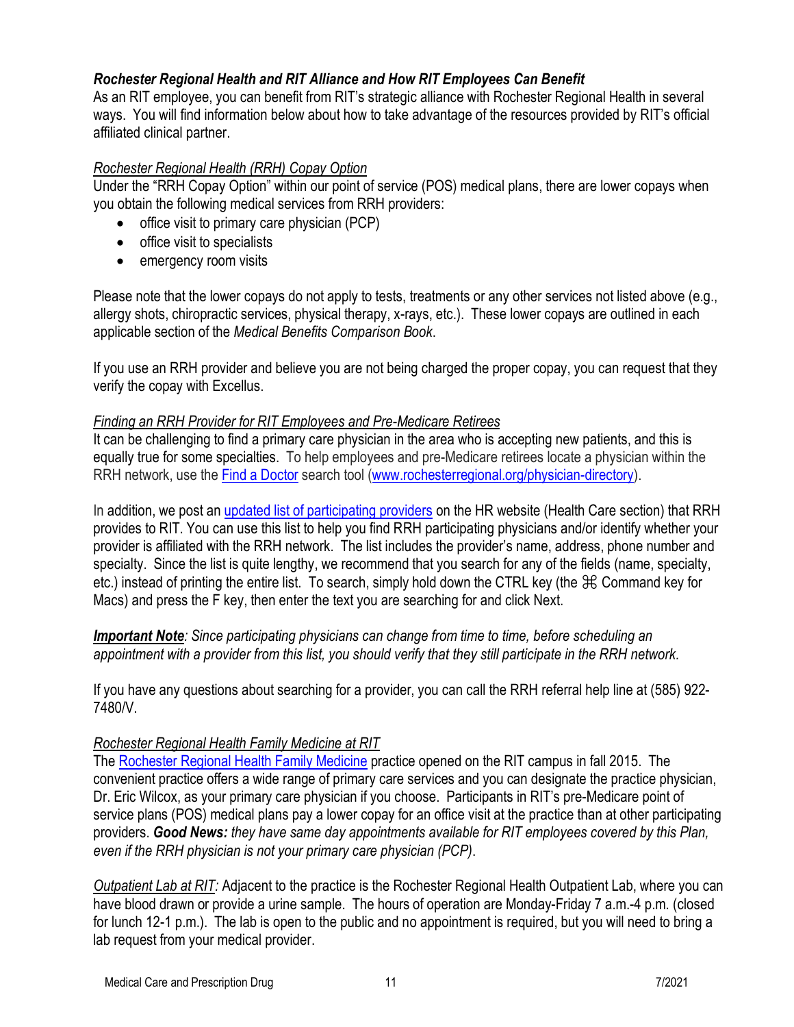### *Rochester Regional Health and RIT Alliance and How RIT Employees Can Benefit*

As an RIT employee, you can benefit from RIT's strategic alliance with Rochester Regional Health in several ways. You will find information below about how to take advantage of the resources provided by RIT's official affiliated clinical partner.

*Rochester Regional Health (RRH) Copay Option*

Under the "RRH Copay Option" within our point of service (POS) medical plans, there are lower copays when you obtain the following medical services from RRH providers:

- office visit to primary care physician (PCP)
- office visit to specialists
- emergency room visits

Please note that the lower copays do not apply to tests, treatments or any other services not listed above (e.g., allergy shots, chiropractic services, physical therapy, x-rays, etc.). These lower copays are outlined in each applicable section of the *Medical Benefits Comparison Book*.

If you use an RRH provider and believe you are not being charged the proper copay, you can request that they verify the copay with Excellus.

*Finding an RRH Provider for RIT Employees and Pre-Medicare Retirees*

It can be challenging to find a primary care physician in the area who is accepting new patients, and this is equally true for some specialties. To help employees and pre-Medicare retirees locate a physician within the RRH network, use the Find a Doctor search tool (www.rochesterregional.org/physician-directory).

In addition, we post an updated list of participating providers on the HR website (Health Care section) that RRH provides to RIT. You can use this list to help you find RRH participating physicians and/or identify whether your provider is affiliated with the RRH network. The list includes the provider's name, address, phone number and specialty. Since the list is quite lengthy, we recommend that you search for any of the fields (name, specialty, etc.) instead of printing the entire list. To search, simply hold down the CTRL key (the ⌘ Command key for Macs) and press the F key, then enter the text you are searching for and click Next.

***Important Note****: Since participating physicians can change from time to time, before scheduling an appointment with a provider from this list, you should verify that they still participate in the RRH network.*

If you have any questions about searching for a provider, you can call the RRH referral help line at (585) 922-7480/V.

*Rochester Regional Health Family Medicine at RIT*

The Rochester Regional Health Family Medicine practice opened on the RIT campus in fall 2015. The convenient practice offers a wide range of primary care services and you can designate the practice physician, Dr. Eric Wilcox, as your primary care physician if you choose. Participants in RIT's pre-Medicare point of service plans (POS) medical plans pay a lower copay for an office visit at the practice than at other participating providers. ***Good News:*** *they have same day appointments available for RIT employees covered by this Plan, even if the RRH physician is not your primary care physician (PCP)*.

*Outpatient Lab at RIT:* Adjacent to the practice is the Rochester Regional Health Outpatient Lab, where you can have blood drawn or provide a urine sample. The hours of operation are Monday-Friday 7 a.m.-4 p.m. (closed for lunch 12-1 p.m.). The lab is open to the public and no appointment is required, but you will need to bring a lab request from your medical provider.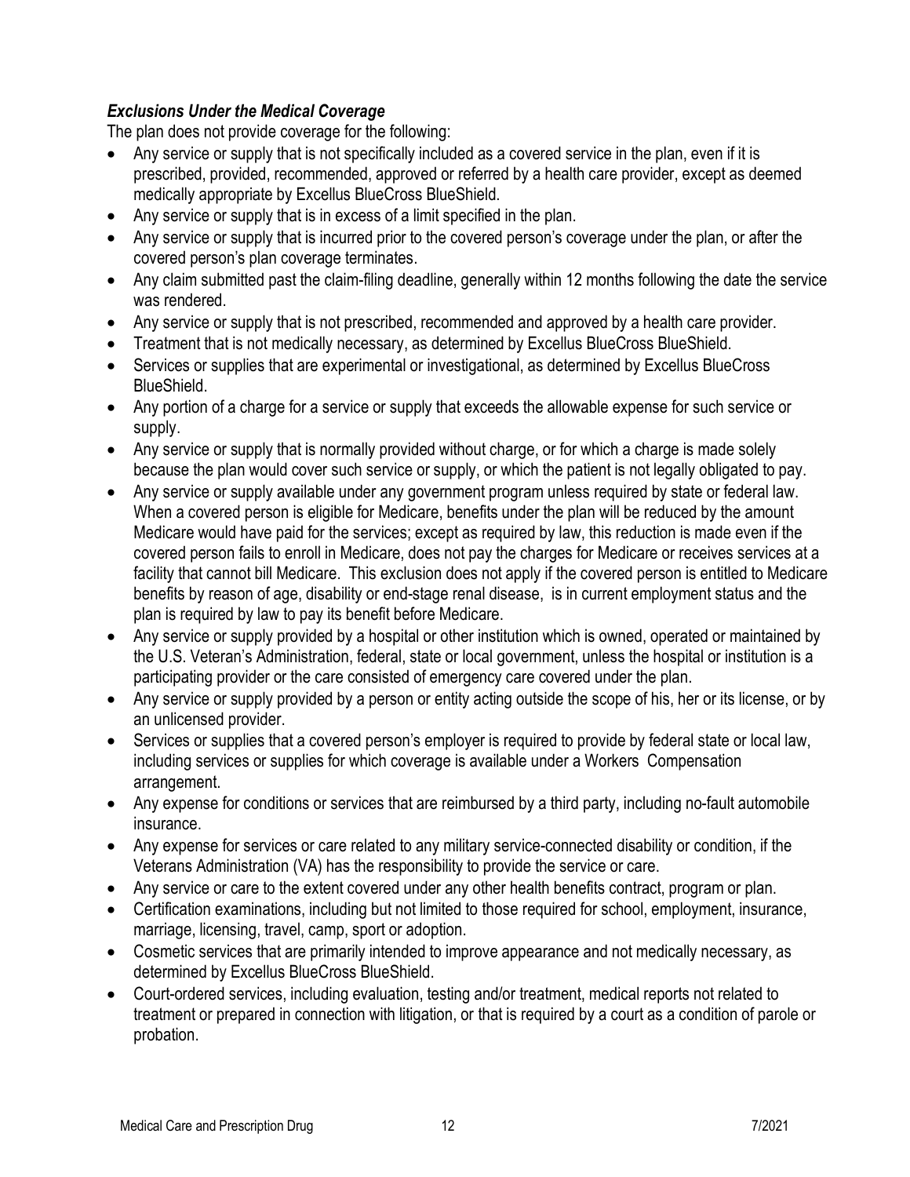***Exclusions Under the Medical Coverage***

The plan does not provide coverage for the following:

- Any service or supply that is not specifically included as a covered service in the plan, even if it is prescribed, provided, recommended, approved or referred by a health care provider, except as deemed medically appropriate by Excellus BlueCross BlueShield.
- Any service or supply that is in excess of a limit specified in the plan.
- Any service or supply that is incurred prior to the covered person's coverage under the plan, or after the covered person's plan coverage terminates.
- Any claim submitted past the claim-filing deadline, generally within 12 months following the date the service was rendered.
- Any service or supply that is not prescribed, recommended and approved by a health care provider.
- Treatment that is not medically necessary, as determined by Excellus BlueCross BlueShield.
- Services or supplies that are experimental or investigational, as determined by Excellus BlueCross BlueShield.
- Any portion of a charge for a service or supply that exceeds the allowable expense for such service or supply.
- Any service or supply that is normally provided without charge, or for which a charge is made solely because the plan would cover such service or supply, or which the patient is not legally obligated to pay.
- Any service or supply available under any government program unless required by state or federal law. When a covered person is eligible for Medicare, benefits under the plan will be reduced by the amount Medicare would have paid for the services; except as required by law, this reduction is made even if the covered person fails to enroll in Medicare, does not pay the charges for Medicare or receives services at a facility that cannot bill Medicare. This exclusion does not apply if the covered person is entitled to Medicare benefits by reason of age, disability or end-stage renal disease, is in current employment status and the plan is required by law to pay its benefit before Medicare.
- Any service or supply provided by a hospital or other institution which is owned, operated or maintained by the U.S. Veteran's Administration, federal, state or local government, unless the hospital or institution is a participating provider or the care consisted of emergency care covered under the plan.
- Any service or supply provided by a person or entity acting outside the scope of his, her or its license, or by an unlicensed provider.
- Services or supplies that a covered person's employer is required to provide by federal state or local law, including services or supplies for which coverage is available under a Workers Compensation arrangement.
- Any expense for conditions or services that are reimbursed by a third party, including no-fault automobile insurance.
- Any expense for services or care related to any military service-connected disability or condition, if the Veterans Administration (VA) has the responsibility to provide the service or care.
- Any service or care to the extent covered under any other health benefits contract, program or plan.
- Certification examinations, including but not limited to those required for school, employment, insurance, marriage, licensing, travel, camp, sport or adoption.
- Cosmetic services that are primarily intended to improve appearance and not medically necessary, as determined by Excellus BlueCross BlueShield.
- Court-ordered services, including evaluation, testing and/or treatment, medical reports not related to treatment or prepared in connection with litigation, or that is required by a court as a condition of parole or probation.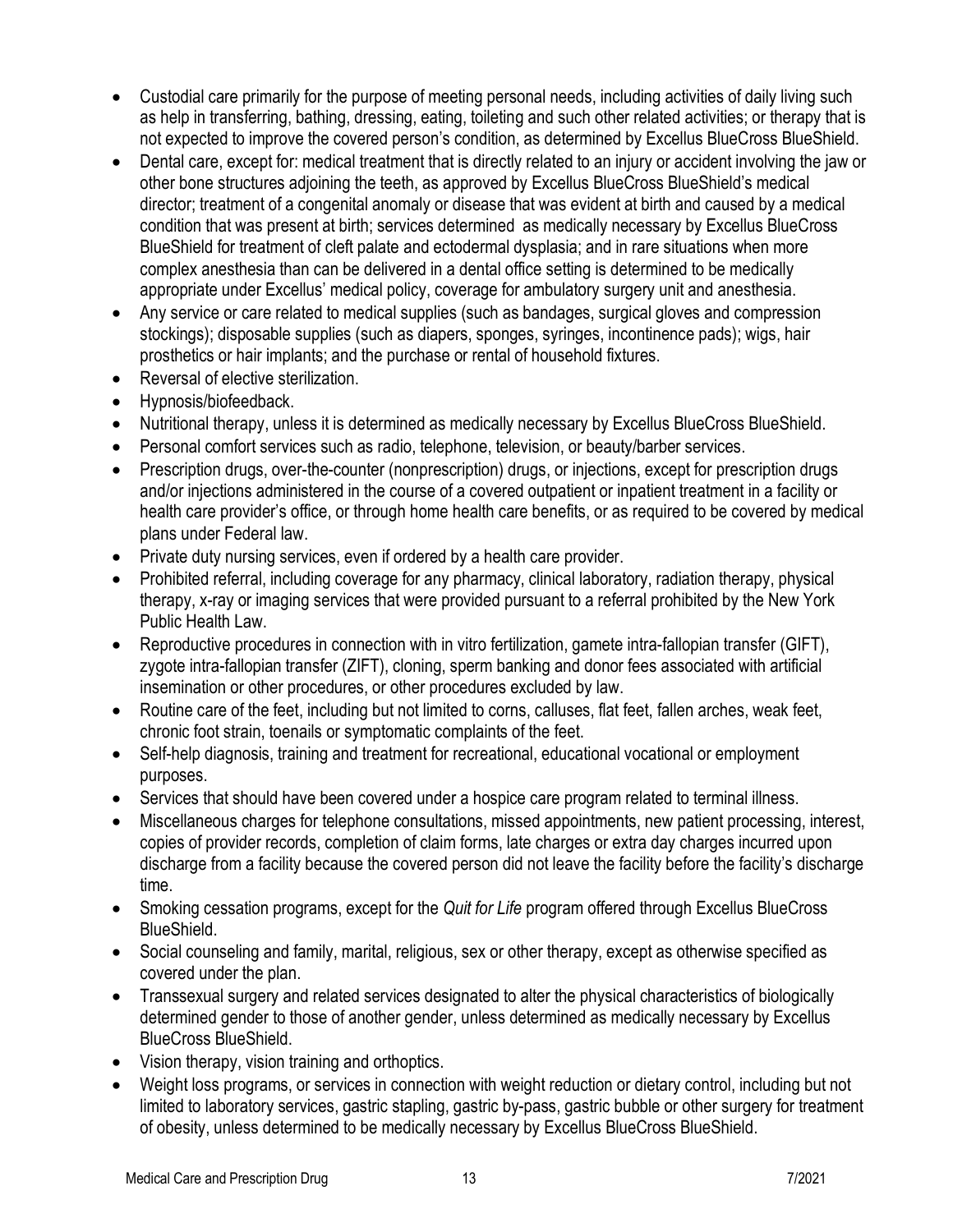- Custodial care primarily for the purpose of meeting personal needs, including activities of daily living such as help in transferring, bathing, dressing, eating, toileting and such other related activities; or therapy that is not expected to improve the covered person's condition, as determined by Excellus BlueCross BlueShield.
- Dental care, except for: medical treatment that is directly related to an injury or accident involving the jaw or other bone structures adjoining the teeth, as approved by Excellus BlueCross BlueShield's medical director; treatment of a congenital anomaly or disease that was evident at birth and caused by a medical condition that was present at birth; services determined as medically necessary by Excellus BlueCross BlueShield for treatment of cleft palate and ectodermal dysplasia; and in rare situations when more complex anesthesia than can be delivered in a dental office setting is determined to be medically appropriate under Excellus' medical policy, coverage for ambulatory surgery unit and anesthesia.
- Any service or care related to medical supplies (such as bandages, surgical gloves and compression stockings); disposable supplies (such as diapers, sponges, syringes, incontinence pads); wigs, hair prosthetics or hair implants; and the purchase or rental of household fixtures.
- Reversal of elective sterilization.
- Hypnosis/biofeedback.
- Nutritional therapy, unless it is determined as medically necessary by Excellus BlueCross BlueShield.
- Personal comfort services such as radio, telephone, television, or beauty/barber services.
- Prescription drugs, over-the-counter (nonprescription) drugs, or injections, except for prescription drugs and/or injections administered in the course of a covered outpatient or inpatient treatment in a facility or health care provider's office, or through home health care benefits, or as required to be covered by medical plans under Federal law.
- Private duty nursing services, even if ordered by a health care provider.
- Prohibited referral, including coverage for any pharmacy, clinical laboratory, radiation therapy, physical therapy, x-ray or imaging services that were provided pursuant to a referral prohibited by the New York Public Health Law.
- Reproductive procedures in connection with in vitro fertilization, gamete intra-fallopian transfer (GIFT), zygote intra-fallopian transfer (ZIFT), cloning, sperm banking and donor fees associated with artificial insemination or other procedures, or other procedures excluded by law.
- Routine care of the feet, including but not limited to corns, calluses, flat feet, fallen arches, weak feet, chronic foot strain, toenails or symptomatic complaints of the feet.
- Self-help diagnosis, training and treatment for recreational, educational vocational or employment purposes.
- Services that should have been covered under a hospice care program related to terminal illness.
- Miscellaneous charges for telephone consultations, missed appointments, new patient processing, interest, copies of provider records, completion of claim forms, late charges or extra day charges incurred upon discharge from a facility because the covered person did not leave the facility before the facility's discharge time.
- Smoking cessation programs, except for the *Quit for Life* program offered through Excellus BlueCross BlueShield.
- Social counseling and family, marital, religious, sex or other therapy, except as otherwise specified as covered under the plan.
- Transsexual surgery and related services designated to alter the physical characteristics of biologically determined gender to those of another gender, unless determined as medically necessary by Excellus BlueCross BlueShield.
- Vision therapy, vision training and orthoptics.
- Weight loss programs, or services in connection with weight reduction or dietary control, including but not limited to laboratory services, gastric stapling, gastric by-pass, gastric bubble or other surgery for treatment of obesity, unless determined to be medically necessary by Excellus BlueCross BlueShield.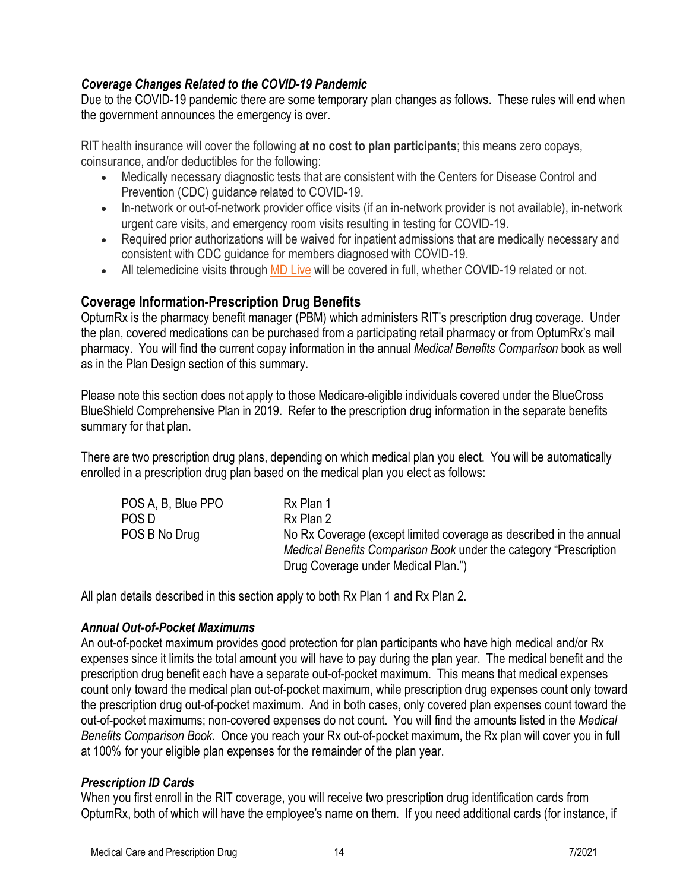### *Coverage Changes Related to the COVID-19 Pandemic*

Due to the COVID-19 pandemic there are some temporary plan changes as follows. These rules will end when the government announces the emergency is over.

RIT health insurance will cover the following **at no cost to plan participants**; this means zero copays, coinsurance, and/or deductibles for the following:

- Medically necessary diagnostic tests that are consistent with the Centers for Disease Control and Prevention (CDC) guidance related to COVID-19.
- In-network or out-of-network provider office visits (if an in-network provider is not available), in-network urgent care visits, and emergency room visits resulting in testing for COVID-19.
- Required prior authorizations will be waived for inpatient admissions that are medically necessary and consistent with CDC guidance for members diagnosed with COVID-19.
- All telemedicine visits through MD Live will be covered in full, whether COVID-19 related or not.

## Coverage Information-Prescription Drug Benefits

OptumRx is the pharmacy benefit manager (PBM) which administers RIT's prescription drug coverage. Under the plan, covered medications can be purchased from a participating retail pharmacy or from OptumRx's mail pharmacy. You will find the current copay information in the annual *Medical Benefits Comparison* book as well as in the Plan Design section of this summary.

Please note this section does not apply to those Medicare-eligible individuals covered under the BlueCross BlueShield Comprehensive Plan in 2019. Refer to the prescription drug information in the separate benefits summary for that plan.

There are two prescription drug plans, depending on which medical plan you elect. You will be automatically enrolled in a prescription drug plan based on the medical plan you elect as follows:

| Medical Plan | Prescription Drug Plan |
|---|---|
| POS A, B, Blue PPO | Rx Plan 1 |
| POS D | Rx Plan 2 |
| POS B No Drug | No Rx Coverage (except limited coverage as described in the annual *Medical Benefits Comparison Book* under the category "Prescription Drug Coverage under Medical Plan.") |

All plan details described in this section apply to both Rx Plan 1 and Rx Plan 2.

### *Annual Out-of-Pocket Maximums*

An out-of-pocket maximum provides good protection for plan participants who have high medical and/or Rx expenses since it limits the total amount you will have to pay during the plan year. The medical benefit and the prescription drug benefit each have a separate out-of-pocket maximum. This means that medical expenses count only toward the medical plan out-of-pocket maximum, while prescription drug expenses count only toward the prescription drug out-of-pocket maximum. And in both cases, only covered plan expenses count toward the out-of-pocket maximums; non-covered expenses do not count. You will find the amounts listed in the *Medical Benefits Comparison Book*. Once you reach your Rx out-of-pocket maximum, the Rx plan will cover you in full at 100% for your eligible plan expenses for the remainder of the plan year.

### *Prescription ID Cards*

When you first enroll in the RIT coverage, you will receive two prescription drug identification cards from OptumRx, both of which will have the employee's name on them. If you need additional cards (for instance, if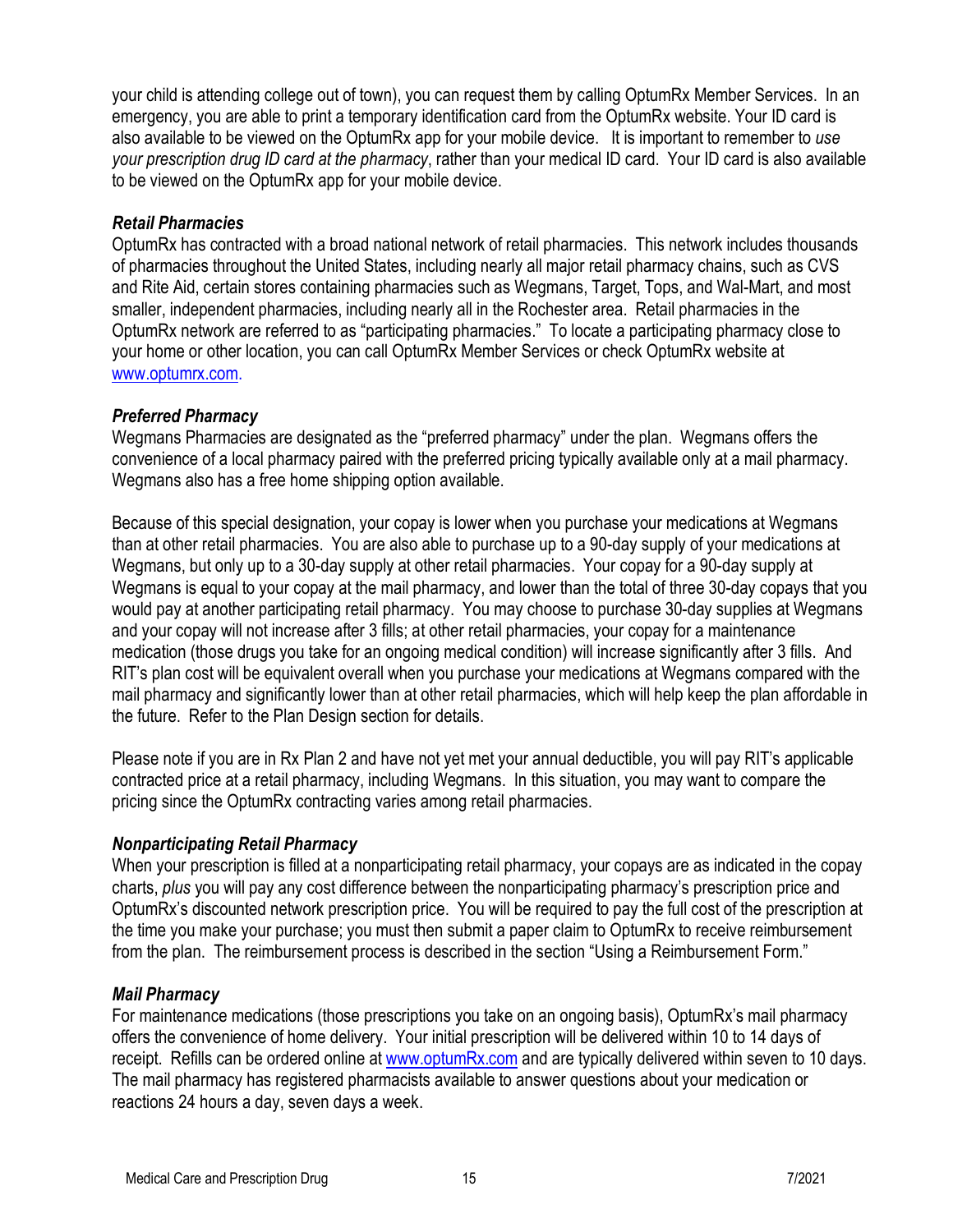your child is attending college out of town), you can request them by calling OptumRx Member Services. In an emergency, you are able to print a temporary identification card from the OptumRx website. Your ID card is also available to be viewed on the OptumRx app for your mobile device. It is important to remember to *use your prescription drug ID card at the pharmacy*, rather than your medical ID card. Your ID card is also available to be viewed on the OptumRx app for your mobile device.

### *Retail Pharmacies*

OptumRx has contracted with a broad national network of retail pharmacies. This network includes thousands of pharmacies throughout the United States, including nearly all major retail pharmacy chains, such as CVS and Rite Aid, certain stores containing pharmacies such as Wegmans, Target, Tops, and Wal-Mart, and most smaller, independent pharmacies, including nearly all in the Rochester area. Retail pharmacies in the OptumRx network are referred to as "participating pharmacies." To locate a participating pharmacy close to your home or other location, you can call OptumRx Member Services or check OptumRx website at www.optumrx.com.

### *Preferred Pharmacy*

Wegmans Pharmacies are designated as the "preferred pharmacy" under the plan. Wegmans offers the convenience of a local pharmacy paired with the preferred pricing typically available only at a mail pharmacy. Wegmans also has a free home shipping option available.

Because of this special designation, your copay is lower when you purchase your medications at Wegmans than at other retail pharmacies. You are also able to purchase up to a 90-day supply of your medications at Wegmans, but only up to a 30-day supply at other retail pharmacies. Your copay for a 90-day supply at Wegmans is equal to your copay at the mail pharmacy, and lower than the total of three 30-day copays that you would pay at another participating retail pharmacy. You may choose to purchase 30-day supplies at Wegmans and your copay will not increase after 3 fills; at other retail pharmacies, your copay for a maintenance medication (those drugs you take for an ongoing medical condition) will increase significantly after 3 fills. And RIT's plan cost will be equivalent overall when you purchase your medications at Wegmans compared with the mail pharmacy and significantly lower than at other retail pharmacies, which will help keep the plan affordable in the future. Refer to the Plan Design section for details.

Please note if you are in Rx Plan 2 and have not yet met your annual deductible, you will pay RIT's applicable contracted price at a retail pharmacy, including Wegmans. In this situation, you may want to compare the pricing since the OptumRx contracting varies among retail pharmacies.

### *Nonparticipating Retail Pharmacy*

When your prescription is filled at a nonparticipating retail pharmacy, your copays are as indicated in the copay charts, *plus* you will pay any cost difference between the nonparticipating pharmacy's prescription price and OptumRx's discounted network prescription price. You will be required to pay the full cost of the prescription at the time you make your purchase; you must then submit a paper claim to OptumRx to receive reimbursement from the plan. The reimbursement process is described in the section "Using a Reimbursement Form."

### *Mail Pharmacy*

For maintenance medications (those prescriptions you take on an ongoing basis), OptumRx's mail pharmacy offers the convenience of home delivery. Your initial prescription will be delivered within 10 to 14 days of receipt. Refills can be ordered online at www.optumRx.com and are typically delivered within seven to 10 days. The mail pharmacy has registered pharmacists available to answer questions about your medication or reactions 24 hours a day, seven days a week.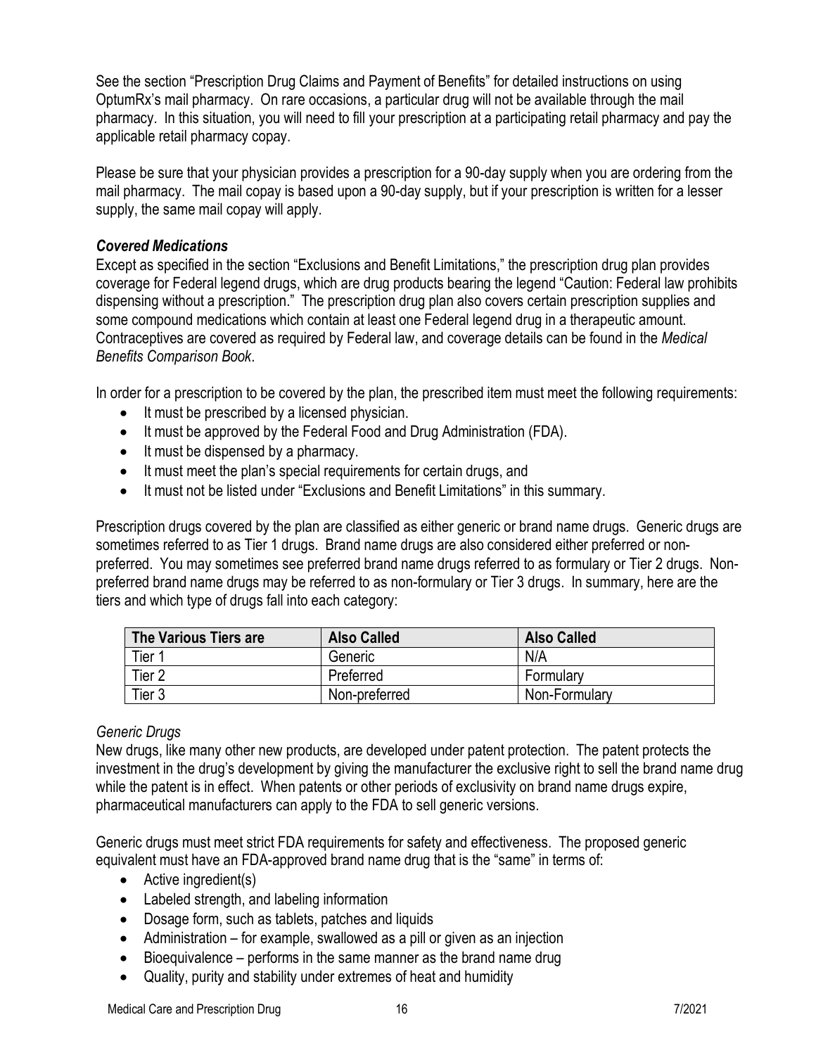See the section "Prescription Drug Claims and Payment of Benefits" for detailed instructions on using OptumRx's mail pharmacy. On rare occasions, a particular drug will not be available through the mail pharmacy. In this situation, you will need to fill your prescription at a participating retail pharmacy and pay the applicable retail pharmacy copay.

Please be sure that your physician provides a prescription for a 90-day supply when you are ordering from the mail pharmacy. The mail copay is based upon a 90-day supply, but if your prescription is written for a lesser supply, the same mail copay will apply.

### *Covered Medications*

Except as specified in the section "Exclusions and Benefit Limitations," the prescription drug plan provides coverage for Federal legend drugs, which are drug products bearing the legend "Caution: Federal law prohibits dispensing without a prescription." The prescription drug plan also covers certain prescription supplies and some compound medications which contain at least one Federal legend drug in a therapeutic amount. Contraceptives are covered as required by Federal law, and coverage details can be found in the *Medical Benefits Comparison Book*.

In order for a prescription to be covered by the plan, the prescribed item must meet the following requirements:

- It must be prescribed by a licensed physician.
- It must be approved by the Federal Food and Drug Administration (FDA).
- It must be dispensed by a pharmacy.
- It must meet the plan's special requirements for certain drugs, and
- It must not be listed under "Exclusions and Benefit Limitations" in this summary.

Prescription drugs covered by the plan are classified as either generic or brand name drugs. Generic drugs are sometimes referred to as Tier 1 drugs. Brand name drugs are also considered either preferred or non-preferred. You may sometimes see preferred brand name drugs referred to as formulary or Tier 2 drugs. Non-preferred brand name drugs may be referred to as non-formulary or Tier 3 drugs. In summary, here are the tiers and which type of drugs fall into each category:

| The Various Tiers are | Also Called | Also Called |
|---|---|---|
| Tier 1 | Generic | N/A |
| Tier 2 | Preferred | Formulary |
| Tier 3 | Non-preferred | Non-Formulary |

#### *Generic Drugs*

New drugs, like many other new products, are developed under patent protection. The patent protects the investment in the drug's development by giving the manufacturer the exclusive right to sell the brand name drug while the patent is in effect. When patents or other periods of exclusivity on brand name drugs expire, pharmaceutical manufacturers can apply to the FDA to sell generic versions.

Generic drugs must meet strict FDA requirements for safety and effectiveness. The proposed generic equivalent must have an FDA-approved brand name drug that is the "same" in terms of:

- Active ingredient(s)
- Labeled strength, and labeling information
- Dosage form, such as tablets, patches and liquids
- Administration – for example, swallowed as a pill or given as an injection
- Bioequivalence – performs in the same manner as the brand name drug
- Quality, purity and stability under extremes of heat and humidity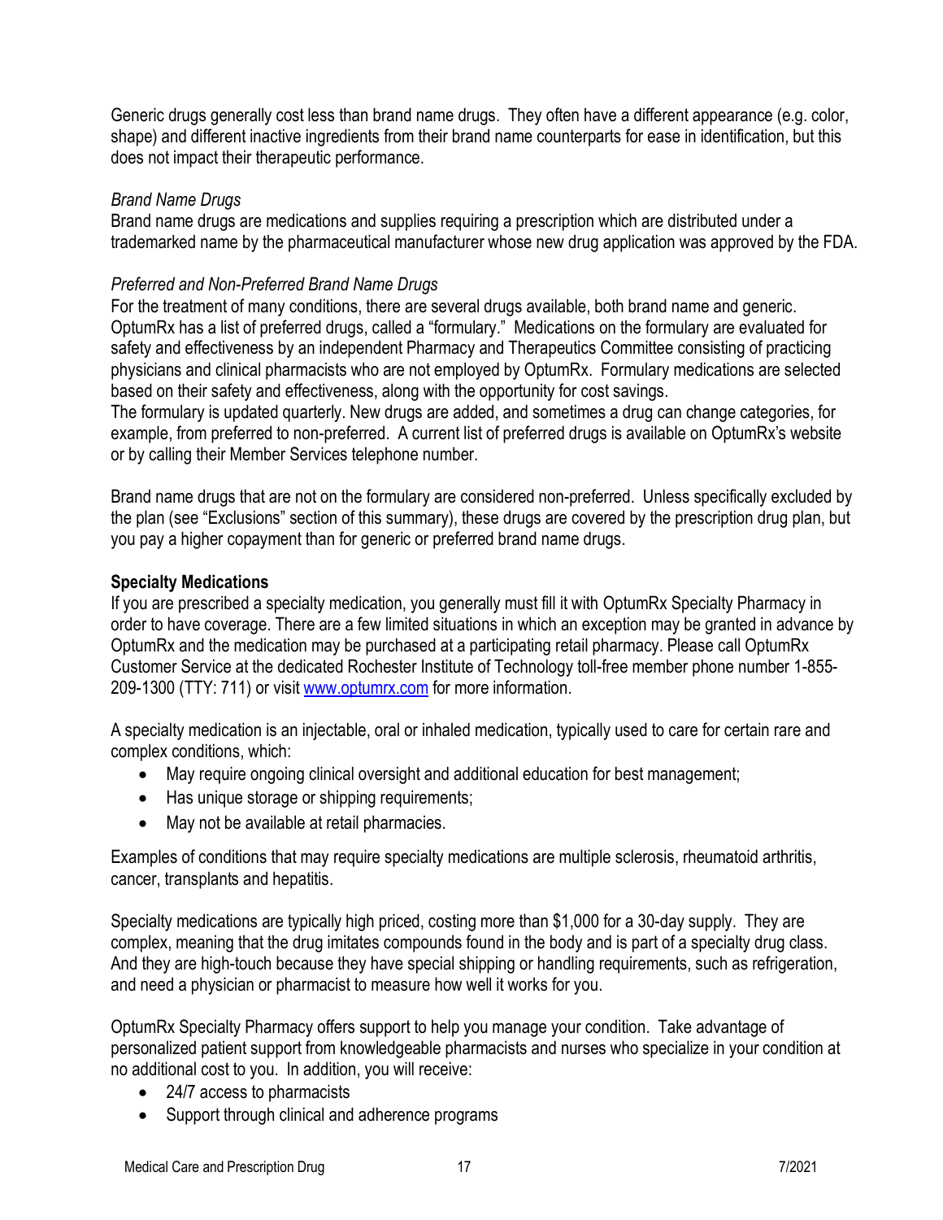Generic drugs generally cost less than brand name drugs. They often have a different appearance (e.g. color, shape) and different inactive ingredients from their brand name counterparts for ease in identification, but this does not impact their therapeutic performance.

*Brand Name Drugs*

Brand name drugs are medications and supplies requiring a prescription which are distributed under a trademarked name by the pharmaceutical manufacturer whose new drug application was approved by the FDA.

*Preferred and Non-Preferred Brand Name Drugs*

For the treatment of many conditions, there are several drugs available, both brand name and generic. OptumRx has a list of preferred drugs, called a "formulary." Medications on the formulary are evaluated for safety and effectiveness by an independent Pharmacy and Therapeutics Committee consisting of practicing physicians and clinical pharmacists who are not employed by OptumRx. Formulary medications are selected based on their safety and effectiveness, along with the opportunity for cost savings.

The formulary is updated quarterly. New drugs are added, and sometimes a drug can change categories, for example, from preferred to non-preferred. A current list of preferred drugs is available on OptumRx's website or by calling their Member Services telephone number.

Brand name drugs that are not on the formulary are considered non-preferred. Unless specifically excluded by the plan (see "Exclusions" section of this summary), these drugs are covered by the prescription drug plan, but you pay a higher copayment than for generic or preferred brand name drugs.

**Specialty Medications**

If you are prescribed a specialty medication, you generally must fill it with OptumRx Specialty Pharmacy in order to have coverage. There are a few limited situations in which an exception may be granted in advance by OptumRx and the medication may be purchased at a participating retail pharmacy. Please call OptumRx Customer Service at the dedicated Rochester Institute of Technology toll-free member phone number 1-855-209-1300 (TTY: 711) or visit [www.optumrx.com](http://www.optumrx.com) for more information.

A specialty medication is an injectable, oral or inhaled medication, typically used to care for certain rare and complex conditions, which:

- May require ongoing clinical oversight and additional education for best management;
- Has unique storage or shipping requirements;
- May not be available at retail pharmacies.

Examples of conditions that may require specialty medications are multiple sclerosis, rheumatoid arthritis, cancer, transplants and hepatitis.

Specialty medications are typically high priced, costing more than $1,000 for a 30-day supply. They are complex, meaning that the drug imitates compounds found in the body and is part of a specialty drug class. And they are high-touch because they have special shipping or handling requirements, such as refrigeration, and need a physician or pharmacist to measure how well it works for you.

OptumRx Specialty Pharmacy offers support to help you manage your condition. Take advantage of personalized patient support from knowledgeable pharmacists and nurses who specialize in your condition at no additional cost to you. In addition, you will receive:

- 24/7 access to pharmacists
- Support through clinical and adherence programs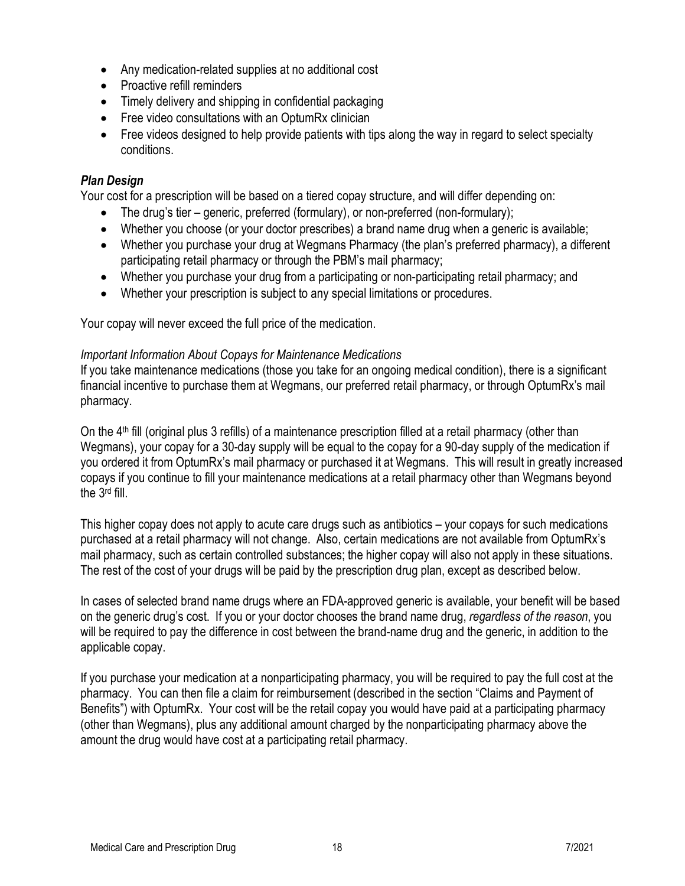- Any medication-related supplies at no additional cost
- Proactive refill reminders
- Timely delivery and shipping in confidential packaging
- Free video consultations with an OptumRx clinician
- Free videos designed to help provide patients with tips along the way in regard to select specialty conditions.

### *Plan Design*

Your cost for a prescription will be based on a tiered copay structure, and will differ depending on:

- The drug's tier – generic, preferred (formulary), or non-preferred (non-formulary);
- Whether you choose (or your doctor prescribes) a brand name drug when a generic is available;
- Whether you purchase your drug at Wegmans Pharmacy (the plan's preferred pharmacy), a different participating retail pharmacy or through the PBM's mail pharmacy;
- Whether you purchase your drug from a participating or non-participating retail pharmacy; and
- Whether your prescription is subject to any special limitations or procedures.

Your copay will never exceed the full price of the medication.

*Important Information About Copays for Maintenance Medications*

If you take maintenance medications (those you take for an ongoing medical condition), there is a significant financial incentive to purchase them at Wegmans, our preferred retail pharmacy, or through OptumRx's mail pharmacy.

On the 4th fill (original plus 3 refills) of a maintenance prescription filled at a retail pharmacy (other than Wegmans), your copay for a 30-day supply will be equal to the copay for a 90-day supply of the medication if you ordered it from OptumRx's mail pharmacy or purchased it at Wegmans. This will result in greatly increased copays if you continue to fill your maintenance medications at a retail pharmacy other than Wegmans beyond the 3rd fill.

This higher copay does not apply to acute care drugs such as antibiotics – your copays for such medications purchased at a retail pharmacy will not change. Also, certain medications are not available from OptumRx's mail pharmacy, such as certain controlled substances; the higher copay will also not apply in these situations. The rest of the cost of your drugs will be paid by the prescription drug plan, except as described below.

In cases of selected brand name drugs where an FDA-approved generic is available, your benefit will be based on the generic drug's cost. If you or your doctor chooses the brand name drug, *regardless of the reason*, you will be required to pay the difference in cost between the brand-name drug and the generic, in addition to the applicable copay.

If you purchase your medication at a nonparticipating pharmacy, you will be required to pay the full cost at the pharmacy. You can then file a claim for reimbursement (described in the section "Claims and Payment of Benefits") with OptumRx. Your cost will be the retail copay you would have paid at a participating pharmacy (other than Wegmans), plus any additional amount charged by the nonparticipating pharmacy above the amount the drug would have cost at a participating retail pharmacy.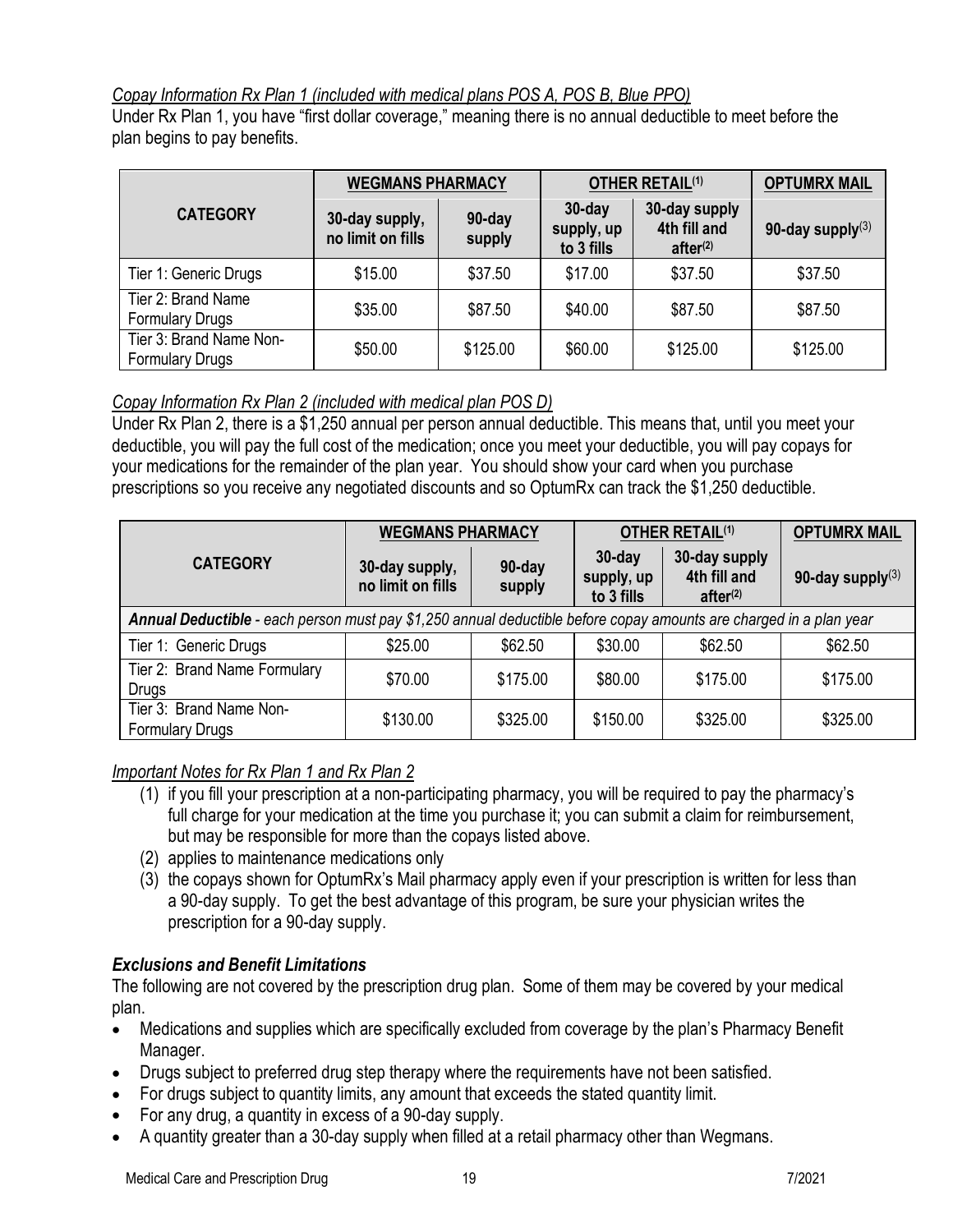*Copay Information Rx Plan 1 (included with medical plans POS A, POS B, Blue PPO)*

Under Rx Plan 1, you have "first dollar coverage," meaning there is no annual deductible to meet before the plan begins to pay benefits.

| CATEGORY | WEGMANS PHARMACY | | OTHER RETAIL[(1)] | | OPTUMRX MAIL |
|---|---|---|---|---|---|
| | 30-day supply, no limit on fills | 90-day supply | 30-day supply, up to 3 fills | 30-day supply 4th fill and after[(2)] | 90-day supply[(3)] |
| Tier 1: Generic Drugs | $15.00 | $37.50 | $17.00 | $37.50 | $37.50 |
| Tier 2: Brand Name Formulary Drugs | $35.00 | $87.50 | $40.00 | $87.50 | $87.50 |
| Tier 3: Brand Name Non-Formulary Drugs | $50.00 | $125.00 | $60.00 | $125.00 | $125.00 |

*Copay Information Rx Plan 2 (included with medical plan POS D)*

Under Rx Plan 2, there is a $1,250 annual per person annual deductible. This means that, until you meet your deductible, you will pay the full cost of the medication; once you meet your deductible, you will pay copays for your medications for the remainder of the plan year. You should show your card when you purchase prescriptions so you receive any negotiated discounts and so OptumRx can track the $1,250 deductible.

| CATEGORY | WEGMANS PHARMACY | | OTHER RETAIL[(1)] | | OPTUMRX MAIL |
|---|---|---|---|---|---|
| | 30-day supply, no limit on fills | 90-day supply | 30-day supply, up to 3 fills | 30-day supply 4th fill and after[(2)] | 90-day supply[(3)] |
| ***Annual Deductible*** *- each person must pay $1,250 annual deductible before copay amounts are charged in a plan year* | | | | | |
| Tier 1: Generic Drugs | $25.00 | $62.50 | $30.00 | $62.50 | $62.50 |
| Tier 2: Brand Name Formulary Drugs | $70.00 | $175.00 | $80.00 | $175.00 | $175.00 |
| Tier 3: Brand Name Non-Formulary Drugs | $130.00 | $325.00 | $150.00 | $325.00 | $325.00 |

*Important Notes for Rx Plan 1 and Rx Plan 2*

(1) if you fill your prescription at a non-participating pharmacy, you will be required to pay the pharmacy's full charge for your medication at the time you purchase it; you can submit a claim for reimbursement, but may be responsible for more than the copays listed above.

(2) applies to maintenance medications only

(3) the copays shown for OptumRx's Mail pharmacy apply even if your prescription is written for less than a 90-day supply. To get the best advantage of this program, be sure your physician writes the prescription for a 90-day supply.

### *Exclusions and Benefit Limitations*

The following are not covered by the prescription drug plan. Some of them may be covered by your medical plan.

- Medications and supplies which are specifically excluded from coverage by the plan's Pharmacy Benefit Manager.
- Drugs subject to preferred drug step therapy where the requirements have not been satisfied.
- For drugs subject to quantity limits, any amount that exceeds the stated quantity limit.
- For any drug, a quantity in excess of a 90-day supply.
- A quantity greater than a 30-day supply when filled at a retail pharmacy other than Wegmans.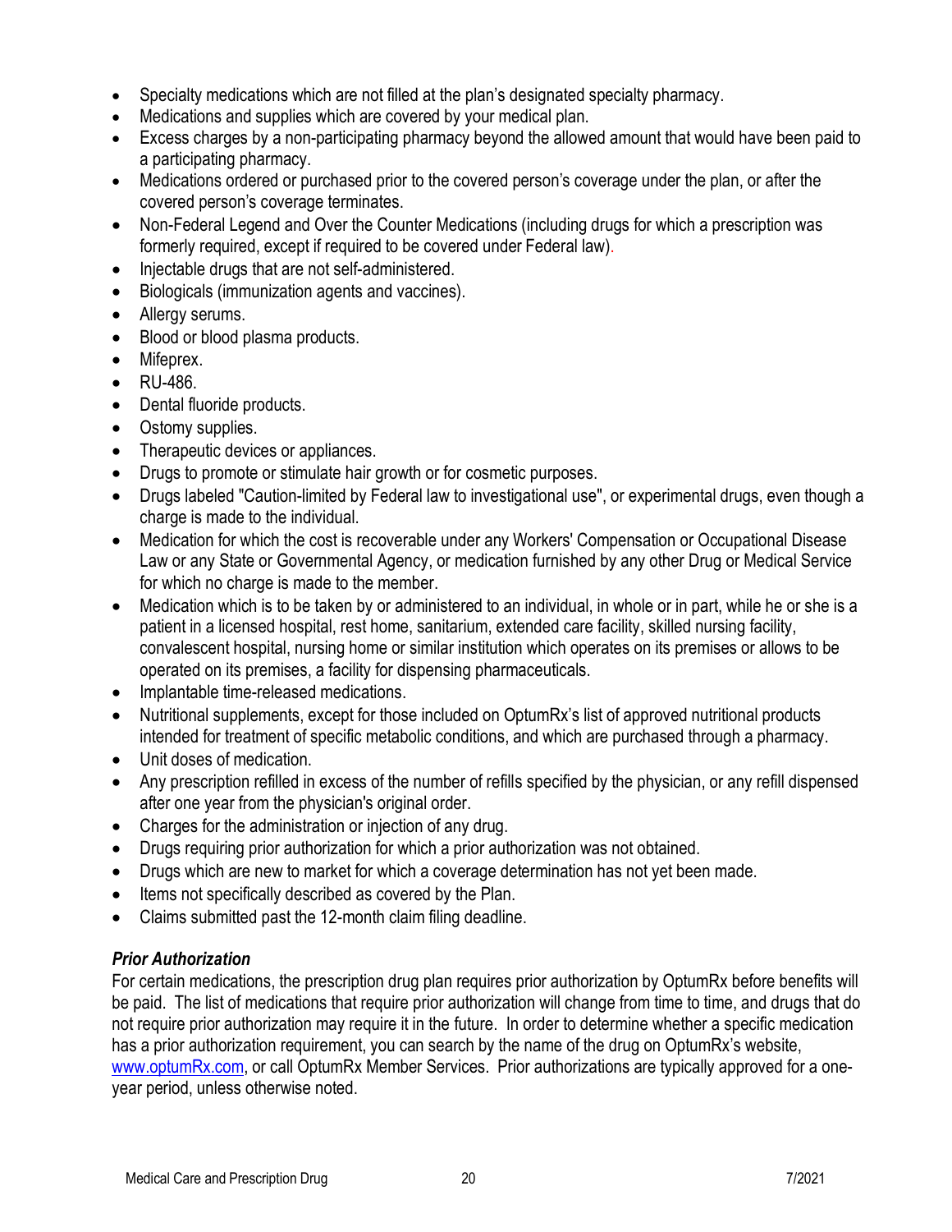- Specialty medications which are not filled at the plan's designated specialty pharmacy.
- Medications and supplies which are covered by your medical plan.
- Excess charges by a non-participating pharmacy beyond the allowed amount that would have been paid to a participating pharmacy.
- Medications ordered or purchased prior to the covered person's coverage under the plan, or after the covered person's coverage terminates.
- Non-Federal Legend and Over the Counter Medications (including drugs for which a prescription was formerly required, except if required to be covered under Federal law).
- Injectable drugs that are not self-administered.
- Biologicals (immunization agents and vaccines).
- Allergy serums.
- Blood or blood plasma products.
- Mifeprex.
- RU-486.
- Dental fluoride products.
- Ostomy supplies.
- Therapeutic devices or appliances.
- Drugs to promote or stimulate hair growth or for cosmetic purposes.
- Drugs labeled "Caution-limited by Federal law to investigational use", or experimental drugs, even though a charge is made to the individual.
- Medication for which the cost is recoverable under any Workers' Compensation or Occupational Disease Law or any State or Governmental Agency, or medication furnished by any other Drug or Medical Service for which no charge is made to the member.
- Medication which is to be taken by or administered to an individual, in whole or in part, while he or she is a patient in a licensed hospital, rest home, sanitarium, extended care facility, skilled nursing facility, convalescent hospital, nursing home or similar institution which operates on its premises or allows to be operated on its premises, a facility for dispensing pharmaceuticals.
- Implantable time-released medications.
- Nutritional supplements, except for those included on OptumRx's list of approved nutritional products intended for treatment of specific metabolic conditions, and which are purchased through a pharmacy.
- Unit doses of medication.
- Any prescription refilled in excess of the number of refills specified by the physician, or any refill dispensed after one year from the physician's original order.
- Charges for the administration or injection of any drug.
- Drugs requiring prior authorization for which a prior authorization was not obtained.
- Drugs which are new to market for which a coverage determination has not yet been made.
- Items not specifically described as covered by the Plan.
- Claims submitted past the 12-month claim filing deadline.

### *Prior Authorization*

For certain medications, the prescription drug plan requires prior authorization by OptumRx before benefits will be paid. The list of medications that require prior authorization will change from time to time, and drugs that do not require prior authorization may require it in the future. In order to determine whether a specific medication has a prior authorization requirement, you can search by the name of the drug on OptumRx's website, www.optumRx.com, or call OptumRx Member Services. Prior authorizations are typically approved for a one-year period, unless otherwise noted.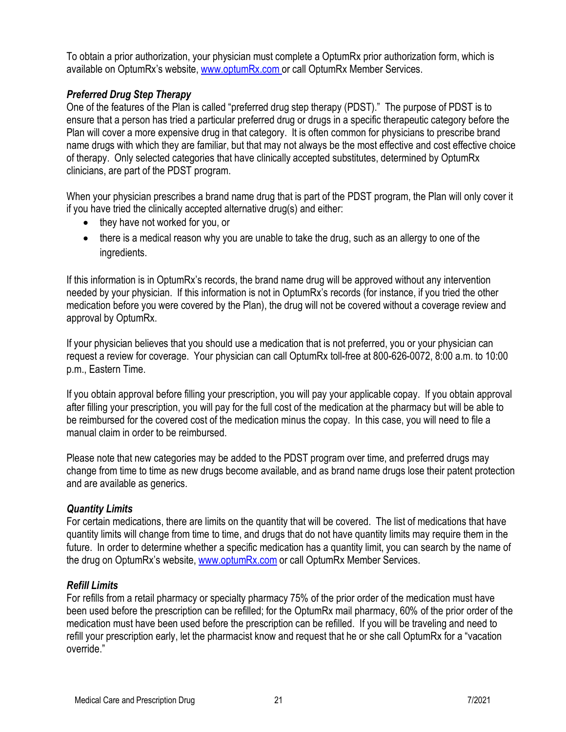To obtain a prior authorization, your physician must complete a OptumRx prior authorization form, which is available on OptumRx's website, www.optumRx.com or call OptumRx Member Services.

### *Preferred Drug Step Therapy*

One of the features of the Plan is called "preferred drug step therapy (PDST)." The purpose of PDST is to ensure that a person has tried a particular preferred drug or drugs in a specific therapeutic category before the Plan will cover a more expensive drug in that category. It is often common for physicians to prescribe brand name drugs with which they are familiar, but that may not always be the most effective and cost effective choice of therapy. Only selected categories that have clinically accepted substitutes, determined by OptumRx clinicians, are part of the PDST program.

When your physician prescribes a brand name drug that is part of the PDST program, the Plan will only cover it if you have tried the clinically accepted alternative drug(s) and either:

- they have not worked for you, or
- there is a medical reason why you are unable to take the drug, such as an allergy to one of the ingredients.

If this information is in OptumRx's records, the brand name drug will be approved without any intervention needed by your physician. If this information is not in OptumRx's records (for instance, if you tried the other medication before you were covered by the Plan), the drug will not be covered without a coverage review and approval by OptumRx.

If your physician believes that you should use a medication that is not preferred, you or your physician can request a review for coverage. Your physician can call OptumRx toll-free at 800-626-0072, 8:00 a.m. to 10:00 p.m., Eastern Time.

If you obtain approval before filling your prescription, you will pay your applicable copay. If you obtain approval after filling your prescription, you will pay for the full cost of the medication at the pharmacy but will be able to be reimbursed for the covered cost of the medication minus the copay. In this case, you will need to file a manual claim in order to be reimbursed.

Please note that new categories may be added to the PDST program over time, and preferred drugs may change from time to time as new drugs become available, and as brand name drugs lose their patent protection and are available as generics.

### *Quantity Limits*

For certain medications, there are limits on the quantity that will be covered. The list of medications that have quantity limits will change from time to time, and drugs that do not have quantity limits may require them in the future. In order to determine whether a specific medication has a quantity limit, you can search by the name of the drug on OptumRx's website, www.optumRx.com or call OptumRx Member Services.

### *Refill Limits*

For refills from a retail pharmacy or specialty pharmacy 75% of the prior order of the medication must have been used before the prescription can be refilled; for the OptumRx mail pharmacy, 60% of the prior order of the medication must have been used before the prescription can be refilled. If you will be traveling and need to refill your prescription early, let the pharmacist know and request that he or she call OptumRx for a "vacation override."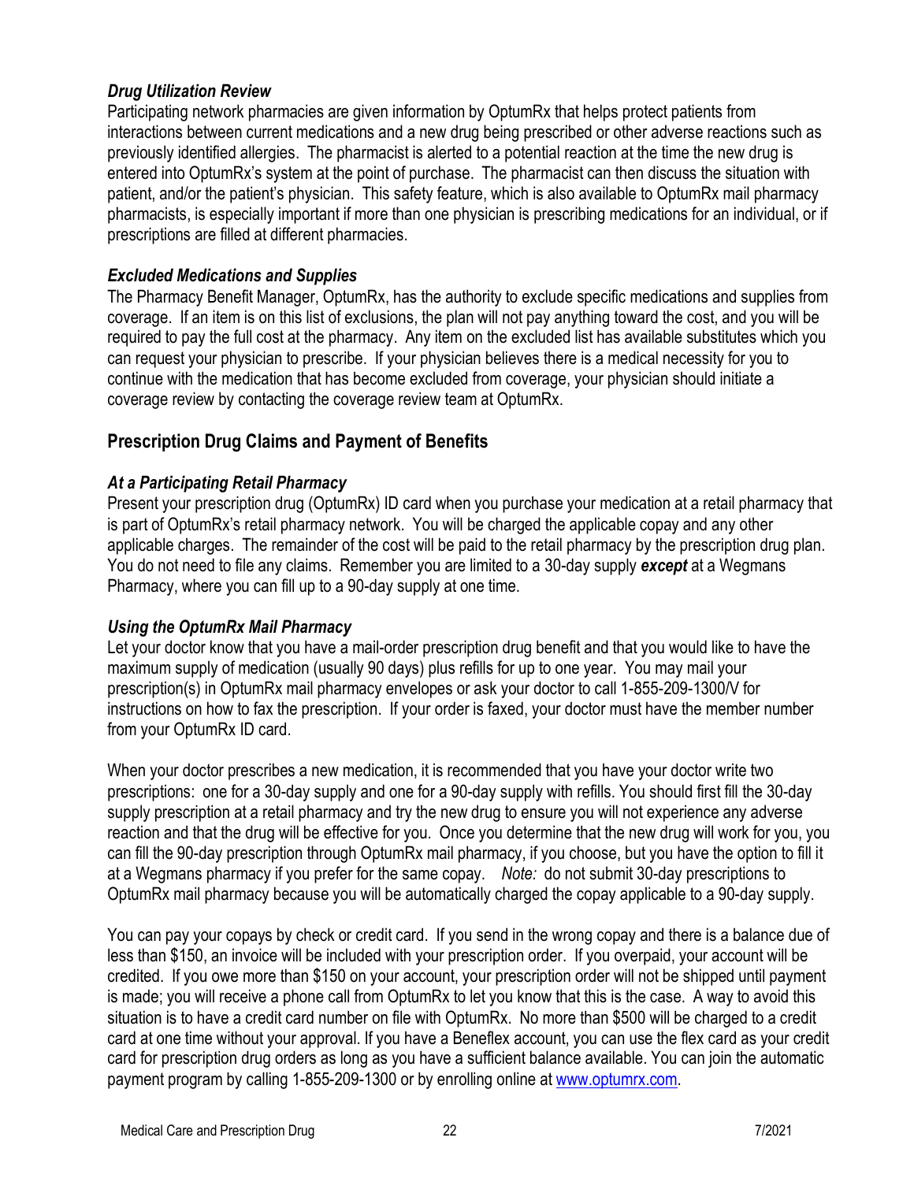### *Drug Utilization Review*

Participating network pharmacies are given information by OptumRx that helps protect patients from interactions between current medications and a new drug being prescribed or other adverse reactions such as previously identified allergies. The pharmacist is alerted to a potential reaction at the time the new drug is entered into OptumRx's system at the point of purchase. The pharmacist can then discuss the situation with patient, and/or the patient's physician. This safety feature, which is also available to OptumRx mail pharmacy pharmacists, is especially important if more than one physician is prescribing medications for an individual, or if prescriptions are filled at different pharmacies.

### *Excluded Medications and Supplies*

The Pharmacy Benefit Manager, OptumRx, has the authority to exclude specific medications and supplies from coverage. If an item is on this list of exclusions, the plan will not pay anything toward the cost, and you will be required to pay the full cost at the pharmacy. Any item on the excluded list has available substitutes which you can request your physician to prescribe. If your physician believes there is a medical necessity for you to continue with the medication that has become excluded from coverage, your physician should initiate a coverage review by contacting the coverage review team at OptumRx.

## Prescription Drug Claims and Payment of Benefits

### *At a Participating Retail Pharmacy*

Present your prescription drug (OptumRx) ID card when you purchase your medication at a retail pharmacy that is part of OptumRx's retail pharmacy network. You will be charged the applicable copay and any other applicable charges. The remainder of the cost will be paid to the retail pharmacy by the prescription drug plan. You do not need to file any claims. Remember you are limited to a 30-day supply ***except*** at a Wegmans Pharmacy, where you can fill up to a 90-day supply at one time.

### *Using the OptumRx Mail Pharmacy*

Let your doctor know that you have a mail-order prescription drug benefit and that you would like to have the maximum supply of medication (usually 90 days) plus refills for up to one year. You may mail your prescription(s) in OptumRx mail pharmacy envelopes or ask your doctor to call 1-855-209-1300/V for instructions on how to fax the prescription. If your order is faxed, your doctor must have the member number from your OptumRx ID card.

When your doctor prescribes a new medication, it is recommended that you have your doctor write two prescriptions: one for a 30-day supply and one for a 90-day supply with refills. You should first fill the 30-day supply prescription at a retail pharmacy and try the new drug to ensure you will not experience any adverse reaction and that the drug will be effective for you. Once you determine that the new drug will work for you, you can fill the 90-day prescription through OptumRx mail pharmacy, if you choose, but you have the option to fill it at a Wegmans pharmacy if you prefer for the same copay. *Note:* do not submit 30-day prescriptions to OptumRx mail pharmacy because you will be automatically charged the copay applicable to a 90-day supply.

You can pay your copays by check or credit card. If you send in the wrong copay and there is a balance due of less than $150, an invoice will be included with your prescription order. If you overpaid, your account will be credited. If you owe more than $150 on your account, your prescription order will not be shipped until payment is made; you will receive a phone call from OptumRx to let you know that this is the case. A way to avoid this situation is to have a credit card number on file with OptumRx. No more than $500 will be charged to a credit card at one time without your approval. If you have a Beneflex account, you can use the flex card as your credit card for prescription drug orders as long as you have a sufficient balance available. You can join the automatic payment program by calling 1-855-209-1300 or by enrolling online at [www.optumrx.com](http://www.optumrx.com).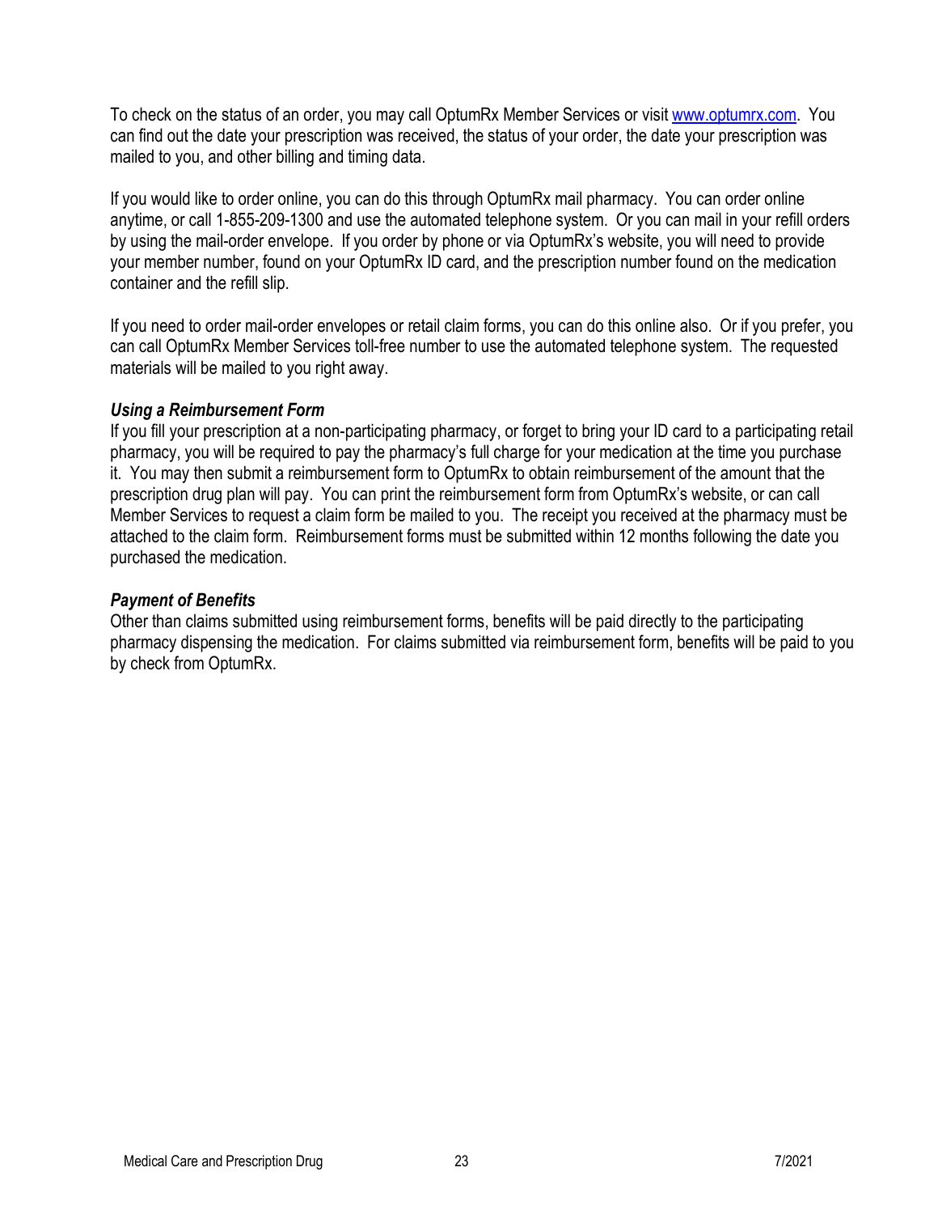To check on the status of an order, you may call OptumRx Member Services or visit [www.optumrx.com](http://www.optumrx.com). You can find out the date your prescription was received, the status of your order, the date your prescription was mailed to you, and other billing and timing data.

If you would like to order online, you can do this through OptumRx mail pharmacy. You can order online anytime, or call 1-855-209-1300 and use the automated telephone system. Or you can mail in your refill orders by using the mail-order envelope. If you order by phone or via OptumRx's website, you will need to provide your member number, found on your OptumRx ID card, and the prescription number found on the medication container and the refill slip.

If you need to order mail-order envelopes or retail claim forms, you can do this online also. Or if you prefer, you can call OptumRx Member Services toll-free number to use the automated telephone system. The requested materials will be mailed to you right away.

***Using a Reimbursement Form***

If you fill your prescription at a non-participating pharmacy, or forget to bring your ID card to a participating retail pharmacy, you will be required to pay the pharmacy's full charge for your medication at the time you purchase it. You may then submit a reimbursement form to OptumRx to obtain reimbursement of the amount that the prescription drug plan will pay. You can print the reimbursement form from OptumRx's website, or can call Member Services to request a claim form be mailed to you. The receipt you received at the pharmacy must be attached to the claim form. Reimbursement forms must be submitted within 12 months following the date you purchased the medication.

***Payment of Benefits***

Other than claims submitted using reimbursement forms, benefits will be paid directly to the participating pharmacy dispensing the medication. For claims submitted via reimbursement form, benefits will be paid to you by check from OptumRx.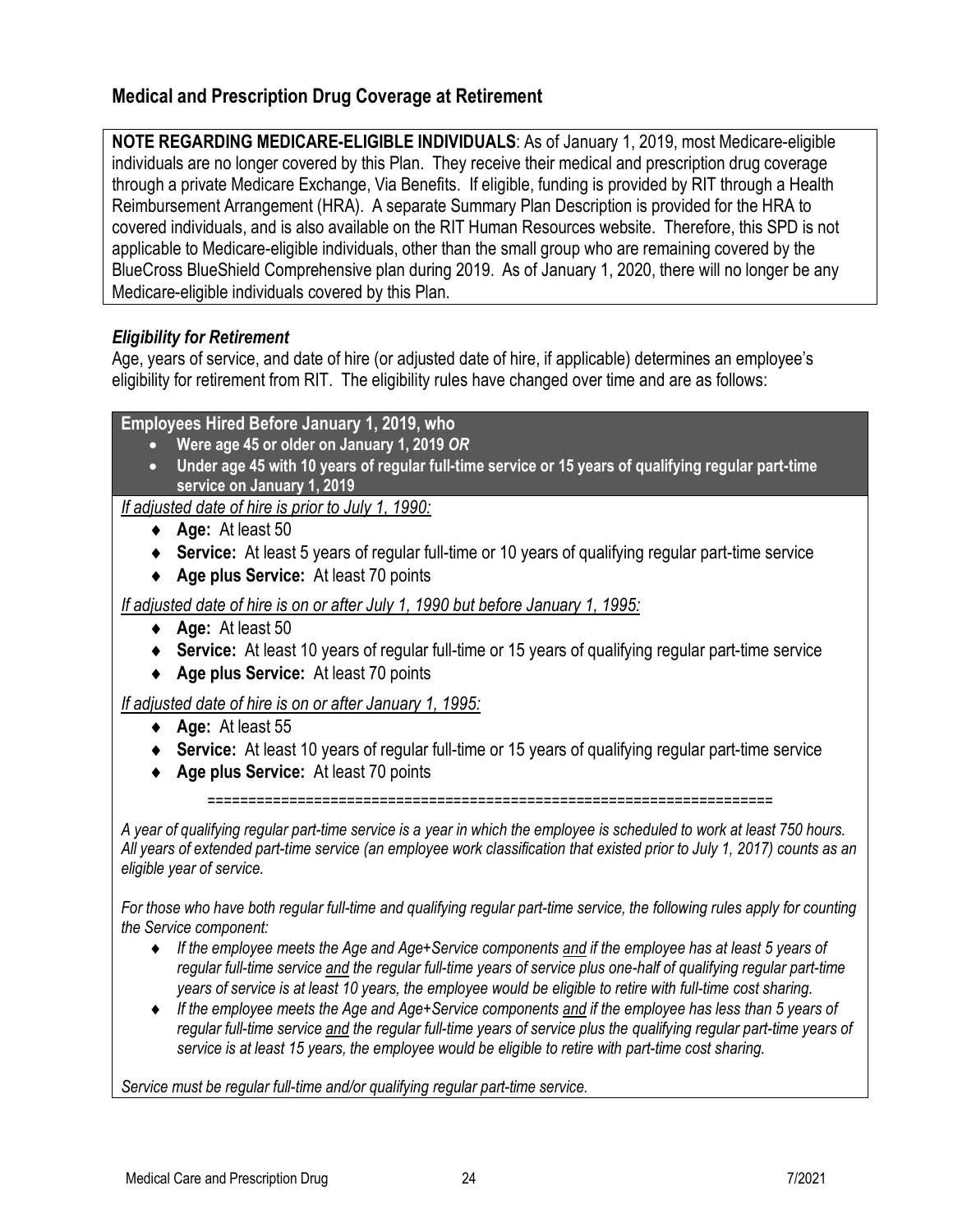## Medical and Prescription Drug Coverage at Retirement

**NOTE REGARDING MEDICARE-ELIGIBLE INDIVIDUALS**: As of January 1, 2019, most Medicare-eligible individuals are no longer covered by this Plan. They receive their medical and prescription drug coverage through a private Medicare Exchange, Via Benefits. If eligible, funding is provided by RIT through a Health Reimbursement Arrangement (HRA). A separate Summary Plan Description is provided for the HRA to covered individuals, and is also available on the RIT Human Resources website. Therefore, this SPD is not applicable to Medicare-eligible individuals, other than the small group who are remaining covered by the BlueCross BlueShield Comprehensive plan during 2019. As of January 1, 2020, there will no longer be any Medicare-eligible individuals covered by this Plan.

### *Eligibility for Retirement*

Age, years of service, and date of hire (or adjusted date of hire, if applicable) determines an employee's eligibility for retirement from RIT. The eligibility rules have changed over time and are as follows:

**Employees Hired Before January 1, 2019, who**

- **Were age 45 or older on January 1, 2019** ***OR***
- **Under age 45 with 10 years of regular full-time service or 15 years of qualifying regular part-time service on January 1, 2019**

*If adjusted date of hire is prior to July 1, 1990:*

- **Age:** At least 50
- **Service:** At least 5 years of regular full-time or 10 years of qualifying regular part-time service
- **Age plus Service:** At least 70 points

*If adjusted date of hire is on or after July 1, 1990 but before January 1, 1995:*

- **Age:** At least 50
- **Service:** At least 10 years of regular full-time or 15 years of qualifying regular part-time service
- **Age plus Service:** At least 70 points

*If adjusted date of hire is on or after January 1, 1995:*

- **Age:** At least 55
- **Service:** At least 10 years of regular full-time or 15 years of qualifying regular part-time service
- **Age plus Service:** At least 70 points

==================================================================

*A year of qualifying regular part-time service is a year in which the employee is scheduled to work at least 750 hours. All years of extended part-time service (an employee work classification that existed prior to July 1, 2017) counts as an eligible year of service.*

*For those who have both regular full-time and qualifying regular part-time service, the following rules apply for counting the Service component:*

- *If the employee meets the Age and Age+Service components and if the employee has at least 5 years of regular full-time service and the regular full-time years of service plus one-half of qualifying regular part-time years of service is at least 10 years, the employee would be eligible to retire with full-time cost sharing.*
- *If the employee meets the Age and Age+Service components and if the employee has less than 5 years of regular full-time service and the regular full-time years of service plus the qualifying regular part-time years of service is at least 15 years, the employee would be eligible to retire with part-time cost sharing.*

*Service must be regular full-time and/or qualifying regular part-time service.*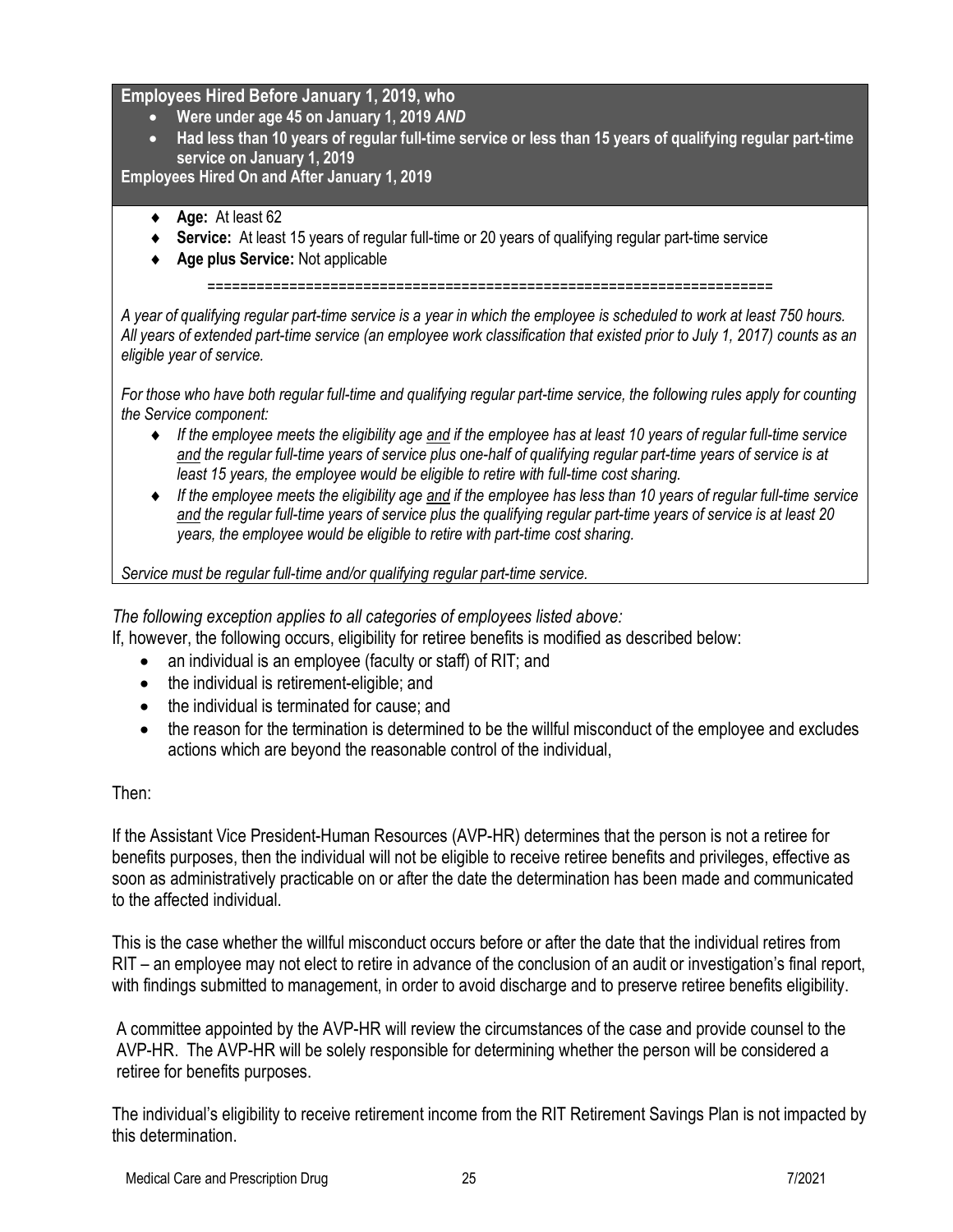**Employees Hired Before January 1, 2019, who**

- **Were under age 45 on January 1, 2019** ***AND***
- **Had less than 10 years of regular full-time service or less than 15 years of qualifying regular part-time service on January 1, 2019**

**Employees Hired On and After January 1, 2019**

- **Age:** At least 62
- **Service:** At least 15 years of regular full-time or 20 years of qualifying regular part-time service
- **Age plus Service:** Not applicable

====================================================================

*A year of qualifying regular part-time service is a year in which the employee is scheduled to work at least 750 hours. All years of extended part-time service (an employee work classification that existed prior to July 1, 2017) counts as an eligible year of service.*

*For those who have both regular full-time and qualifying regular part-time service, the following rules apply for counting the Service component:*

- *If the employee meets the eligibility age and if the employee has at least 10 years of regular full-time service and the regular full-time years of service plus one-half of qualifying regular part-time years of service is at least 15 years, the employee would be eligible to retire with full-time cost sharing.*
- *If the employee meets the eligibility age and if the employee has less than 10 years of regular full-time service and the regular full-time years of service plus the qualifying regular part-time years of service is at least 20 years, the employee would be eligible to retire with part-time cost sharing.*

*Service must be regular full-time and/or qualifying regular part-time service.*

*The following exception applies to all categories of employees listed above:*

If, however, the following occurs, eligibility for retiree benefits is modified as described below:

- an individual is an employee (faculty or staff) of RIT; and
- the individual is retirement-eligible; and
- the individual is terminated for cause; and
- the reason for the termination is determined to be the willful misconduct of the employee and excludes actions which are beyond the reasonable control of the individual,

Then:

If the Assistant Vice President-Human Resources (AVP-HR) determines that the person is not a retiree for benefits purposes, then the individual will not be eligible to receive retiree benefits and privileges, effective as soon as administratively practicable on or after the date the determination has been made and communicated to the affected individual.

This is the case whether the willful misconduct occurs before or after the date that the individual retires from RIT – an employee may not elect to retire in advance of the conclusion of an audit or investigation's final report, with findings submitted to management, in order to avoid discharge and to preserve retiree benefits eligibility.

A committee appointed by the AVP-HR will review the circumstances of the case and provide counsel to the AVP-HR. The AVP-HR will be solely responsible for determining whether the person will be considered a retiree for benefits purposes.

The individual's eligibility to receive retirement income from the RIT Retirement Savings Plan is not impacted by this determination.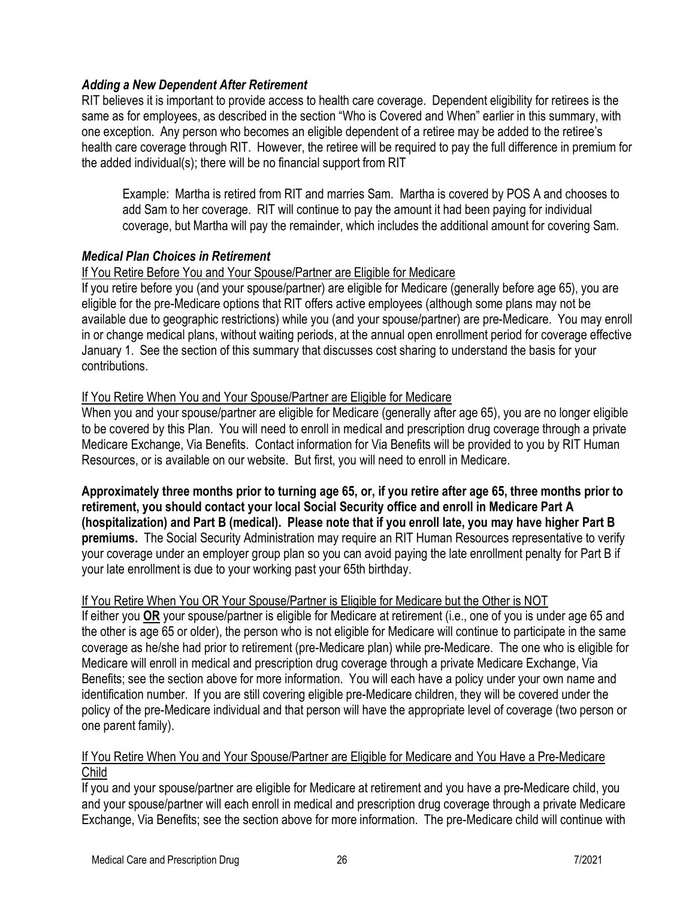### *Adding a New Dependent After Retirement*

RIT believes it is important to provide access to health care coverage. Dependent eligibility for retirees is the same as for employees, as described in the section "Who is Covered and When" earlier in this summary, with one exception. Any person who becomes an eligible dependent of a retiree may be added to the retiree's health care coverage through RIT. However, the retiree will be required to pay the full difference in premium for the added individual(s); there will be no financial support from RIT

> Example: Martha is retired from RIT and marries Sam. Martha is covered by POS A and chooses to add Sam to her coverage. RIT will continue to pay the amount it had been paying for individual coverage, but Martha will pay the remainder, which includes the additional amount for covering Sam.

### *Medical Plan Choices in Retirement*

<u>If You Retire Before You and Your Spouse/Partner are Eligible for Medicare</u>

If you retire before you (and your spouse/partner) are eligible for Medicare (generally before age 65), you are eligible for the pre-Medicare options that RIT offers active employees (although some plans may not be available due to geographic restrictions) while you (and your spouse/partner) are pre-Medicare. You may enroll in or change medical plans, without waiting periods, at the annual open enrollment period for coverage effective January 1. See the section of this summary that discusses cost sharing to understand the basis for your contributions.

<u>If You Retire When You and Your Spouse/Partner are Eligible for Medicare</u>

When you and your spouse/partner are eligible for Medicare (generally after age 65), you are no longer eligible to be covered by this Plan. You will need to enroll in medical and prescription drug coverage through a private Medicare Exchange, Via Benefits. Contact information for Via Benefits will be provided to you by RIT Human Resources, or is available on our website. But first, you will need to enroll in Medicare.

**Approximately three months prior to turning age 65, or, if you retire after age 65, three months prior to retirement, you should contact your local Social Security office and enroll in Medicare Part A (hospitalization) and Part B (medical). Please note that if you enroll late, you may have higher Part B premiums.** The Social Security Administration may require an RIT Human Resources representative to verify your coverage under an employer group plan so you can avoid paying the late enrollment penalty for Part B if your late enrollment is due to your working past your 65th birthday.

<u>If You Retire When You OR Your Spouse/Partner is Eligible for Medicare but the Other is NOT</u>

If either you **<u>OR</u>** your spouse/partner is eligible for Medicare at retirement (i.e., one of you is under age 65 and the other is age 65 or older), the person who is not eligible for Medicare will continue to participate in the same coverage as he/she had prior to retirement (pre-Medicare plan) while pre-Medicare. The one who is eligible for Medicare will enroll in medical and prescription drug coverage through a private Medicare Exchange, Via Benefits; see the section above for more information. You will each have a policy under your own name and identification number. If you are still covering eligible pre-Medicare children, they will be covered under the policy of the pre-Medicare individual and that person will have the appropriate level of coverage (two person or one parent family).

<u>If You Retire When You and Your Spouse/Partner are Eligible for Medicare and You Have a Pre-Medicare Child</u>

If you and your spouse/partner are eligible for Medicare at retirement and you have a pre-Medicare child, you and your spouse/partner will each enroll in medical and prescription drug coverage through a private Medicare Exchange, Via Benefits; see the section above for more information. The pre-Medicare child will continue with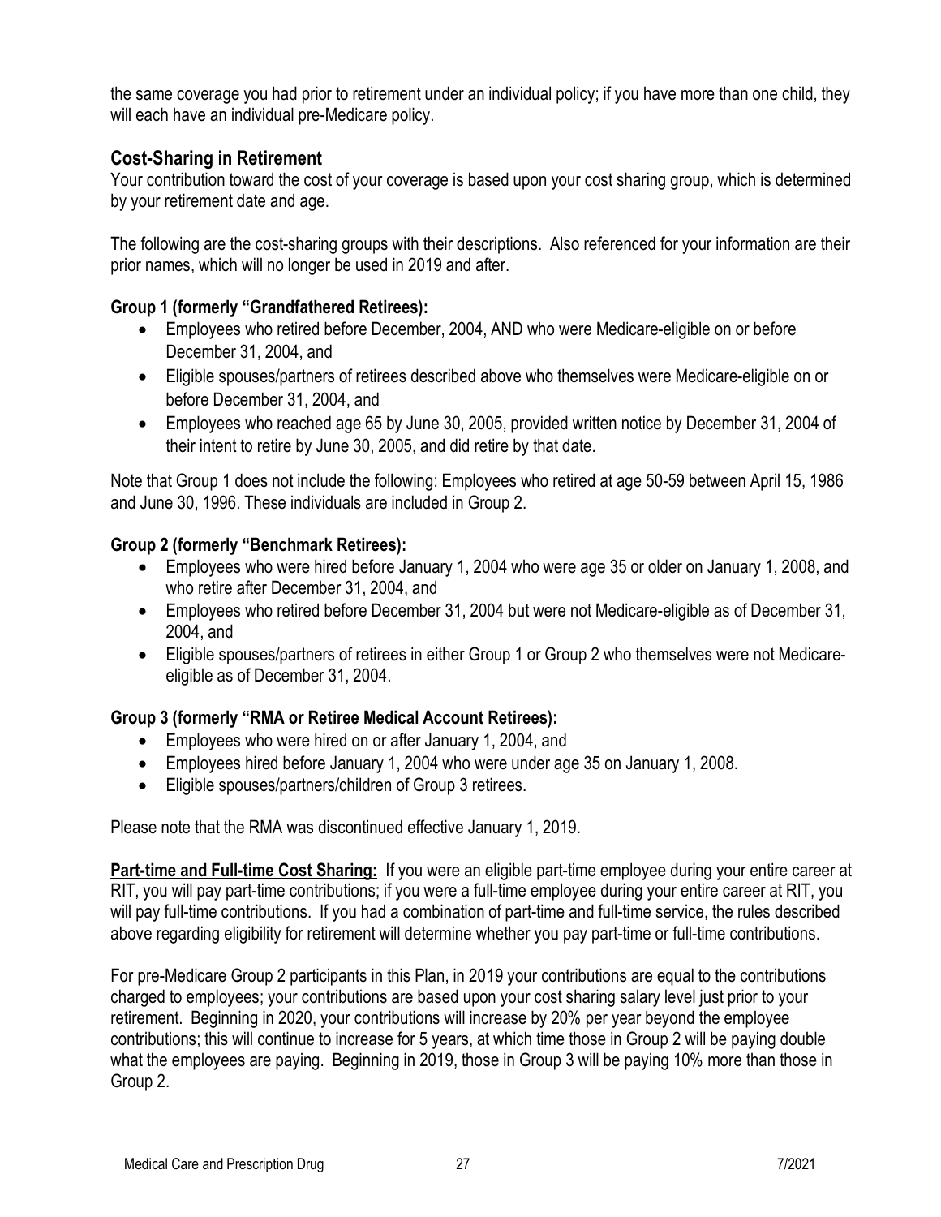the same coverage you had prior to retirement under an individual policy; if you have more than one child, they will each have an individual pre-Medicare policy.

## Cost-Sharing in Retirement

Your contribution toward the cost of your coverage is based upon your cost sharing group, which is determined by your retirement date and age.

The following are the cost-sharing groups with their descriptions. Also referenced for your information are their prior names, which will no longer be used in 2019 and after.

### Group 1 (formerly "Grandfathered Retirees):

- Employees who retired before December, 2004, AND who were Medicare-eligible on or before December 31, 2004, and
- Eligible spouses/partners of retirees described above who themselves were Medicare-eligible on or before December 31, 2004, and
- Employees who reached age 65 by June 30, 2005, provided written notice by December 31, 2004 of their intent to retire by June 30, 2005, and did retire by that date.

Note that Group 1 does not include the following: Employees who retired at age 50-59 between April 15, 1986 and June 30, 1996. These individuals are included in Group 2.

### Group 2 (formerly "Benchmark Retirees):

- Employees who were hired before January 1, 2004 who were age 35 or older on January 1, 2008, and who retire after December 31, 2004, and
- Employees who retired before December 31, 2004 but were not Medicare-eligible as of December 31, 2004, and
- Eligible spouses/partners of retirees in either Group 1 or Group 2 who themselves were not Medicare-eligible as of December 31, 2004.

### Group 3 (formerly "RMA or Retiree Medical Account Retirees):

- Employees who were hired on or after January 1, 2004, and
- Employees hired before January 1, 2004 who were under age 35 on January 1, 2008.
- Eligible spouses/partners/children of Group 3 retirees.

Please note that the RMA was discontinued effective January 1, 2019.

**Part-time and Full-time Cost Sharing:** If you were an eligible part-time employee during your entire career at RIT, you will pay part-time contributions; if you were a full-time employee during your entire career at RIT, you will pay full-time contributions. If you had a combination of part-time and full-time service, the rules described above regarding eligibility for retirement will determine whether you pay part-time or full-time contributions.

For pre-Medicare Group 2 participants in this Plan, in 2019 your contributions are equal to the contributions charged to employees; your contributions are based upon your cost sharing salary level just prior to your retirement. Beginning in 2020, your contributions will increase by 20% per year beyond the employee contributions; this will continue to increase for 5 years, at which time those in Group 2 will be paying double what the employees are paying. Beginning in 2019, those in Group 3 will be paying 10% more than those in Group 2.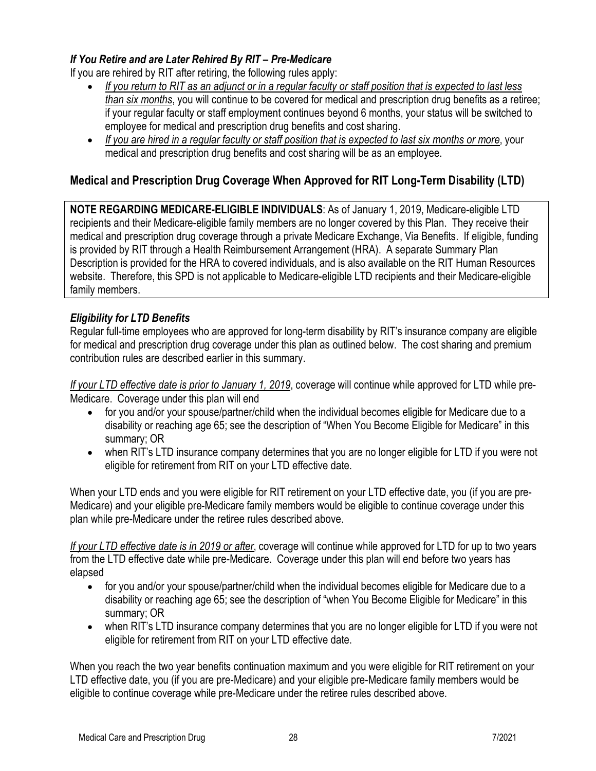### *If You Retire and are Later Rehired By RIT – Pre-Medicare*

If you are rehired by RIT after retiring, the following rules apply:

- *If you return to RIT as an adjunct or in a regular faculty or staff position that is expected to last less than six months*, you will continue to be covered for medical and prescription drug benefits as a retiree; if your regular faculty or staff employment continues beyond 6 months, your status will be switched to employee for medical and prescription drug benefits and cost sharing.
- *If you are hired in a regular faculty or staff position that is expected to last six months or more*, your medical and prescription drug benefits and cost sharing will be as an employee.

## Medical and Prescription Drug Coverage When Approved for RIT Long-Term Disability (LTD)

**NOTE REGARDING MEDICARE-ELIGIBLE INDIVIDUALS**: As of January 1, 2019, Medicare-eligible LTD recipients and their Medicare-eligible family members are no longer covered by this Plan. They receive their medical and prescription drug coverage through a private Medicare Exchange, Via Benefits. If eligible, funding is provided by RIT through a Health Reimbursement Arrangement (HRA). A separate Summary Plan Description is provided for the HRA to covered individuals, and is also available on the RIT Human Resources website. Therefore, this SPD is not applicable to Medicare-eligible LTD recipients and their Medicare-eligible family members.

### *Eligibility for LTD Benefits*

Regular full-time employees who are approved for long-term disability by RIT's insurance company are eligible for medical and prescription drug coverage under this plan as outlined below. The cost sharing and premium contribution rules are described earlier in this summary.

*If your LTD effective date is prior to January 1, 2019*, coverage will continue while approved for LTD while pre-Medicare. Coverage under this plan will end

- for you and/or your spouse/partner/child when the individual becomes eligible for Medicare due to a disability or reaching age 65; see the description of "When You Become Eligible for Medicare" in this summary; OR
- when RIT's LTD insurance company determines that you are no longer eligible for LTD if you were not eligible for retirement from RIT on your LTD effective date.

When your LTD ends and you were eligible for RIT retirement on your LTD effective date, you (if you are pre-Medicare) and your eligible pre-Medicare family members would be eligible to continue coverage under this plan while pre-Medicare under the retiree rules described above.

*If your LTD effective date is in 2019 or after*, coverage will continue while approved for LTD for up to two years from the LTD effective date while pre-Medicare. Coverage under this plan will end before two years has elapsed

- for you and/or your spouse/partner/child when the individual becomes eligible for Medicare due to a disability or reaching age 65; see the description of "when You Become Eligible for Medicare" in this summary; OR
- when RIT's LTD insurance company determines that you are no longer eligible for LTD if you were not eligible for retirement from RIT on your LTD effective date.

When you reach the two year benefits continuation maximum and you were eligible for RIT retirement on your LTD effective date, you (if you are pre-Medicare) and your eligible pre-Medicare family members would be eligible to continue coverage while pre-Medicare under the retiree rules described above.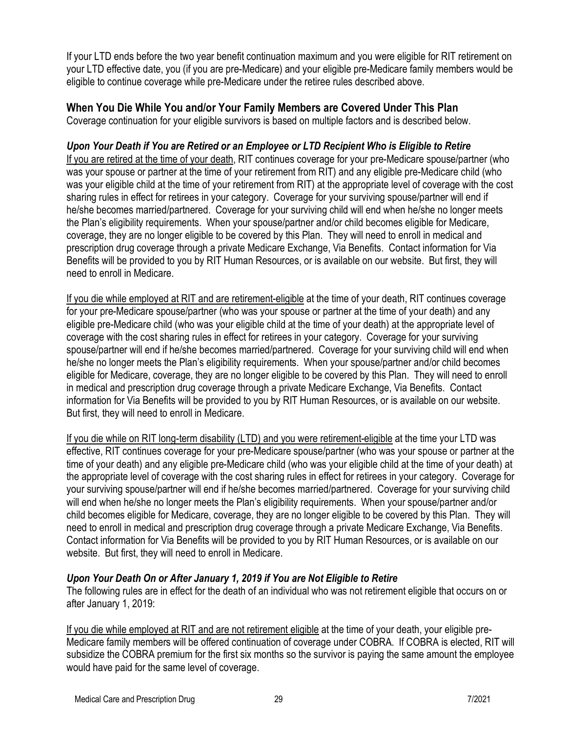If your LTD ends before the two year benefit continuation maximum and you were eligible for RIT retirement on your LTD effective date, you (if you are pre-Medicare) and your eligible pre-Medicare family members would be eligible to continue coverage while pre-Medicare under the retiree rules described above.

## When You Die While You and/or Your Family Members are Covered Under This Plan

Coverage continuation for your eligible survivors is based on multiple factors and is described below.

### *Upon Your Death if You are Retired or an Employee or LTD Recipient Who is Eligible to Retire*

<u>If you are retired at the time of your death</u>, RIT continues coverage for your pre-Medicare spouse/partner (who was your spouse or partner at the time of your retirement from RIT) and any eligible pre-Medicare child (who was your eligible child at the time of your retirement from RIT) at the appropriate level of coverage with the cost sharing rules in effect for retirees in your category. Coverage for your surviving spouse/partner will end if he/she becomes married/partnered. Coverage for your surviving child will end when he/she no longer meets the Plan's eligibility requirements. When your spouse/partner and/or child becomes eligible for Medicare, coverage, they are no longer eligible to be covered by this Plan. They will need to enroll in medical and prescription drug coverage through a private Medicare Exchange, Via Benefits. Contact information for Via Benefits will be provided to you by RIT Human Resources, or is available on our website. But first, they will need to enroll in Medicare.

<u>If you die while employed at RIT and are retirement-eligible</u> at the time of your death, RIT continues coverage for your pre-Medicare spouse/partner (who was your spouse or partner at the time of your death) and any eligible pre-Medicare child (who was your eligible child at the time of your death) at the appropriate level of coverage with the cost sharing rules in effect for retirees in your category. Coverage for your surviving spouse/partner will end if he/she becomes married/partnered. Coverage for your surviving child will end when he/she no longer meets the Plan's eligibility requirements. When your spouse/partner and/or child becomes eligible for Medicare, coverage, they are no longer eligible to be covered by this Plan. They will need to enroll in medical and prescription drug coverage through a private Medicare Exchange, Via Benefits. Contact information for Via Benefits will be provided to you by RIT Human Resources, or is available on our website. But first, they will need to enroll in Medicare.

<u>If you die while on RIT long-term disability (LTD) and you were retirement-eligible</u> at the time your LTD was effective, RIT continues coverage for your pre-Medicare spouse/partner (who was your spouse or partner at the time of your death) and any eligible pre-Medicare child (who was your eligible child at the time of your death) at the appropriate level of coverage with the cost sharing rules in effect for retirees in your category. Coverage for your surviving spouse/partner will end if he/she becomes married/partnered. Coverage for your surviving child will end when he/she no longer meets the Plan's eligibility requirements. When your spouse/partner and/or child becomes eligible for Medicare, coverage, they are no longer eligible to be covered by this Plan. They will need to enroll in medical and prescription drug coverage through a private Medicare Exchange, Via Benefits. Contact information for Via Benefits will be provided to you by RIT Human Resources, or is available on our website. But first, they will need to enroll in Medicare.

### *Upon Your Death On or After January 1, 2019 if You are Not Eligible to Retire*

The following rules are in effect for the death of an individual who was not retirement eligible that occurs on or after January 1, 2019:

<u>If you die while employed at RIT and are not retirement eligible</u> at the time of your death, your eligible pre-Medicare family members will be offered continuation of coverage under COBRA. If COBRA is elected, RIT will subsidize the COBRA premium for the first six months so the survivor is paying the same amount the employee would have paid for the same level of coverage.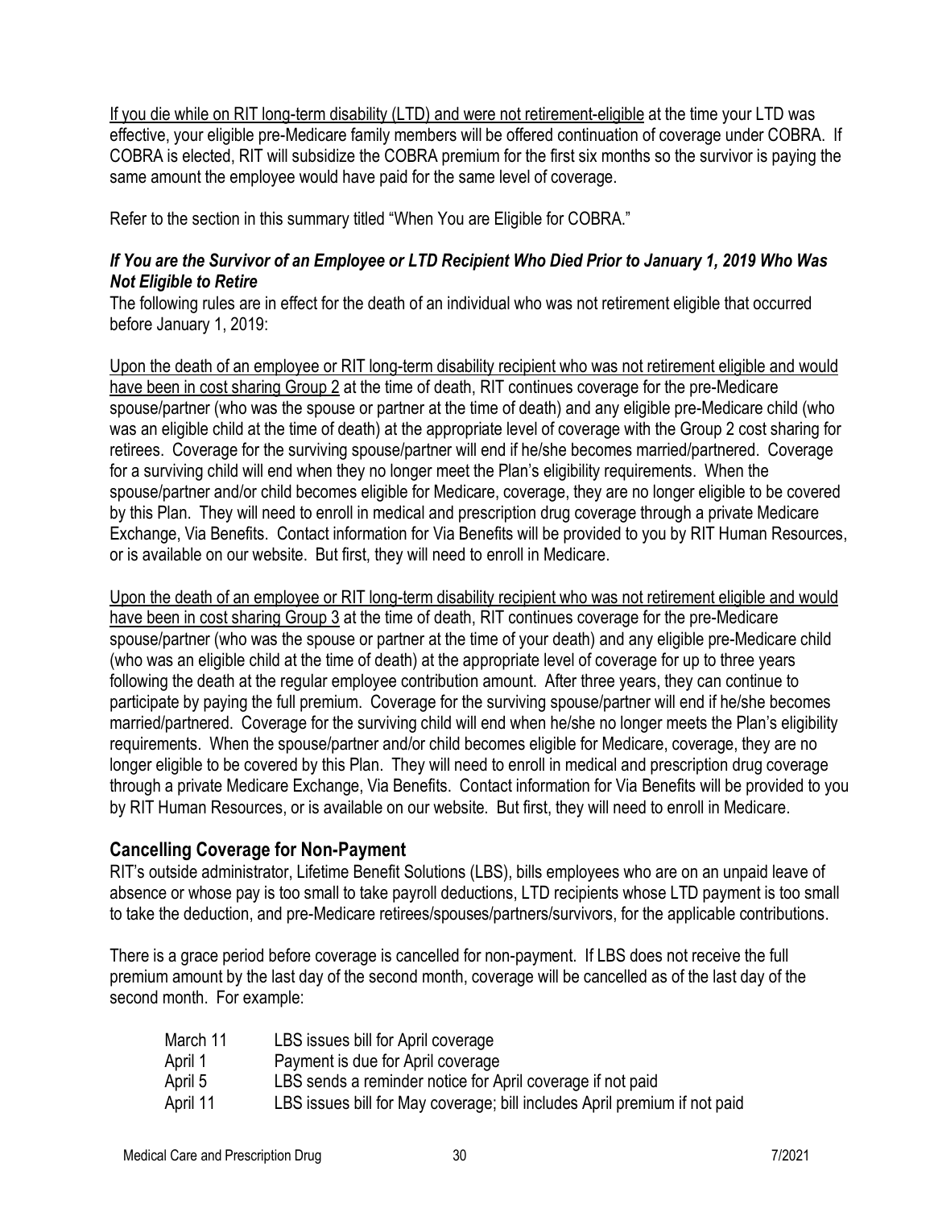If you die while on RIT long-term disability (LTD) and were not retirement-eligible at the time your LTD was effective, your eligible pre-Medicare family members will be offered continuation of coverage under COBRA. If COBRA is elected, RIT will subsidize the COBRA premium for the first six months so the survivor is paying the same amount the employee would have paid for the same level of coverage.

Refer to the section in this summary titled "When You are Eligible for COBRA."

***If You are the Survivor of an Employee or LTD Recipient Who Died Prior to January 1, 2019 Who Was Not Eligible to Retire***

The following rules are in effect for the death of an individual who was not retirement eligible that occurred before January 1, 2019:

Upon the death of an employee or RIT long-term disability recipient who was not retirement eligible and would have been in cost sharing Group 2 at the time of death, RIT continues coverage for the pre-Medicare spouse/partner (who was the spouse or partner at the time of death) and any eligible pre-Medicare child (who was an eligible child at the time of death) at the appropriate level of coverage with the Group 2 cost sharing for retirees. Coverage for the surviving spouse/partner will end if he/she becomes married/partnered. Coverage for a surviving child will end when they no longer meet the Plan's eligibility requirements. When the spouse/partner and/or child becomes eligible for Medicare, coverage, they are no longer eligible to be covered by this Plan. They will need to enroll in medical and prescription drug coverage through a private Medicare Exchange, Via Benefits. Contact information for Via Benefits will be provided to you by RIT Human Resources, or is available on our website. But first, they will need to enroll in Medicare.

Upon the death of an employee or RIT long-term disability recipient who was not retirement eligible and would have been in cost sharing Group 3 at the time of death, RIT continues coverage for the pre-Medicare spouse/partner (who was the spouse or partner at the time of your death) and any eligible pre-Medicare child (who was an eligible child at the time of death) at the appropriate level of coverage for up to three years following the death at the regular employee contribution amount. After three years, they can continue to participate by paying the full premium. Coverage for the surviving spouse/partner will end if he/she becomes married/partnered. Coverage for the surviving child will end when he/she no longer meets the Plan's eligibility requirements. When the spouse/partner and/or child becomes eligible for Medicare, coverage, they are no longer eligible to be covered by this Plan. They will need to enroll in medical and prescription drug coverage through a private Medicare Exchange, Via Benefits. Contact information for Via Benefits will be provided to you by RIT Human Resources, or is available on our website. But first, they will need to enroll in Medicare.

## Cancelling Coverage for Non-Payment

RIT's outside administrator, Lifetime Benefit Solutions (LBS), bills employees who are on an unpaid leave of absence or whose pay is too small to take payroll deductions, LTD recipients whose LTD payment is too small to take the deduction, and pre-Medicare retirees/spouses/partners/survivors, for the applicable contributions.

There is a grace period before coverage is cancelled for non-payment. If LBS does not receive the full premium amount by the last day of the second month, coverage will be cancelled as of the last day of the second month. For example:

| | |
|---|---|
| March 11 | LBS issues bill for April coverage |
| April 1 | Payment is due for April coverage |
| April 5 | LBS sends a reminder notice for April coverage if not paid |
| April 11 | LBS issues bill for May coverage; bill includes April premium if not paid |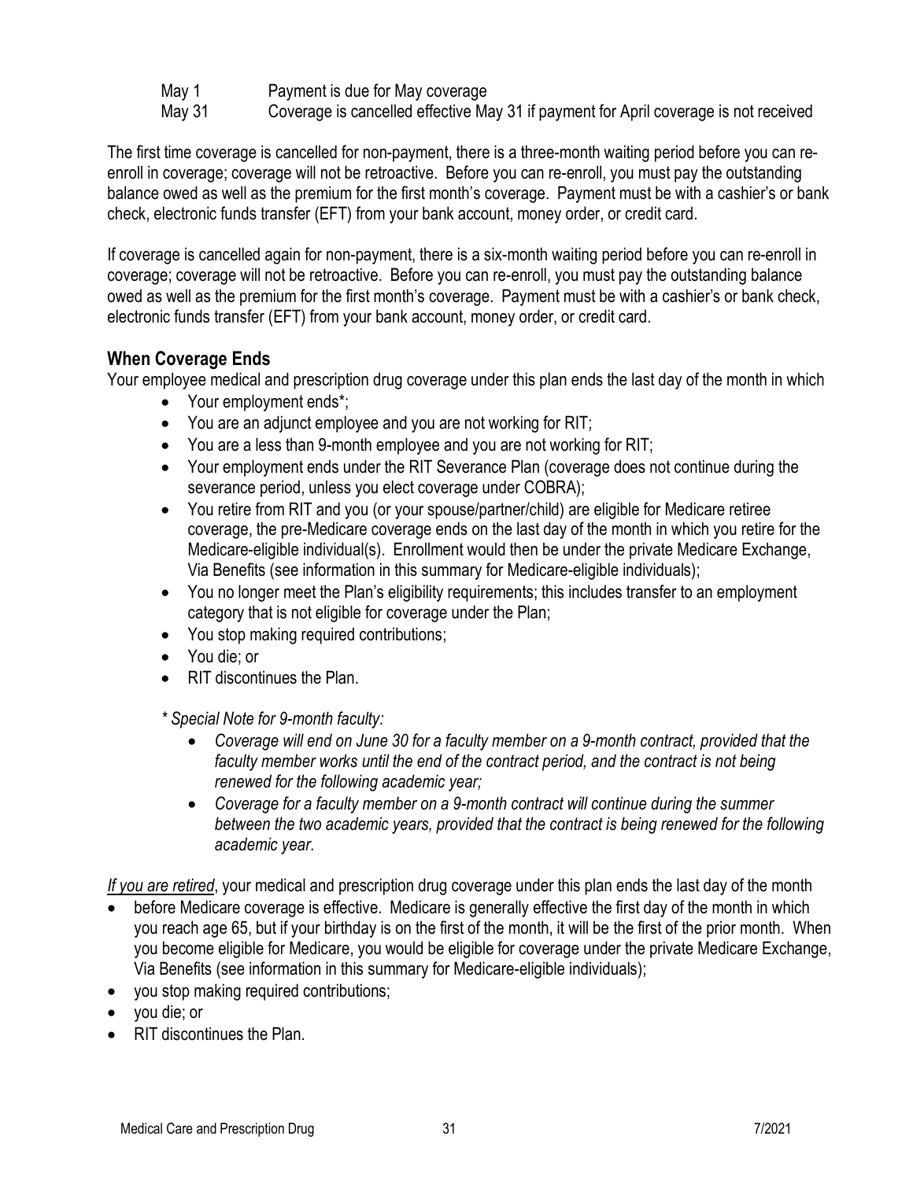| | |
|---|---|
| May 1 | Payment is due for May coverage |
| May 31 | Coverage is cancelled effective May 31 if payment for April coverage is not received |

The first time coverage is cancelled for non-payment, there is a three-month waiting period before you can re-enroll in coverage; coverage will not be retroactive. Before you can re-enroll, you must pay the outstanding balance owed as well as the premium for the first month's coverage. Payment must be with a cashier's or bank check, electronic funds transfer (EFT) from your bank account, money order, or credit card.

If coverage is cancelled again for non-payment, there is a six-month waiting period before you can re-enroll in coverage; coverage will not be retroactive. Before you can re-enroll, you must pay the outstanding balance owed as well as the premium for the first month's coverage. Payment must be with a cashier's or bank check, electronic funds transfer (EFT) from your bank account, money order, or credit card.

## When Coverage Ends

Your employee medical and prescription drug coverage under this plan ends the last day of the month in which

- Your employment ends*;
- You are an adjunct employee and you are not working for RIT;
- You are a less than 9-month employee and you are not working for RIT;
- Your employment ends under the RIT Severance Plan (coverage does not continue during the severance period, unless you elect coverage under COBRA);
- You retire from RIT and you (or your spouse/partner/child) are eligible for Medicare retiree coverage, the pre-Medicare coverage ends on the last day of the month in which you retire for the Medicare-eligible individual(s). Enrollment would then be under the private Medicare Exchange, Via Benefits (see information in this summary for Medicare-eligible individuals);
- You no longer meet the Plan's eligibility requirements; this includes transfer to an employment category that is not eligible for coverage under the Plan;
- You stop making required contributions;
- You die; or
- RIT discontinues the Plan.

*\* Special Note for 9-month faculty:*

- *Coverage will end on June 30 for a faculty member on a 9-month contract, provided that the faculty member works until the end of the contract period, and the contract is not being renewed for the following academic year;*
- *Coverage for a faculty member on a 9-month contract will continue during the summer between the two academic years, provided that the contract is being renewed for the following academic year.*

*<u>If you are retired</u>*, your medical and prescription drug coverage under this plan ends the last day of the month

- before Medicare coverage is effective. Medicare is generally effective the first day of the month in which you reach age 65, but if your birthday is on the first of the month, it will be the first of the prior month. When you become eligible for Medicare, you would be eligible for coverage under the private Medicare Exchange, Via Benefits (see information in this summary for Medicare-eligible individuals);
- you stop making required contributions;
- you die; or
- RIT discontinues the Plan.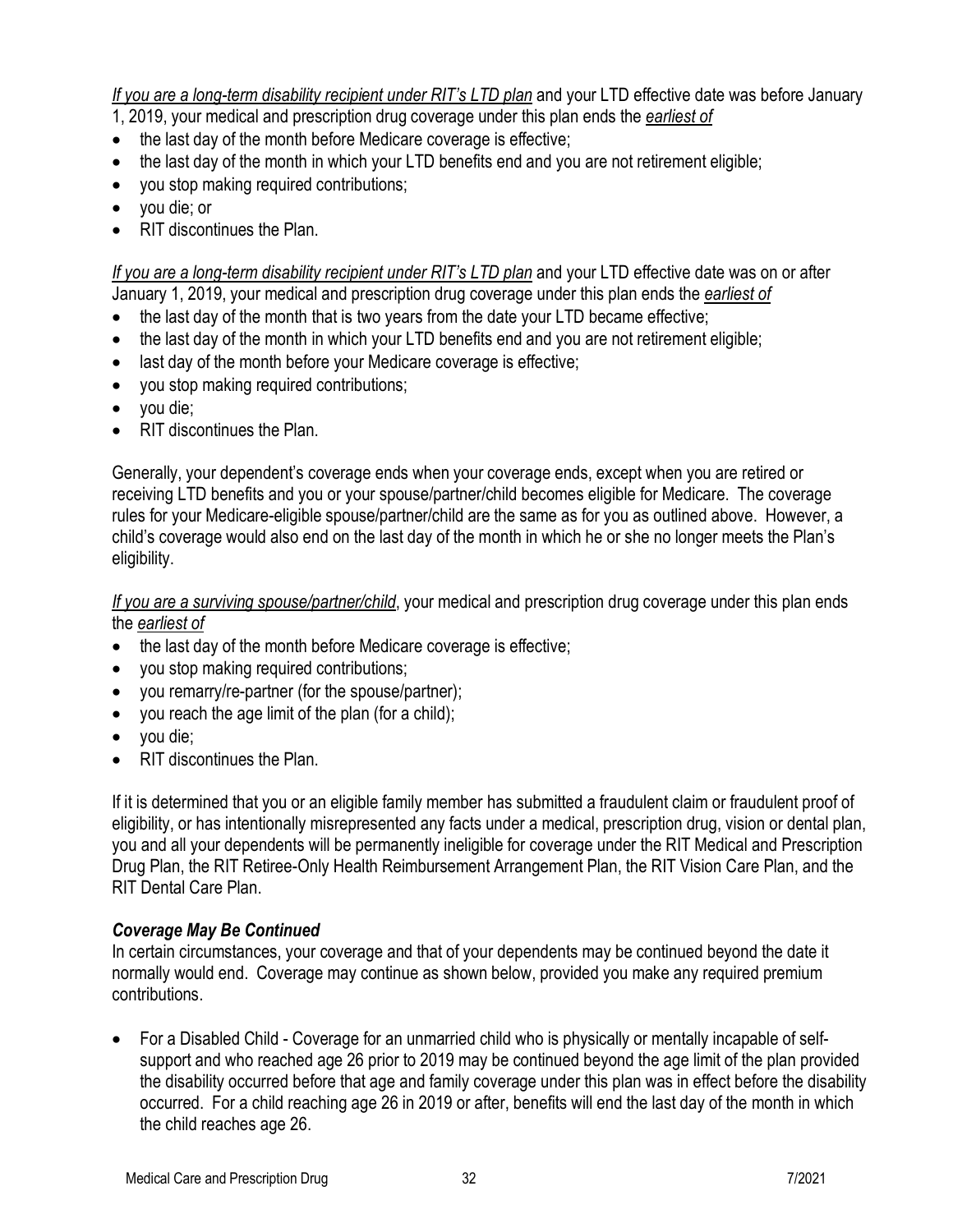*<u>If you are a long-term disability recipient under RIT's LTD plan</u>* and your LTD effective date was before January 1, 2019, your medical and prescription drug coverage under this plan ends the *<u>earliest of</u>*

- the last day of the month before Medicare coverage is effective;
- the last day of the month in which your LTD benefits end and you are not retirement eligible;
- you stop making required contributions;
- you die; or
- RIT discontinues the Plan.

*<u>If you are a long-term disability recipient under RIT's LTD plan</u>* and your LTD effective date was on or after January 1, 2019, your medical and prescription drug coverage under this plan ends the *<u>earliest of</u>*

- the last day of the month that is two years from the date your LTD became effective;
- the last day of the month in which your LTD benefits end and you are not retirement eligible;
- last day of the month before your Medicare coverage is effective;
- you stop making required contributions;
- you die;
- RIT discontinues the Plan.

Generally, your dependent's coverage ends when your coverage ends, except when you are retired or receiving LTD benefits and you or your spouse/partner/child becomes eligible for Medicare. The coverage rules for your Medicare-eligible spouse/partner/child are the same as for you as outlined above. However, a child's coverage would also end on the last day of the month in which he or she no longer meets the Plan's eligibility.

*<u>If you are a surviving spouse/partner/child</u>*, your medical and prescription drug coverage under this plan ends the *<u>earliest of</u>*

- the last day of the month before Medicare coverage is effective;
- you stop making required contributions;
- you remarry/re-partner (for the spouse/partner);
- you reach the age limit of the plan (for a child);
- you die;
- RIT discontinues the Plan.

If it is determined that you or an eligible family member has submitted a fraudulent claim or fraudulent proof of eligibility, or has intentionally misrepresented any facts under a medical, prescription drug, vision or dental plan, you and all your dependents will be permanently ineligible for coverage under the RIT Medical and Prescription Drug Plan, the RIT Retiree-Only Health Reimbursement Arrangement Plan, the RIT Vision Care Plan, and the RIT Dental Care Plan.

### *Coverage May Be Continued*

In certain circumstances, your coverage and that of your dependents may be continued beyond the date it normally would end. Coverage may continue as shown below, provided you make any required premium contributions.

- For a Disabled Child - Coverage for an unmarried child who is physically or mentally incapable of self-support and who reached age 26 prior to 2019 may be continued beyond the age limit of the plan provided the disability occurred before that age and family coverage under this plan was in effect before the disability occurred. For a child reaching age 26 in 2019 or after, benefits will end the last day of the month in which the child reaches age 26.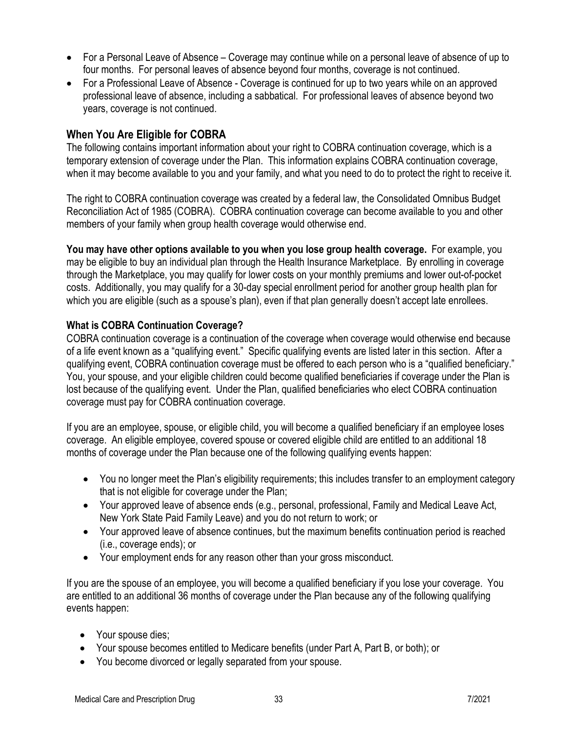- For a Personal Leave of Absence – Coverage may continue while on a personal leave of absence of up to four months. For personal leaves of absence beyond four months, coverage is not continued.
- For a Professional Leave of Absence - Coverage is continued for up to two years while on an approved professional leave of absence, including a sabbatical. For professional leaves of absence beyond two years, coverage is not continued.

## When You Are Eligible for COBRA

The following contains important information about your right to COBRA continuation coverage, which is a temporary extension of coverage under the Plan. This information explains COBRA continuation coverage, when it may become available to you and your family, and what you need to do to protect the right to receive it.

The right to COBRA continuation coverage was created by a federal law, the Consolidated Omnibus Budget Reconciliation Act of 1985 (COBRA). COBRA continuation coverage can become available to you and other members of your family when group health coverage would otherwise end.

**You may have other options available to you when you lose group health coverage.** For example, you may be eligible to buy an individual plan through the Health Insurance Marketplace. By enrolling in coverage through the Marketplace, you may qualify for lower costs on your monthly premiums and lower out-of-pocket costs. Additionally, you may qualify for a 30-day special enrollment period for another group health plan for which you are eligible (such as a spouse's plan), even if that plan generally doesn't accept late enrollees.

### What is COBRA Continuation Coverage?

COBRA continuation coverage is a continuation of the coverage when coverage would otherwise end because of a life event known as a "qualifying event." Specific qualifying events are listed later in this section. After a qualifying event, COBRA continuation coverage must be offered to each person who is a "qualified beneficiary." You, your spouse, and your eligible children could become qualified beneficiaries if coverage under the Plan is lost because of the qualifying event. Under the Plan, qualified beneficiaries who elect COBRA continuation coverage must pay for COBRA continuation coverage.

If you are an employee, spouse, or eligible child, you will become a qualified beneficiary if an employee loses coverage. An eligible employee, covered spouse or covered eligible child are entitled to an additional 18 months of coverage under the Plan because one of the following qualifying events happen:

- You no longer meet the Plan's eligibility requirements; this includes transfer to an employment category that is not eligible for coverage under the Plan;
- Your approved leave of absence ends (e.g., personal, professional, Family and Medical Leave Act, New York State Paid Family Leave) and you do not return to work; or
- Your approved leave of absence continues, but the maximum benefits continuation period is reached (i.e., coverage ends); or
- Your employment ends for any reason other than your gross misconduct.

If you are the spouse of an employee, you will become a qualified beneficiary if you lose your coverage. You are entitled to an additional 36 months of coverage under the Plan because any of the following qualifying events happen:

- Your spouse dies;
- Your spouse becomes entitled to Medicare benefits (under Part A, Part B, or both); or
- You become divorced or legally separated from your spouse.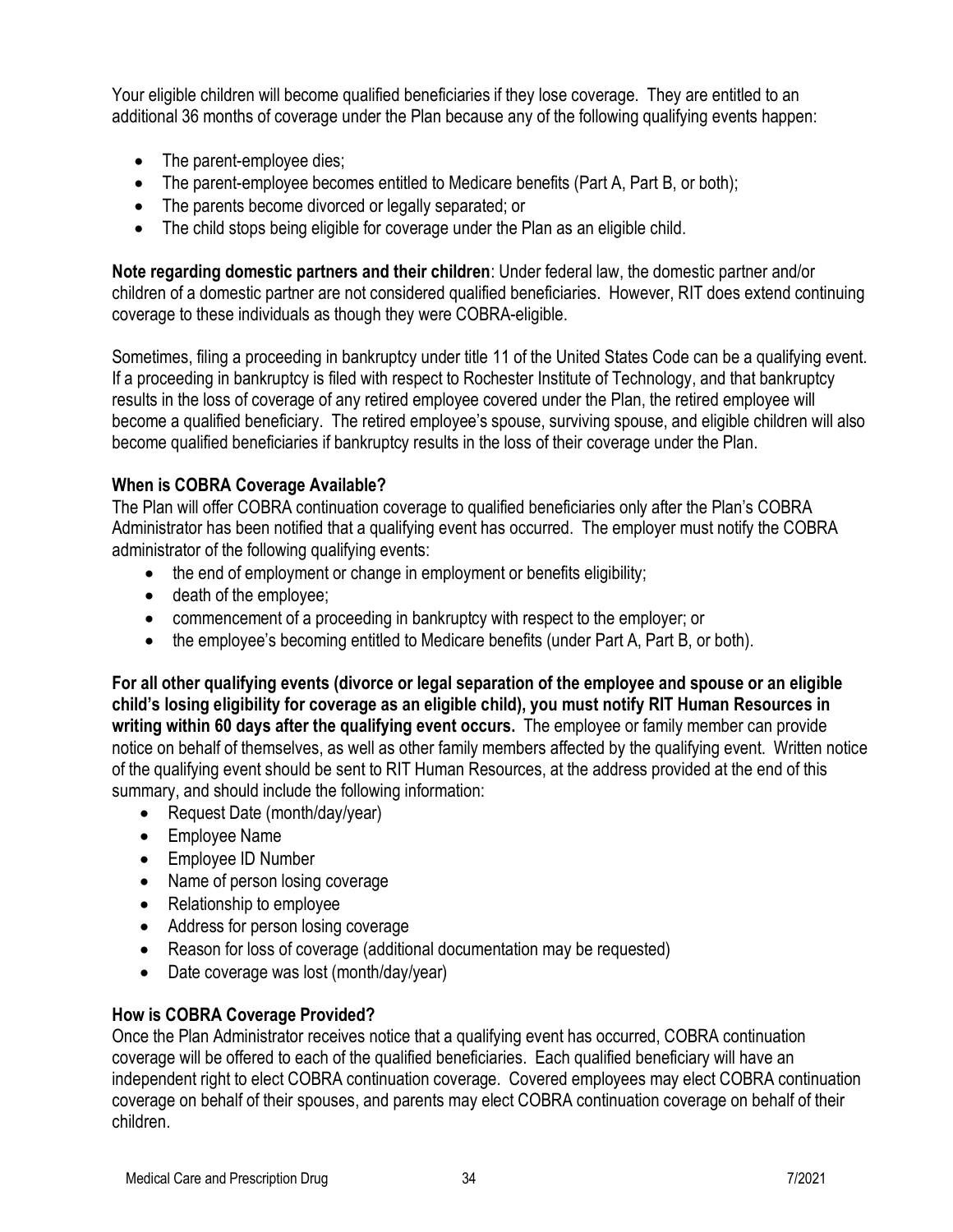Your eligible children will become qualified beneficiaries if they lose coverage. They are entitled to an additional 36 months of coverage under the Plan because any of the following qualifying events happen:

- The parent-employee dies;
- The parent-employee becomes entitled to Medicare benefits (Part A, Part B, or both);
- The parents become divorced or legally separated; or
- The child stops being eligible for coverage under the Plan as an eligible child.

**Note regarding domestic partners and their children**: Under federal law, the domestic partner and/or children of a domestic partner are not considered qualified beneficiaries. However, RIT does extend continuing coverage to these individuals as though they were COBRA-eligible.

Sometimes, filing a proceeding in bankruptcy under title 11 of the United States Code can be a qualifying event. If a proceeding in bankruptcy is filed with respect to Rochester Institute of Technology, and that bankruptcy results in the loss of coverage of any retired employee covered under the Plan, the retired employee will become a qualified beneficiary. The retired employee's spouse, surviving spouse, and eligible children will also become qualified beneficiaries if bankruptcy results in the loss of their coverage under the Plan.

### When is COBRA Coverage Available?

The Plan will offer COBRA continuation coverage to qualified beneficiaries only after the Plan's COBRA Administrator has been notified that a qualifying event has occurred. The employer must notify the COBRA administrator of the following qualifying events:

- the end of employment or change in employment or benefits eligibility;
- death of the employee;
- commencement of a proceeding in bankruptcy with respect to the employer; or
- the employee's becoming entitled to Medicare benefits (under Part A, Part B, or both).

**For all other qualifying events (divorce or legal separation of the employee and spouse or an eligible child's losing eligibility for coverage as an eligible child), you must notify RIT Human Resources in writing within 60 days after the qualifying event occurs.** The employee or family member can provide notice on behalf of themselves, as well as other family members affected by the qualifying event. Written notice of the qualifying event should be sent to RIT Human Resources, at the address provided at the end of this summary, and should include the following information:

- Request Date (month/day/year)
- Employee Name
- Employee ID Number
- Name of person losing coverage
- Relationship to employee
- Address for person losing coverage
- Reason for loss of coverage (additional documentation may be requested)
- Date coverage was lost (month/day/year)

### How is COBRA Coverage Provided?

Once the Plan Administrator receives notice that a qualifying event has occurred, COBRA continuation coverage will be offered to each of the qualified beneficiaries. Each qualified beneficiary will have an independent right to elect COBRA continuation coverage. Covered employees may elect COBRA continuation coverage on behalf of their spouses, and parents may elect COBRA continuation coverage on behalf of their children.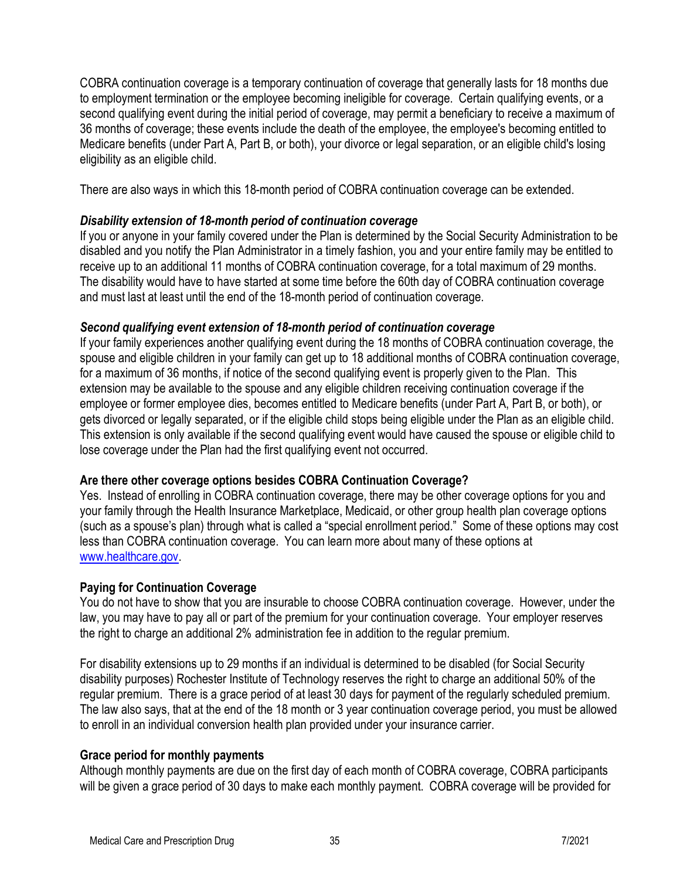COBRA continuation coverage is a temporary continuation of coverage that generally lasts for 18 months due to employment termination or the employee becoming ineligible for coverage. Certain qualifying events, or a second qualifying event during the initial period of coverage, may permit a beneficiary to receive a maximum of 36 months of coverage; these events include the death of the employee, the employee's becoming entitled to Medicare benefits (under Part A, Part B, or both), your divorce or legal separation, or an eligible child's losing eligibility as an eligible child.

There are also ways in which this 18-month period of COBRA continuation coverage can be extended.

***Disability extension of 18-month period of continuation coverage***

If you or anyone in your family covered under the Plan is determined by the Social Security Administration to be disabled and you notify the Plan Administrator in a timely fashion, you and your entire family may be entitled to receive up to an additional 11 months of COBRA continuation coverage, for a total maximum of 29 months. The disability would have to have started at some time before the 60th day of COBRA continuation coverage and must last at least until the end of the 18-month period of continuation coverage.

***Second qualifying event extension of 18-month period of continuation coverage***

If your family experiences another qualifying event during the 18 months of COBRA continuation coverage, the spouse and eligible children in your family can get up to 18 additional months of COBRA continuation coverage, for a maximum of 36 months, if notice of the second qualifying event is properly given to the Plan. This extension may be available to the spouse and any eligible children receiving continuation coverage if the employee or former employee dies, becomes entitled to Medicare benefits (under Part A, Part B, or both), or gets divorced or legally separated, or if the eligible child stops being eligible under the Plan as an eligible child. This extension is only available if the second qualifying event would have caused the spouse or eligible child to lose coverage under the Plan had the first qualifying event not occurred.

**Are there other coverage options besides COBRA Continuation Coverage?**

Yes. Instead of enrolling in COBRA continuation coverage, there may be other coverage options for you and your family through the Health Insurance Marketplace, Medicaid, or other group health plan coverage options (such as a spouse's plan) through what is called a "special enrollment period." Some of these options may cost less than COBRA continuation coverage. You can learn more about many of these options at [www.healthcare.gov](http://www.healthcare.gov).

**Paying for Continuation Coverage**

You do not have to show that you are insurable to choose COBRA continuation coverage. However, under the law, you may have to pay all or part of the premium for your continuation coverage. Your employer reserves the right to charge an additional 2% administration fee in addition to the regular premium.

For disability extensions up to 29 months if an individual is determined to be disabled (for Social Security disability purposes) Rochester Institute of Technology reserves the right to charge an additional 50% of the regular premium. There is a grace period of at least 30 days for payment of the regularly scheduled premium. The law also says, that at the end of the 18 month or 3 year continuation coverage period, you must be allowed to enroll in an individual conversion health plan provided under your insurance carrier.

**Grace period for monthly payments**

Although monthly payments are due on the first day of each month of COBRA coverage, COBRA participants will be given a grace period of 30 days to make each monthly payment. COBRA coverage will be provided for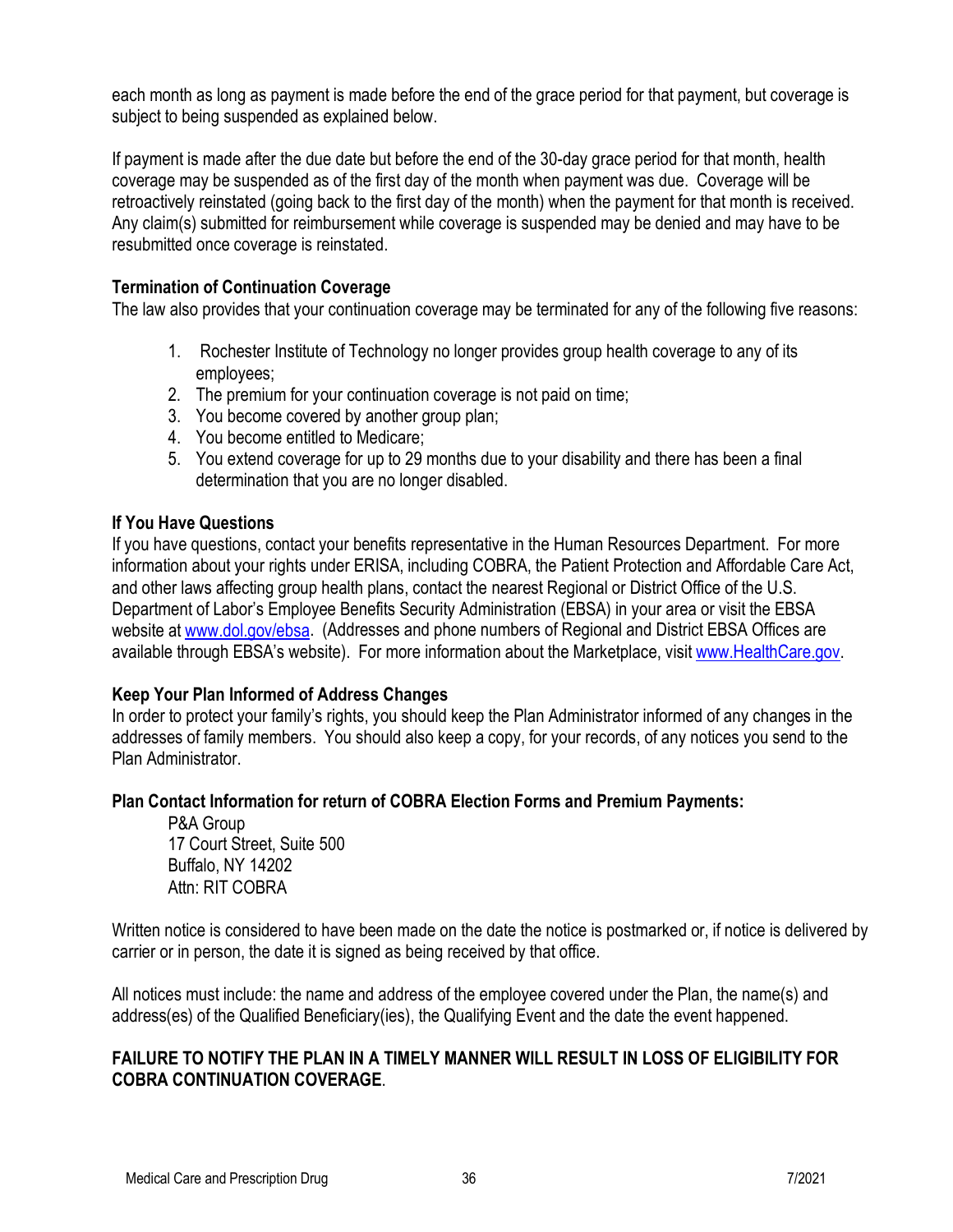each month as long as payment is made before the end of the grace period for that payment, but coverage is subject to being suspended as explained below.

If payment is made after the due date but before the end of the 30-day grace period for that month, health coverage may be suspended as of the first day of the month when payment was due. Coverage will be retroactively reinstated (going back to the first day of the month) when the payment for that month is received. Any claim(s) submitted for reimbursement while coverage is suspended may be denied and may have to be resubmitted once coverage is reinstated.

**Termination of Continuation Coverage**

The law also provides that your continuation coverage may be terminated for any of the following five reasons:

1. Rochester Institute of Technology no longer provides group health coverage to any of its employees;
2. The premium for your continuation coverage is not paid on time;
3. You become covered by another group plan;
4. You become entitled to Medicare;
5. You extend coverage for up to 29 months due to your disability and there has been a final determination that you are no longer disabled.

**If You Have Questions**

If you have questions, contact your benefits representative in the Human Resources Department. For more information about your rights under ERISA, including COBRA, the Patient Protection and Affordable Care Act, and other laws affecting group health plans, contact the nearest Regional or District Office of the U.S. Department of Labor's Employee Benefits Security Administration (EBSA) in your area or visit the EBSA website at [www.dol.gov/ebsa](http://www.dol.gov/ebsa). (Addresses and phone numbers of Regional and District EBSA Offices are available through EBSA's website). For more information about the Marketplace, visit [www.HealthCare.gov](http://www.HealthCare.gov).

**Keep Your Plan Informed of Address Changes**

In order to protect your family's rights, you should keep the Plan Administrator informed of any changes in the addresses of family members. You should also keep a copy, for your records, of any notices you send to the Plan Administrator.

**Plan Contact Information for return of COBRA Election Forms and Premium Payments:**

P&A Group
17 Court Street, Suite 500
Buffalo, NY 14202
Attn: RIT COBRA

Written notice is considered to have been made on the date the notice is postmarked or, if notice is delivered by carrier or in person, the date it is signed as being received by that office.

All notices must include: the name and address of the employee covered under the Plan, the name(s) and address(es) of the Qualified Beneficiary(ies), the Qualifying Event and the date the event happened.

**FAILURE TO NOTIFY THE PLAN IN A TIMELY MANNER WILL RESULT IN LOSS OF ELIGIBILITY FOR COBRA CONTINUATION COVERAGE**.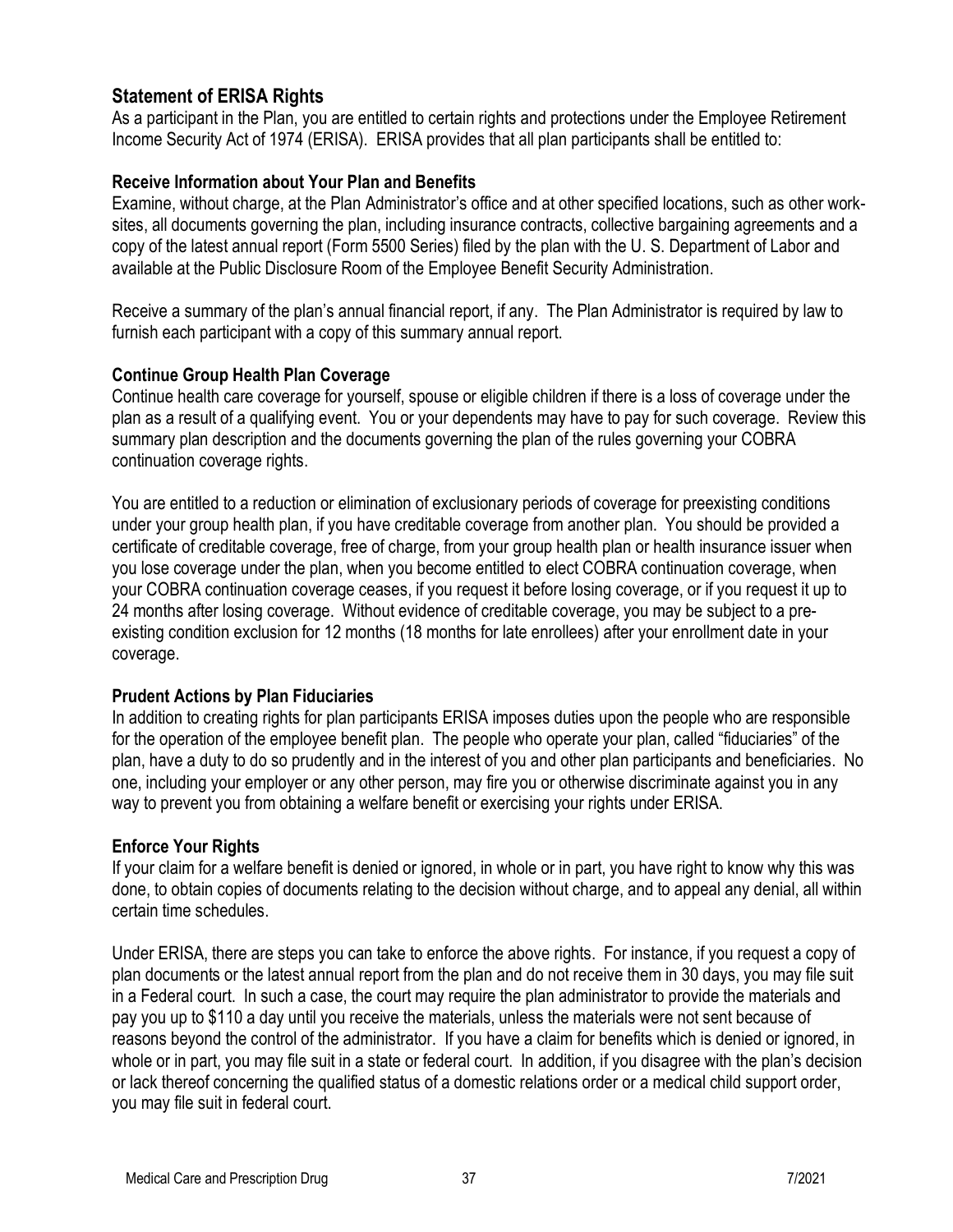## Statement of ERISA Rights

As a participant in the Plan, you are entitled to certain rights and protections under the Employee Retirement Income Security Act of 1974 (ERISA). ERISA provides that all plan participants shall be entitled to:

### Receive Information about Your Plan and Benefits

Examine, without charge, at the Plan Administrator's office and at other specified locations, such as other work-sites, all documents governing the plan, including insurance contracts, collective bargaining agreements and a copy of the latest annual report (Form 5500 Series) filed by the plan with the U. S. Department of Labor and available at the Public Disclosure Room of the Employee Benefit Security Administration.

Receive a summary of the plan's annual financial report, if any. The Plan Administrator is required by law to furnish each participant with a copy of this summary annual report.

### Continue Group Health Plan Coverage

Continue health care coverage for yourself, spouse or eligible children if there is a loss of coverage under the plan as a result of a qualifying event. You or your dependents may have to pay for such coverage. Review this summary plan description and the documents governing the plan of the rules governing your COBRA continuation coverage rights.

You are entitled to a reduction or elimination of exclusionary periods of coverage for preexisting conditions under your group health plan, if you have creditable coverage from another plan. You should be provided a certificate of creditable coverage, free of charge, from your group health plan or health insurance issuer when you lose coverage under the plan, when you become entitled to elect COBRA continuation coverage, when your COBRA continuation coverage ceases, if you request it before losing coverage, or if you request it up to 24 months after losing coverage. Without evidence of creditable coverage, you may be subject to a pre-existing condition exclusion for 12 months (18 months for late enrollees) after your enrollment date in your coverage.

### Prudent Actions by Plan Fiduciaries

In addition to creating rights for plan participants ERISA imposes duties upon the people who are responsible for the operation of the employee benefit plan. The people who operate your plan, called "fiduciaries" of the plan, have a duty to do so prudently and in the interest of you and other plan participants and beneficiaries. No one, including your employer or any other person, may fire you or otherwise discriminate against you in any way to prevent you from obtaining a welfare benefit or exercising your rights under ERISA.

### Enforce Your Rights

If your claim for a welfare benefit is denied or ignored, in whole or in part, you have right to know why this was done, to obtain copies of documents relating to the decision without charge, and to appeal any denial, all within certain time schedules.

Under ERISA, there are steps you can take to enforce the above rights. For instance, if you request a copy of plan documents or the latest annual report from the plan and do not receive them in 30 days, you may file suit in a Federal court. In such a case, the court may require the plan administrator to provide the materials and pay you up to $110 a day until you receive the materials, unless the materials were not sent because of reasons beyond the control of the administrator. If you have a claim for benefits which is denied or ignored, in whole or in part, you may file suit in a state or federal court. In addition, if you disagree with the plan's decision or lack thereof concerning the qualified status of a domestic relations order or a medical child support order, you may file suit in federal court.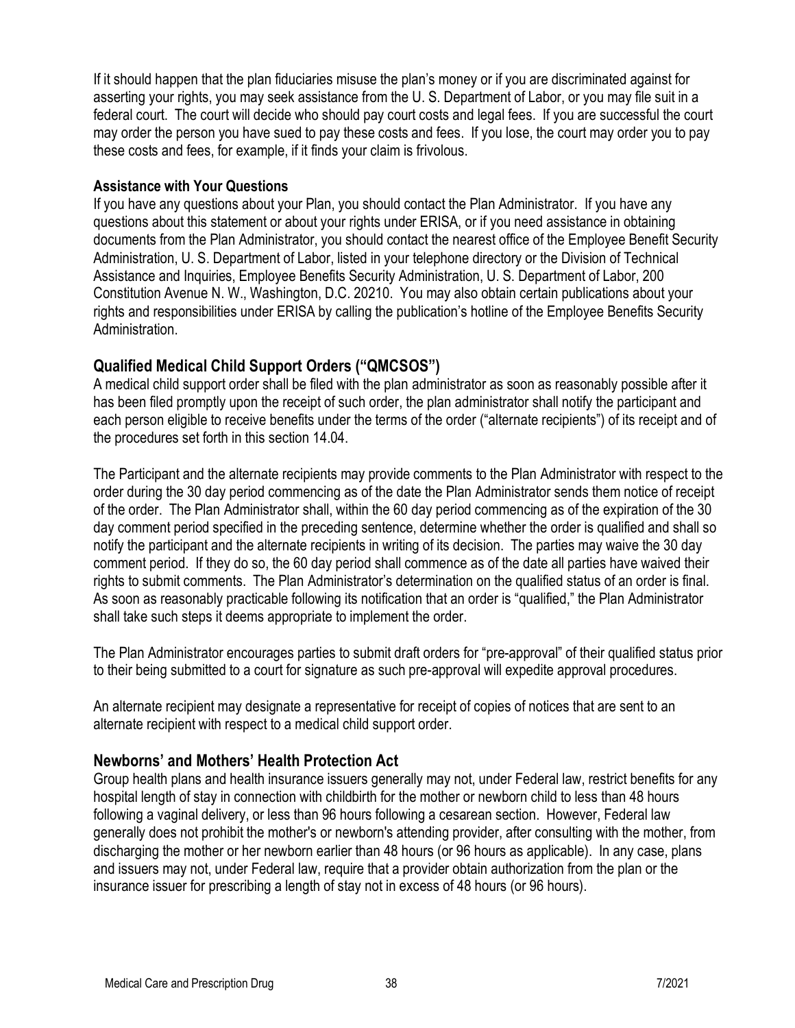If it should happen that the plan fiduciaries misuse the plan's money or if you are discriminated against for asserting your rights, you may seek assistance from the U. S. Department of Labor, or you may file suit in a federal court. The court will decide who should pay court costs and legal fees. If you are successful the court may order the person you have sued to pay these costs and fees. If you lose, the court may order you to pay these costs and fees, for example, if it finds your claim is frivolous.

**Assistance with Your Questions**

If you have any questions about your Plan, you should contact the Plan Administrator. If you have any questions about this statement or about your rights under ERISA, or if you need assistance in obtaining documents from the Plan Administrator, you should contact the nearest office of the Employee Benefit Security Administration, U. S. Department of Labor, listed in your telephone directory or the Division of Technical Assistance and Inquiries, Employee Benefits Security Administration, U. S. Department of Labor, 200 Constitution Avenue N. W., Washington, D.C. 20210. You may also obtain certain publications about your rights and responsibilities under ERISA by calling the publication's hotline of the Employee Benefits Security Administration.

## Qualified Medical Child Support Orders ("QMCSOS")

A medical child support order shall be filed with the plan administrator as soon as reasonably possible after it has been filed promptly upon the receipt of such order, the plan administrator shall notify the participant and each person eligible to receive benefits under the terms of the order ("alternate recipients") of its receipt and of the procedures set forth in this section 14.04.

The Participant and the alternate recipients may provide comments to the Plan Administrator with respect to the order during the 30 day period commencing as of the date the Plan Administrator sends them notice of receipt of the order. The Plan Administrator shall, within the 60 day period commencing as of the expiration of the 30 day comment period specified in the preceding sentence, determine whether the order is qualified and shall so notify the participant and the alternate recipients in writing of its decision. The parties may waive the 30 day comment period. If they do so, the 60 day period shall commence as of the date all parties have waived their rights to submit comments. The Plan Administrator's determination on the qualified status of an order is final. As soon as reasonably practicable following its notification that an order is "qualified," the Plan Administrator shall take such steps it deems appropriate to implement the order.

The Plan Administrator encourages parties to submit draft orders for "pre-approval" of their qualified status prior to their being submitted to a court for signature as such pre-approval will expedite approval procedures.

An alternate recipient may designate a representative for receipt of copies of notices that are sent to an alternate recipient with respect to a medical child support order.

## Newborns' and Mothers' Health Protection Act

Group health plans and health insurance issuers generally may not, under Federal law, restrict benefits for any hospital length of stay in connection with childbirth for the mother or newborn child to less than 48 hours following a vaginal delivery, or less than 96 hours following a cesarean section. However, Federal law generally does not prohibit the mother's or newborn's attending provider, after consulting with the mother, from discharging the mother or her newborn earlier than 48 hours (or 96 hours as applicable). In any case, plans and issuers may not, under Federal law, require that a provider obtain authorization from the plan or the insurance issuer for prescribing a length of stay not in excess of 48 hours (or 96 hours).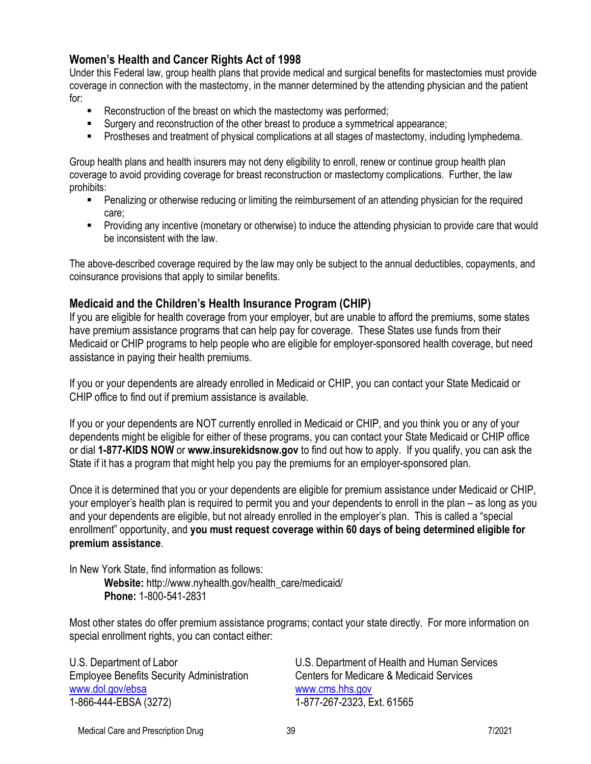## Women's Health and Cancer Rights Act of 1998

Under this Federal law, group health plans that provide medical and surgical benefits for mastectomies must provide coverage in connection with the mastectomy, in the manner determined by the attending physician and the patient for:

- Reconstruction of the breast on which the mastectomy was performed;
- Surgery and reconstruction of the other breast to produce a symmetrical appearance;
- Prostheses and treatment of physical complications at all stages of mastectomy, including lymphedema.

Group health plans and health insurers may not deny eligibility to enroll, renew or continue group health plan coverage to avoid providing coverage for breast reconstruction or mastectomy complications. Further, the law prohibits:

- Penalizing or otherwise reducing or limiting the reimbursement of an attending physician for the required care;
- Providing any incentive (monetary or otherwise) to induce the attending physician to provide care that would be inconsistent with the law.

The above-described coverage required by the law may only be subject to the annual deductibles, copayments, and coinsurance provisions that apply to similar benefits.

## Medicaid and the Children's Health Insurance Program (CHIP)

If you are eligible for health coverage from your employer, but are unable to afford the premiums, some states have premium assistance programs that can help pay for coverage. These States use funds from their Medicaid or CHIP programs to help people who are eligible for employer-sponsored health coverage, but need assistance in paying their health premiums.

If you or your dependents are already enrolled in Medicaid or CHIP, you can contact your State Medicaid or CHIP office to find out if premium assistance is available.

If you or your dependents are NOT currently enrolled in Medicaid or CHIP, and you think you or any of your dependents might be eligible for either of these programs, you can contact your State Medicaid or CHIP office or dial **1-877-KIDS NOW** or **www.insurekidsnow.gov** to find out how to apply. If you qualify, you can ask the State if it has a program that might help you pay the premiums for an employer-sponsored plan.

Once it is determined that you or your dependents are eligible for premium assistance under Medicaid or CHIP, your employer's health plan is required to permit you and your dependents to enroll in the plan – as long as you and your dependents are eligible, but not already enrolled in the employer's plan. This is called a "special enrollment" opportunity, and **you must request coverage within 60 days of being determined eligible for premium assistance**.

In New York State, find information as follows:

**Website:** http://www.nyhealth.gov/health_care/medicaid/
**Phone:** 1-800-541-2831

Most other states do offer premium assistance programs; contact your state directly. For more information on special enrollment rights, you can contact either:

U.S. Department of Labor
Employee Benefits Security Administration
www.dol.gov/ebsa
1-866-444-EBSA (3272)

U.S. Department of Health and Human Services
Centers for Medicare & Medicaid Services
www.cms.hhs.gov
1-877-267-2323, Ext. 61565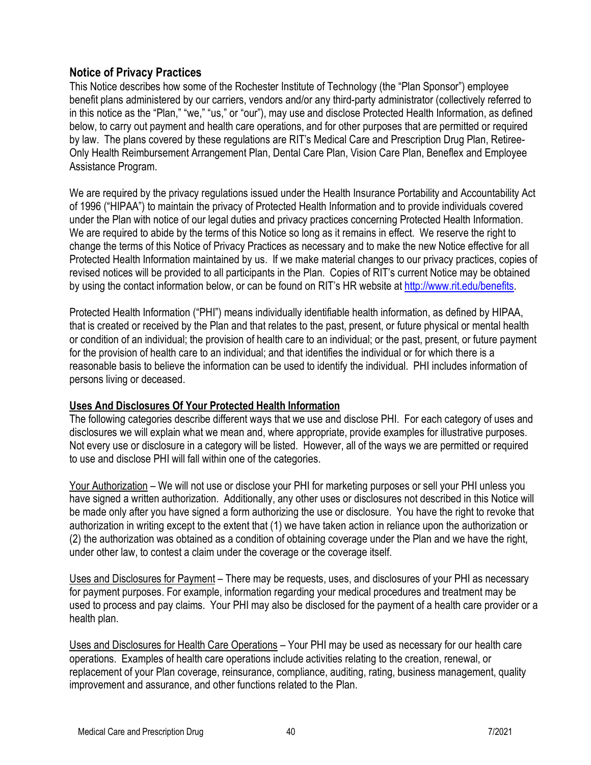## Notice of Privacy Practices

This Notice describes how some of the Rochester Institute of Technology (the "Plan Sponsor") employee benefit plans administered by our carriers, vendors and/or any third-party administrator (collectively referred to in this notice as the "Plan," "we," "us," or "our"), may use and disclose Protected Health Information, as defined below, to carry out payment and health care operations, and for other purposes that are permitted or required by law. The plans covered by these regulations are RIT's Medical Care and Prescription Drug Plan, Retiree-Only Health Reimbursement Arrangement Plan, Dental Care Plan, Vision Care Plan, Beneflex and Employee Assistance Program.

We are required by the privacy regulations issued under the Health Insurance Portability and Accountability Act of 1996 ("HIPAA") to maintain the privacy of Protected Health Information and to provide individuals covered under the Plan with notice of our legal duties and privacy practices concerning Protected Health Information. We are required to abide by the terms of this Notice so long as it remains in effect. We reserve the right to change the terms of this Notice of Privacy Practices as necessary and to make the new Notice effective for all Protected Health Information maintained by us. If we make material changes to our privacy practices, copies of revised notices will be provided to all participants in the Plan. Copies of RIT's current Notice may be obtained by using the contact information below, or can be found on RIT's HR website at [http://www.rit.edu/benefits](http://www.rit.edu/benefits).

Protected Health Information ("PHI") means individually identifiable health information, as defined by HIPAA, that is created or received by the Plan and that relates to the past, present, or future physical or mental health or condition of an individual; the provision of health care to an individual; or the past, present, or future payment for the provision of health care to an individual; and that identifies the individual or for which there is a reasonable basis to believe the information can be used to identify the individual. PHI includes information of persons living or deceased.

**Uses And Disclosures Of Your Protected Health Information**

The following categories describe different ways that we use and disclose PHI. For each category of uses and disclosures we will explain what we mean and, where appropriate, provide examples for illustrative purposes. Not every use or disclosure in a category will be listed. However, all of the ways we are permitted or required to use and disclose PHI will fall within one of the categories.

Your Authorization – We will not use or disclose your PHI for marketing purposes or sell your PHI unless you have signed a written authorization. Additionally, any other uses or disclosures not described in this Notice will be made only after you have signed a form authorizing the use or disclosure. You have the right to revoke that authorization in writing except to the extent that (1) we have taken action in reliance upon the authorization or (2) the authorization was obtained as a condition of obtaining coverage under the Plan and we have the right, under other law, to contest a claim under the coverage or the coverage itself.

Uses and Disclosures for Payment – There may be requests, uses, and disclosures of your PHI as necessary for payment purposes. For example, information regarding your medical procedures and treatment may be used to process and pay claims. Your PHI may also be disclosed for the payment of a health care provider or a health plan.

Uses and Disclosures for Health Care Operations – Your PHI may be used as necessary for our health care operations. Examples of health care operations include activities relating to the creation, renewal, or replacement of your Plan coverage, reinsurance, compliance, auditing, rating, business management, quality improvement and assurance, and other functions related to the Plan.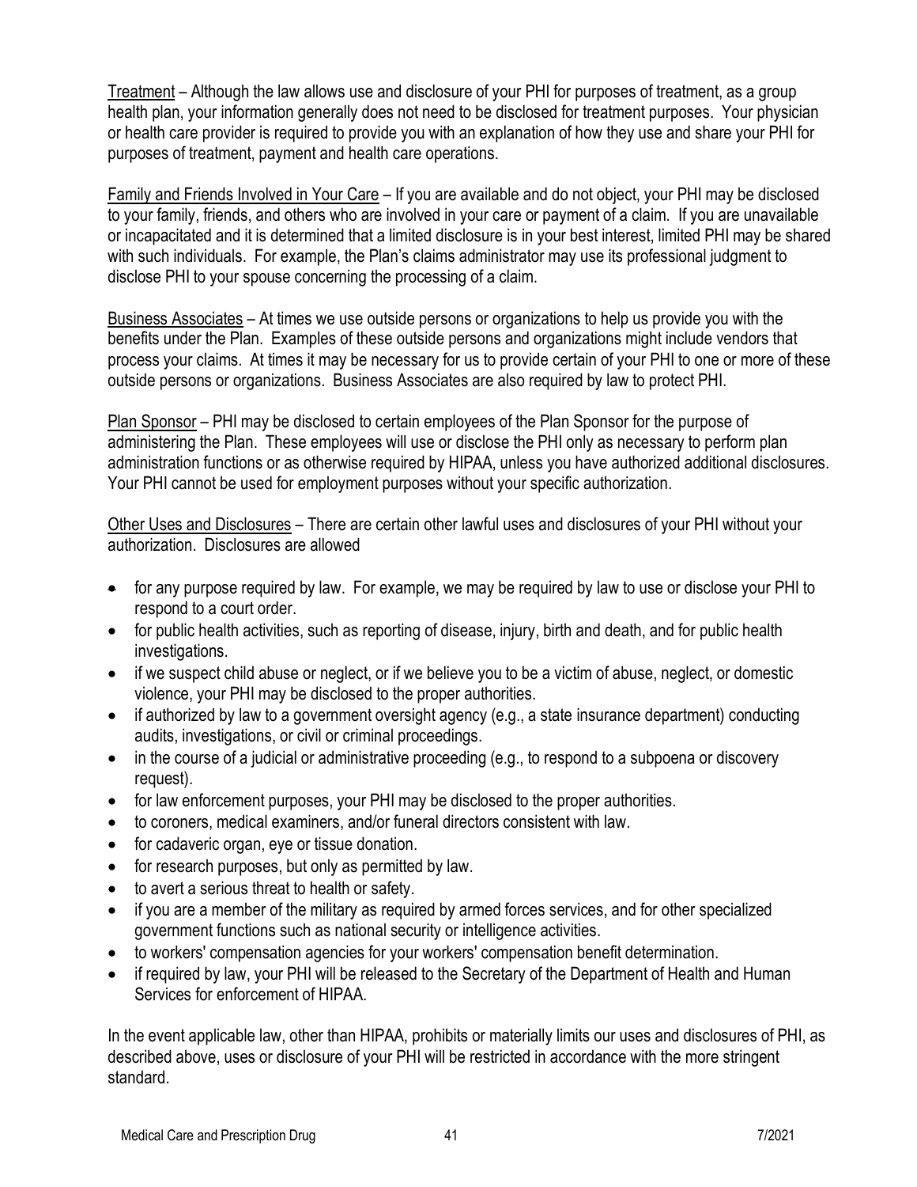Treatment – Although the law allows use and disclosure of your PHI for purposes of treatment, as a group health plan, your information generally does not need to be disclosed for treatment purposes. Your physician or health care provider is required to provide you with an explanation of how they use and share your PHI for purposes of treatment, payment and health care operations.

Family and Friends Involved in Your Care – If you are available and do not object, your PHI may be disclosed to your family, friends, and others who are involved in your care or payment of a claim. If you are unavailable or incapacitated and it is determined that a limited disclosure is in your best interest, limited PHI may be shared with such individuals. For example, the Plan's claims administrator may use its professional judgment to disclose PHI to your spouse concerning the processing of a claim.

Business Associates – At times we use outside persons or organizations to help us provide you with the benefits under the Plan. Examples of these outside persons and organizations might include vendors that process your claims. At times it may be necessary for us to provide certain of your PHI to one or more of these outside persons or organizations. Business Associates are also required by law to protect PHI.

Plan Sponsor – PHI may be disclosed to certain employees of the Plan Sponsor for the purpose of administering the Plan. These employees will use or disclose the PHI only as necessary to perform plan administration functions or as otherwise required by HIPAA, unless you have authorized additional disclosures. Your PHI cannot be used for employment purposes without your specific authorization.

Other Uses and Disclosures – There are certain other lawful uses and disclosures of your PHI without your authorization. Disclosures are allowed

- for any purpose required by law. For example, we may be required by law to use or disclose your PHI to respond to a court order.
- for public health activities, such as reporting of disease, injury, birth and death, and for public health investigations.
- if we suspect child abuse or neglect, or if we believe you to be a victim of abuse, neglect, or domestic violence, your PHI may be disclosed to the proper authorities.
- if authorized by law to a government oversight agency (e.g., a state insurance department) conducting audits, investigations, or civil or criminal proceedings.
- in the course of a judicial or administrative proceeding (e.g., to respond to a subpoena or discovery request).
- for law enforcement purposes, your PHI may be disclosed to the proper authorities.
- to coroners, medical examiners, and/or funeral directors consistent with law.
- for cadaveric organ, eye or tissue donation.
- for research purposes, but only as permitted by law.
- to avert a serious threat to health or safety.
- if you are a member of the military as required by armed forces services, and for other specialized government functions such as national security or intelligence activities.
- to workers' compensation agencies for your workers' compensation benefit determination.
- if required by law, your PHI will be released to the Secretary of the Department of Health and Human Services for enforcement of HIPAA.

In the event applicable law, other than HIPAA, prohibits or materially limits our uses and disclosures of PHI, as described above, uses or disclosure of your PHI will be restricted in accordance with the more stringent standard.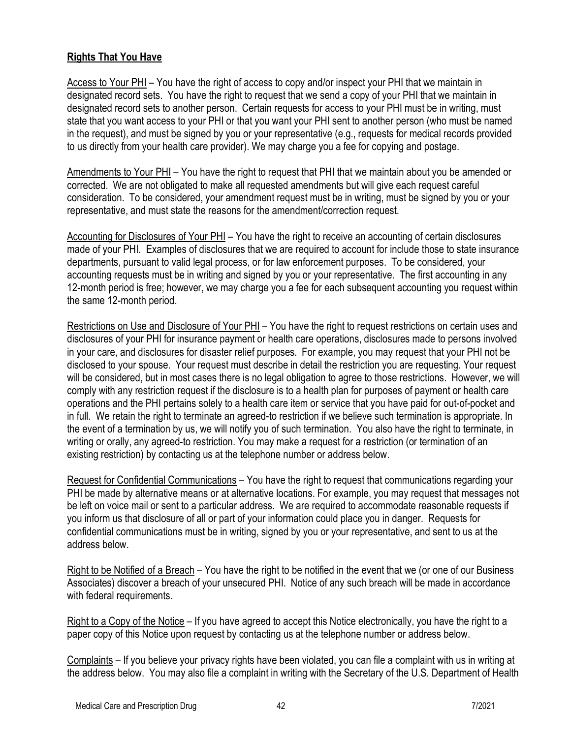## Rights That You Have

Access to Your PHI – You have the right of access to copy and/or inspect your PHI that we maintain in designated record sets. You have the right to request that we send a copy of your PHI that we maintain in designated record sets to another person. Certain requests for access to your PHI must be in writing, must state that you want access to your PHI or that you want your PHI sent to another person (who must be named in the request), and must be signed by you or your representative (e.g., requests for medical records provided to us directly from your health care provider). We may charge you a fee for copying and postage.

Amendments to Your PHI – You have the right to request that PHI that we maintain about you be amended or corrected. We are not obligated to make all requested amendments but will give each request careful consideration. To be considered, your amendment request must be in writing, must be signed by you or your representative, and must state the reasons for the amendment/correction request.

Accounting for Disclosures of Your PHI – You have the right to receive an accounting of certain disclosures made of your PHI. Examples of disclosures that we are required to account for include those to state insurance departments, pursuant to valid legal process, or for law enforcement purposes. To be considered, your accounting requests must be in writing and signed by you or your representative. The first accounting in any 12-month period is free; however, we may charge you a fee for each subsequent accounting you request within the same 12-month period.

Restrictions on Use and Disclosure of Your PHI – You have the right to request restrictions on certain uses and disclosures of your PHI for insurance payment or health care operations, disclosures made to persons involved in your care, and disclosures for disaster relief purposes. For example, you may request that your PHI not be disclosed to your spouse. Your request must describe in detail the restriction you are requesting. Your request will be considered, but in most cases there is no legal obligation to agree to those restrictions. However, we will comply with any restriction request if the disclosure is to a health plan for purposes of payment or health care operations and the PHI pertains solely to a health care item or service that you have paid for out-of-pocket and in full. We retain the right to terminate an agreed-to restriction if we believe such termination is appropriate. In the event of a termination by us, we will notify you of such termination. You also have the right to terminate, in writing or orally, any agreed-to restriction. You may make a request for a restriction (or termination of an existing restriction) by contacting us at the telephone number or address below.

Request for Confidential Communications – You have the right to request that communications regarding your PHI be made by alternative means or at alternative locations. For example, you may request that messages not be left on voice mail or sent to a particular address. We are required to accommodate reasonable requests if you inform us that disclosure of all or part of your information could place you in danger. Requests for confidential communications must be in writing, signed by you or your representative, and sent to us at the address below.

Right to be Notified of a Breach – You have the right to be notified in the event that we (or one of our Business Associates) discover a breach of your unsecured PHI. Notice of any such breach will be made in accordance with federal requirements.

Right to a Copy of the Notice – If you have agreed to accept this Notice electronically, you have the right to a paper copy of this Notice upon request by contacting us at the telephone number or address below.

Complaints – If you believe your privacy rights have been violated, you can file a complaint with us in writing at the address below. You may also file a complaint in writing with the Secretary of the U.S. Department of Health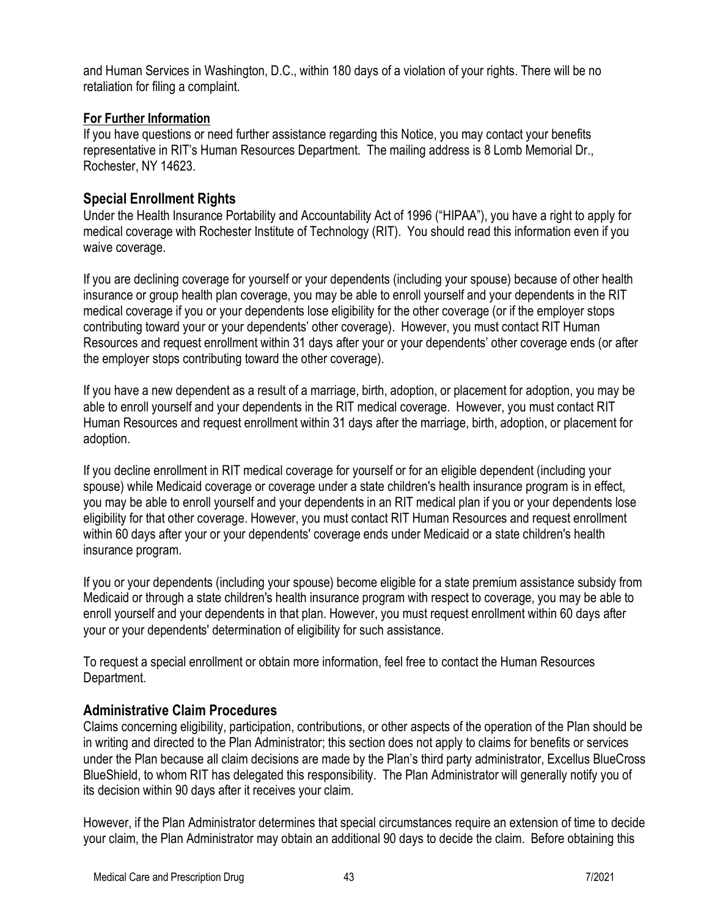and Human Services in Washington, D.C., within 180 days of a violation of your rights. There will be no retaliation for filing a complaint.

**For Further Information**

If you have questions or need further assistance regarding this Notice, you may contact your benefits representative in RIT's Human Resources Department. The mailing address is 8 Lomb Memorial Dr., Rochester, NY 14623.

## Special Enrollment Rights

Under the Health Insurance Portability and Accountability Act of 1996 ("HIPAA"), you have a right to apply for medical coverage with Rochester Institute of Technology (RIT). You should read this information even if you waive coverage.

If you are declining coverage for yourself or your dependents (including your spouse) because of other health insurance or group health plan coverage, you may be able to enroll yourself and your dependents in the RIT medical coverage if you or your dependents lose eligibility for the other coverage (or if the employer stops contributing toward your or your dependents' other coverage). However, you must contact RIT Human Resources and request enrollment within 31 days after your or your dependents' other coverage ends (or after the employer stops contributing toward the other coverage).

If you have a new dependent as a result of a marriage, birth, adoption, or placement for adoption, you may be able to enroll yourself and your dependents in the RIT medical coverage. However, you must contact RIT Human Resources and request enrollment within 31 days after the marriage, birth, adoption, or placement for adoption.

If you decline enrollment in RIT medical coverage for yourself or for an eligible dependent (including your spouse) while Medicaid coverage or coverage under a state children's health insurance program is in effect, you may be able to enroll yourself and your dependents in an RIT medical plan if you or your dependents lose eligibility for that other coverage. However, you must contact RIT Human Resources and request enrollment within 60 days after your or your dependents' coverage ends under Medicaid or a state children's health insurance program.

If you or your dependents (including your spouse) become eligible for a state premium assistance subsidy from Medicaid or through a state children's health insurance program with respect to coverage, you may be able to enroll yourself and your dependents in that plan. However, you must request enrollment within 60 days after your or your dependents' determination of eligibility for such assistance.

To request a special enrollment or obtain more information, feel free to contact the Human Resources Department.

## Administrative Claim Procedures

Claims concerning eligibility, participation, contributions, or other aspects of the operation of the Plan should be in writing and directed to the Plan Administrator; this section does not apply to claims for benefits or services under the Plan because all claim decisions are made by the Plan's third party administrator, Excellus BlueCross BlueShield, to whom RIT has delegated this responsibility. The Plan Administrator will generally notify you of its decision within 90 days after it receives your claim.

However, if the Plan Administrator determines that special circumstances require an extension of time to decide your claim, the Plan Administrator may obtain an additional 90 days to decide the claim. Before obtaining this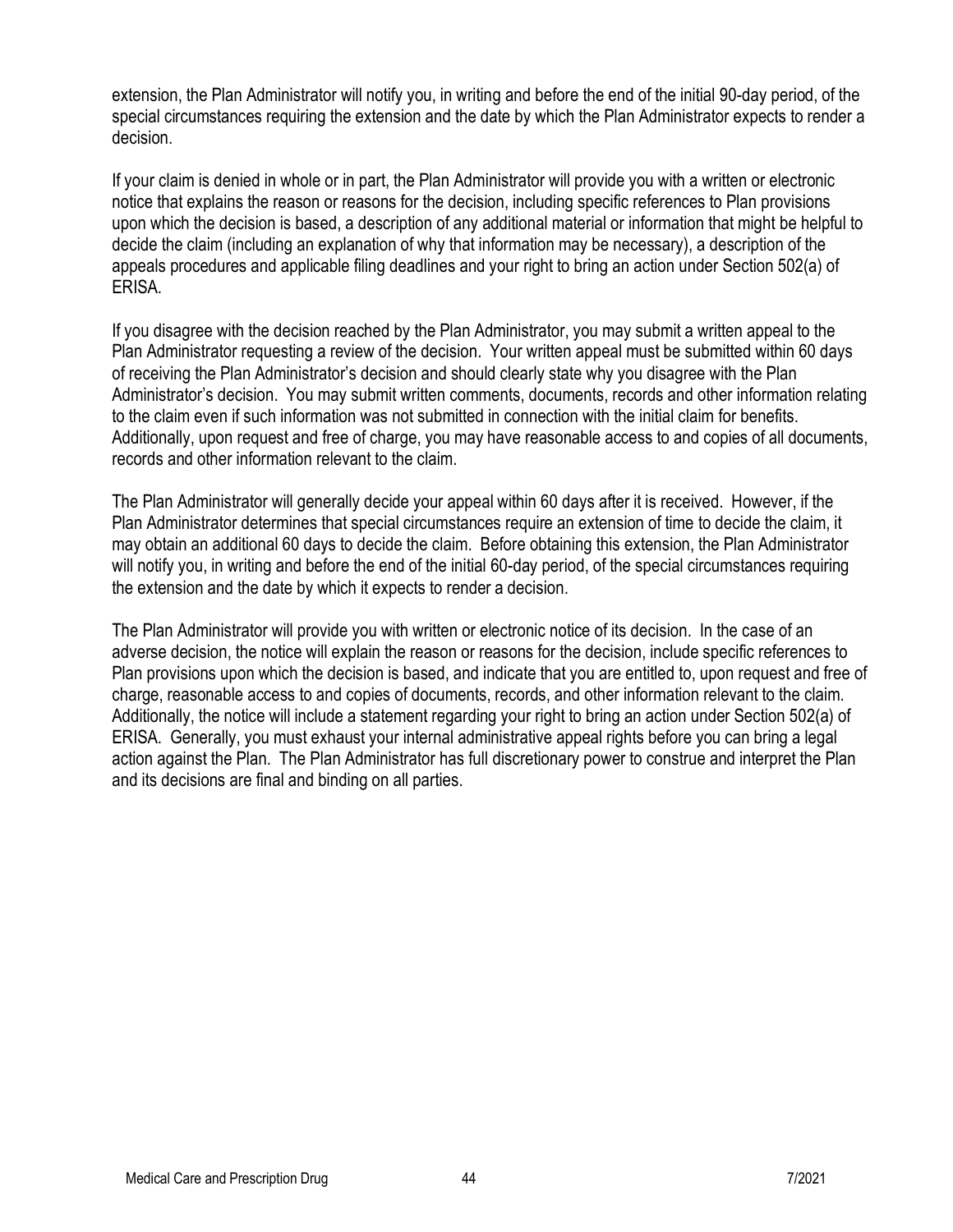extension, the Plan Administrator will notify you, in writing and before the end of the initial 90-day period, of the special circumstances requiring the extension and the date by which the Plan Administrator expects to render a decision.

If your claim is denied in whole or in part, the Plan Administrator will provide you with a written or electronic notice that explains the reason or reasons for the decision, including specific references to Plan provisions upon which the decision is based, a description of any additional material or information that might be helpful to decide the claim (including an explanation of why that information may be necessary), a description of the appeals procedures and applicable filing deadlines and your right to bring an action under Section 502(a) of ERISA.

If you disagree with the decision reached by the Plan Administrator, you may submit a written appeal to the Plan Administrator requesting a review of the decision. Your written appeal must be submitted within 60 days of receiving the Plan Administrator's decision and should clearly state why you disagree with the Plan Administrator's decision. You may submit written comments, documents, records and other information relating to the claim even if such information was not submitted in connection with the initial claim for benefits. Additionally, upon request and free of charge, you may have reasonable access to and copies of all documents, records and other information relevant to the claim.

The Plan Administrator will generally decide your appeal within 60 days after it is received. However, if the Plan Administrator determines that special circumstances require an extension of time to decide the claim, it may obtain an additional 60 days to decide the claim. Before obtaining this extension, the Plan Administrator will notify you, in writing and before the end of the initial 60-day period, of the special circumstances requiring the extension and the date by which it expects to render a decision.

The Plan Administrator will provide you with written or electronic notice of its decision. In the case of an adverse decision, the notice will explain the reason or reasons for the decision, include specific references to Plan provisions upon which the decision is based, and indicate that you are entitled to, upon request and free of charge, reasonable access to and copies of documents, records, and other information relevant to the claim. Additionally, the notice will include a statement regarding your right to bring an action under Section 502(a) of ERISA. Generally, you must exhaust your internal administrative appeal rights before you can bring a legal action against the Plan. The Plan Administrator has full discretionary power to construe and interpret the Plan and its decisions are final and binding on all parties.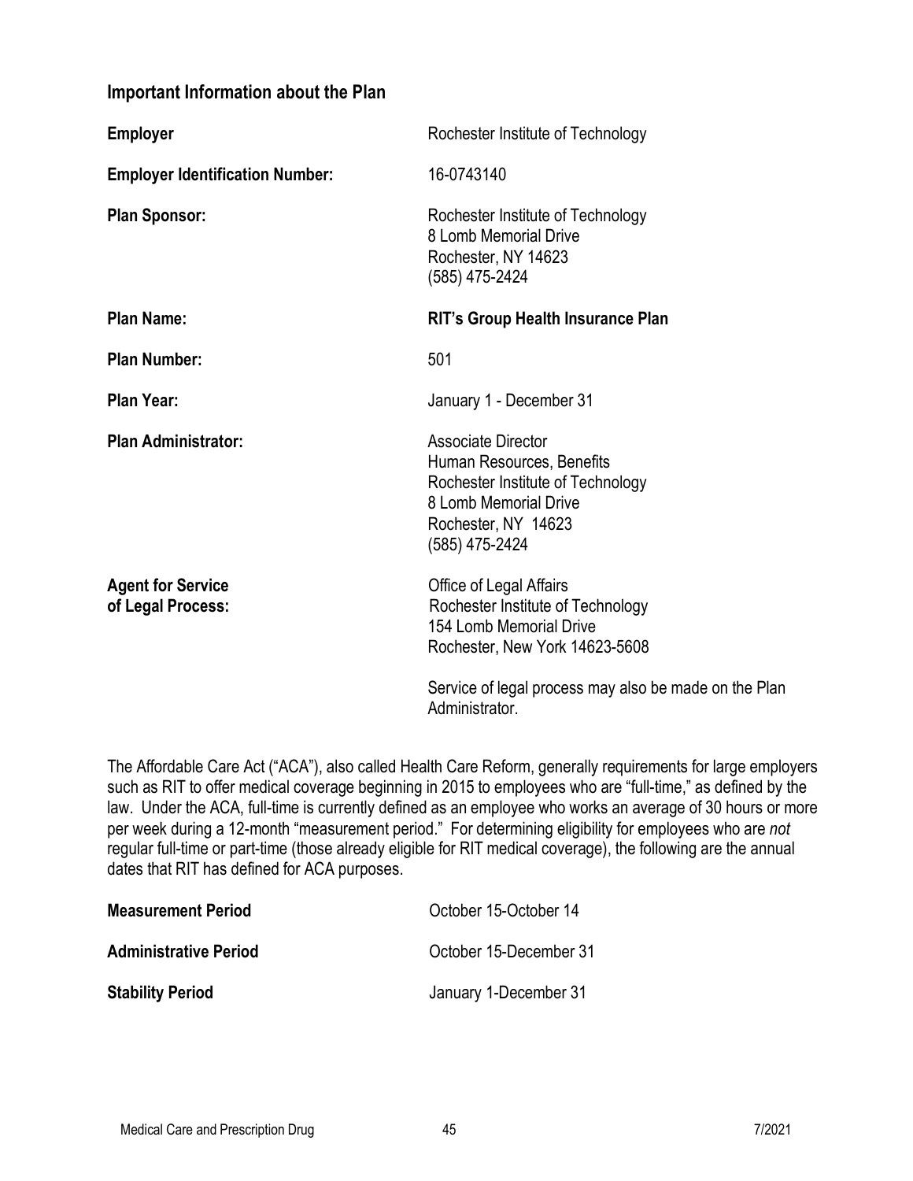## Important Information about the Plan

| | |
|---|---|
| **Employer** | Rochester Institute of Technology |
| **Employer Identification Number:** | 16-0743140 |
| **Plan Sponsor:** | Rochester Institute of Technology<br>8 Lomb Memorial Drive<br>Rochester, NY 14623<br>(585) 475-2424 |
| **Plan Name:** | **RIT's Group Health Insurance Plan** |
| **Plan Number:** | 501 |
| **Plan Year:** | January 1 - December 31 |
| **Plan Administrator:** | Associate Director<br>Human Resources, Benefits<br>Rochester Institute of Technology<br>8 Lomb Memorial Drive<br>Rochester, NY 14623<br>(585) 475-2424 |
| **Agent for Service of Legal Process:** | Office of Legal Affairs<br>Rochester Institute of Technology<br>154 Lomb Memorial Drive<br>Rochester, New York 14623-5608<br><br>Service of legal process may also be made on the Plan Administrator. |

The Affordable Care Act ("ACA"), also called Health Care Reform, generally requirements for large employers such as RIT to offer medical coverage beginning in 2015 to employees who are "full-time," as defined by the law. Under the ACA, full-time is currently defined as an employee who works an average of 30 hours or more per week during a 12-month "measurement period." For determining eligibility for employees who are *not* regular full-time or part-time (those already eligible for RIT medical coverage), the following are the annual dates that RIT has defined for ACA purposes.

| | |
|---|---|
| **Measurement Period** | October 15-October 14 |
| **Administrative Period** | October 15-December 31 |
| **Stability Period** | January 1-December 31 |